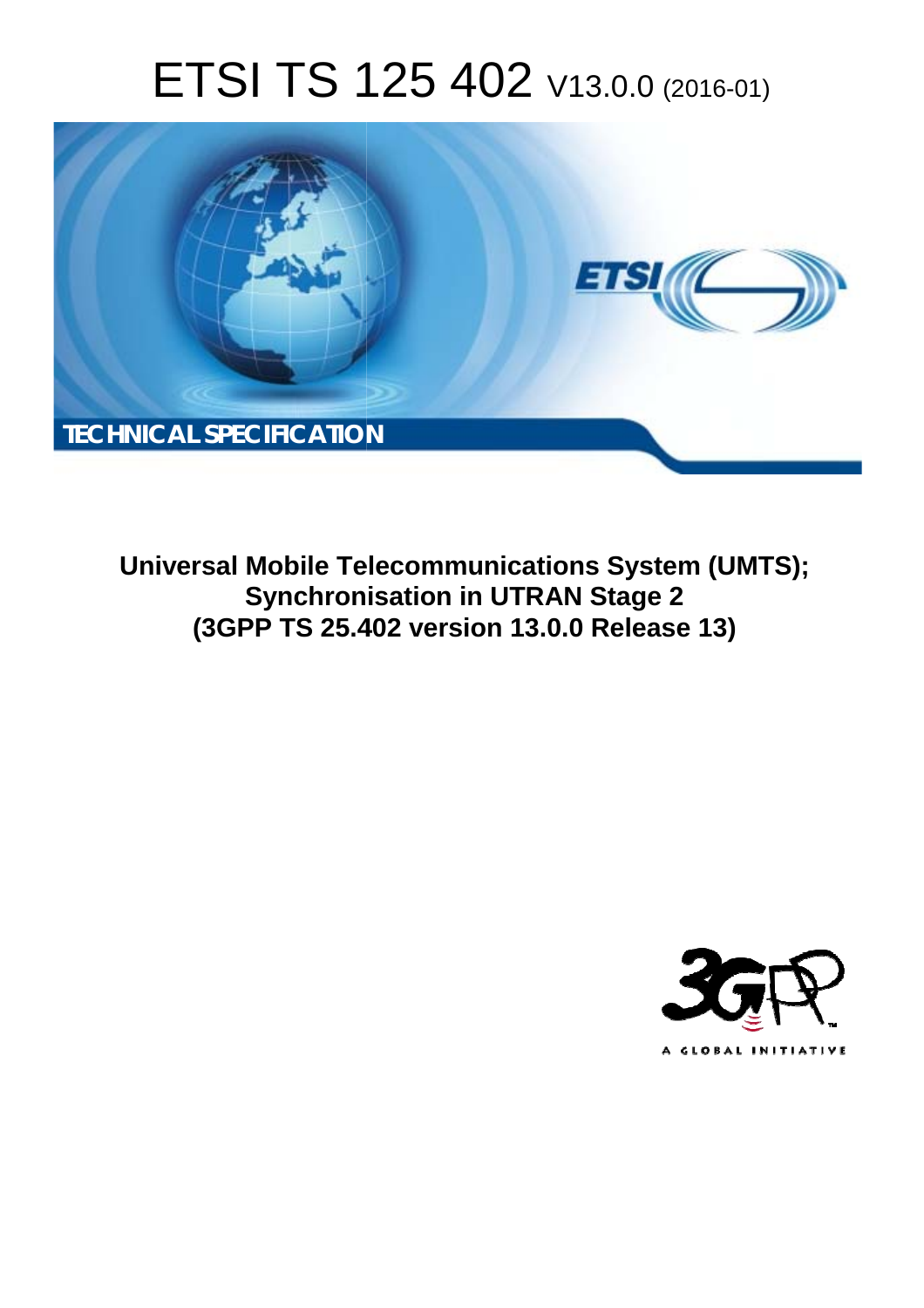# ETSI TS 125 402 V13.0.0 (2016-01)

**TECHNICAL SPECIFICATION**

**Universal Mobile Telecommunications System (UMTS); Synchronisation in UTRAN Stage 2 (3GPP TS 25.402 version 13.0.0 Release 13)**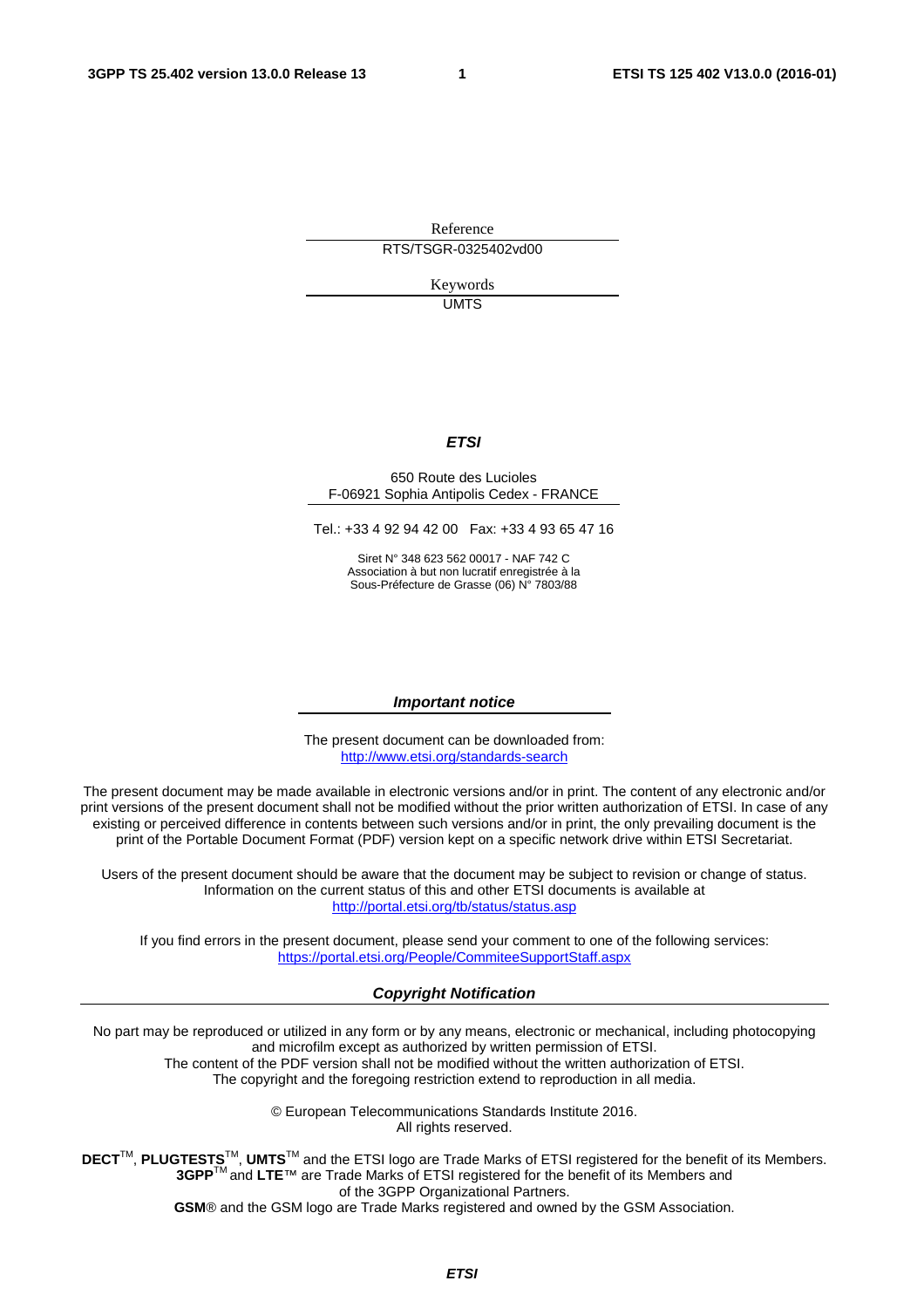Reference

RTS/TSGR-0325402vd00

Keywords

UMTS

***ETSI***

650 Route des Lucioles
F-06921 Sophia Antipolis Cedex - FRANCE

Tel.: +33 4 92 94 42 00 Fax: +33 4 93 65 47 16

Siret N° 348 623 562 00017 - NAF 742 C
Association à but non lucratif enregistrée à la
Sous-Préfecture de Grasse (06) N° 7803/88

***Important notice***

The present document can be downloaded from:
http://www.etsi.org/standards-search

The present document may be made available in electronic versions and/or in print. The content of any electronic and/or print versions of the present document shall not be modified without the prior written authorization of ETSI. In case of any existing or perceived difference in contents between such versions and/or in print, the only prevailing document is the print of the Portable Document Format (PDF) version kept on a specific network drive within ETSI Secretariat.

Users of the present document should be aware that the document may be subject to revision or change of status. Information on the current status of this and other ETSI documents is available at
http://portal.etsi.org/tb/status/status.asp

If you find errors in the present document, please send your comment to one of the following services:
https://portal.etsi.org/People/CommiteeSupportStaff.aspx

***Copyright Notification***

No part may be reproduced or utilized in any form or by any means, electronic or mechanical, including photocopying and microfilm except as authorized by written permission of ETSI.
The content of the PDF version shall not be modified without the written authorization of ETSI.
The copyright and the foregoing restriction extend to reproduction in all media.

© European Telecommunications Standards Institute 2016.
All rights reserved.

**DECT**™, **PLUGTESTS**™, **UMTS**™ and the ETSI logo are Trade Marks of ETSI registered for the benefit of its Members.
**3GPP**™ and **LTE**™ are Trade Marks of ETSI registered for the benefit of its Members and of the 3GPP Organizational Partners.
**GSM**® and the GSM logo are Trade Marks registered and owned by the GSM Association.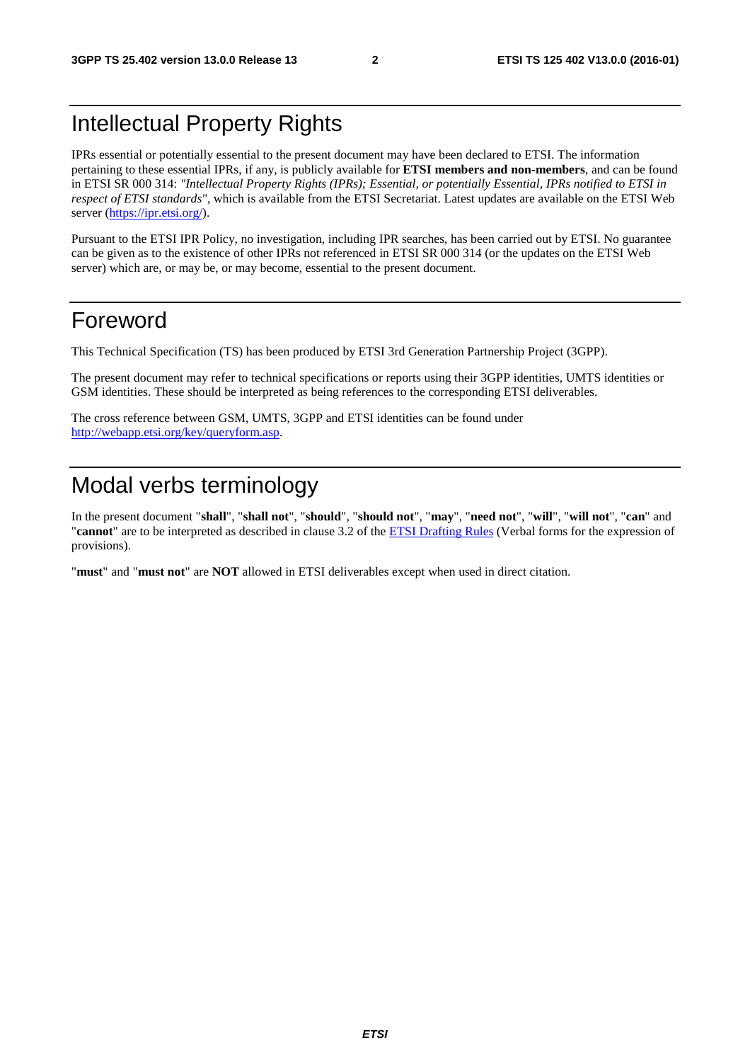# Intellectual Property Rights

IPRs essential or potentially essential to the present document may have been declared to ETSI. The information pertaining to these essential IPRs, if any, is publicly available for **ETSI members and non-members**, and can be found in ETSI SR 000 314: *"Intellectual Property Rights (IPRs); Essential, or potentially Essential, IPRs notified to ETSI in respect of ETSI standards"*, which is available from the ETSI Secretariat. Latest updates are available on the ETSI Web server (https://ipr.etsi.org/).

Pursuant to the ETSI IPR Policy, no investigation, including IPR searches, has been carried out by ETSI. No guarantee can be given as to the existence of other IPRs not referenced in ETSI SR 000 314 (or the updates on the ETSI Web server) which are, or may be, or may become, essential to the present document.

# Foreword

This Technical Specification (TS) has been produced by ETSI 3rd Generation Partnership Project (3GPP).

The present document may refer to technical specifications or reports using their 3GPP identities, UMTS identities or GSM identities. These should be interpreted as being references to the corresponding ETSI deliverables.

The cross reference between GSM, UMTS, 3GPP and ETSI identities can be found under http://webapp.etsi.org/key/queryform.asp.

# Modal verbs terminology

In the present document "**shall**", "**shall not**", "**should**", "**should not**", "**may**", "**need not**", "**will**", "**will not**", "**can**" and "**cannot**" are to be interpreted as described in clause 3.2 of the ETSI Drafting Rules (Verbal forms for the expression of provisions).

"**must**" and "**must not**" are **NOT** allowed in ETSI deliverables except when used in direct citation.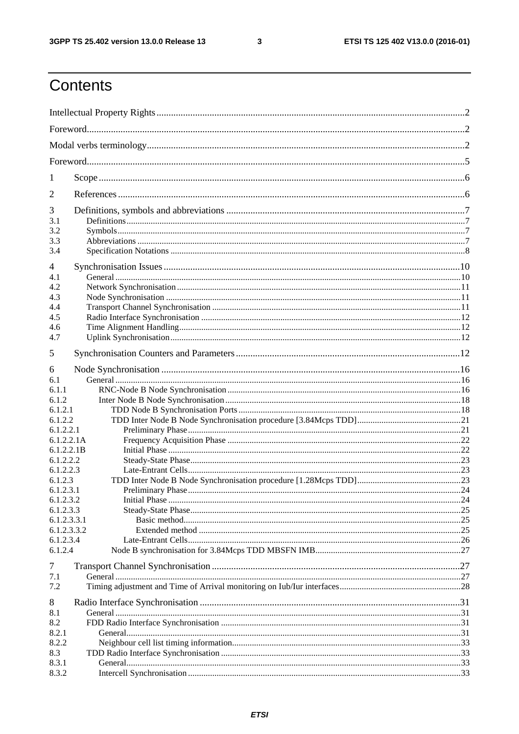# Contents

Intellectual Property Rights ........................................................ 2
Foreword ........................................................ 2
Modal verbs terminology ........................................................ 2
Foreword ........................................................ 5

1 Scope ........................................................ 6

2 References ........................................................ 6

3 Definitions, symbols and abbreviations ........................................................ 7
3.1 Definitions ........................................................ 7
3.2 Symbols ........................................................ 7
3.3 Abbreviations ........................................................ 7
3.4 Specification Notations ........................................................ 8

4 Synchronisation Issues ........................................................ 10
4.1 General ........................................................ 10
4.2 Network Synchronisation ........................................................ 11
4.3 Node Synchronisation ........................................................ 11
4.4 Transport Channel Synchronisation ........................................................ 11
4.5 Radio Interface Synchronisation ........................................................ 12
4.6 Time Alignment Handling ........................................................ 12
4.7 Uplink Synchronisation ........................................................ 12

5 Synchronisation Counters and Parameters ........................................................ 12

6 Node Synchronisation ........................................................ 16
6.1 General ........................................................ 16
6.1.1 RNC-Node B Node Synchronisation ........................................................ 16
6.1.2 Inter Node B Node Synchronisation ........................................................ 18
6.1.2.1 TDD Node B Synchronisation Ports ........................................................ 18
6.1.2.2 TDD Inter Node B Node Synchronisation procedure [3.84Mcps TDD] ........................................................ 21
6.1.2.2.1 Preliminary Phase ........................................................ 21
6.1.2.2.1A Frequency Acquisition Phase ........................................................ 22
6.1.2.2.1B Initial Phase ........................................................ 22
6.1.2.2.2 Steady-State Phase ........................................................ 23
6.1.2.2.3 Late-Entrant Cells ........................................................ 23
6.1.2.3 TDD Inter Node B Node Synchronisation procedure [1.28Mcps TDD] ........................................................ 23
6.1.2.3.1 Preliminary Phase ........................................................ 24
6.1.2.3.2 Initial Phase ........................................................ 24
6.1.2.3.3 Steady-State Phase ........................................................ 25
6.1.2.3.3.1 Basic method ........................................................ 25
6.1.2.3.3.2 Extended method ........................................................ 25
6.1.2.3.4 Late-Entrant Cells ........................................................ 26
6.1.2.4 Node B synchronisation for 3.84Mcps TDD MBSFN IMB ........................................................ 27

7 Transport Channel Synchronisation ........................................................ 27
7.1 General ........................................................ 27
7.2 Timing adjustment and Time of Arrival monitoring on Iub/Iur interfaces ........................................................ 28

8 Radio Interface Synchronisation ........................................................ 31
8.1 General ........................................................ 31
8.2 FDD Radio Interface Synchronisation ........................................................ 31
8.2.1 General ........................................................ 31
8.2.2 Neighbour cell list timing information ........................................................ 33
8.3 TDD Radio Interface Synchronisation ........................................................ 33
8.3.1 General ........................................................ 33
8.3.2 Intercell Synchronisation ........................................................ 33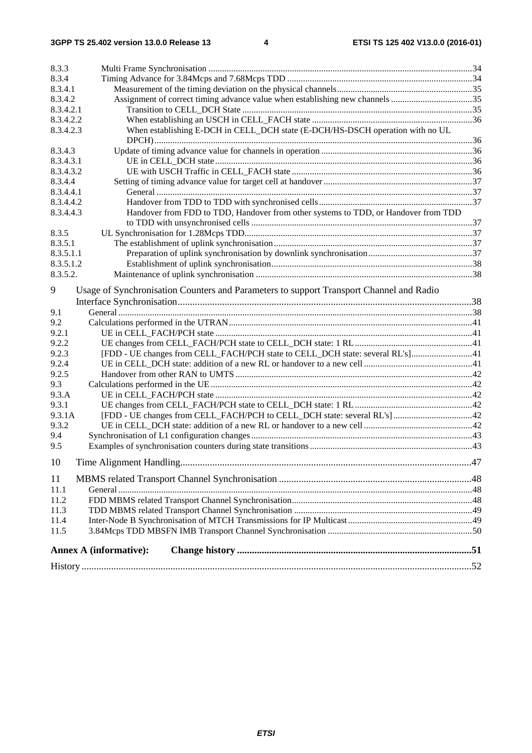8.3.3 Multi Frame Synchronisation ....................................................................................................................34
8.3.4 Timing Advance for 3.84Mcps and 7.68Mcps TDD ..................................................................................34
8.3.4.1 Measurement of the timing deviation on the physical channels............................................................35
8.3.4.2 Assignment of correct timing advance value when establishing new channels ....................................35
8.3.4.2.1 Transition to CELL_DCH State .....................................................................................................35
8.3.4.2.2 When establishing an USCH in CELL_FACH state .......................................................................36
8.3.4.2.3 When establishing E-DCH in CELL_DCH state (E-DCH/HS-DSCH operation with no UL DPCH)............................................................................................................................................36
8.3.4.3 Update of timing advance value for channels in operation ...................................................................36
8.3.4.3.1 UE in CELL_DCH state .................................................................................................................36
8.3.4.3.2 UE with USCH Traffic in CELL_FACH state ................................................................................36
8.3.4.4 Setting of timing advance value for target cell at handover ..................................................................37
8.3.4.4.1 General ...........................................................................................................................................37
8.3.4.4.2 Handover from TDD to TDD with synchronised cells....................................................................37
8.3.4.4.3 Handover from FDD to TDD, Handover from other systems to TDD, or Handover from TDD to TDD with unsynchronised cells .................................................................................................37
8.3.5 UL Synchronisation for 1.28Mcps TDD....................................................................................................37
8.3.5.1 The establishment of uplink synchronisation ........................................................................................37
8.3.5.1.1 Preparation of uplink synchronisation by downlink synchronisation .............................................37
8.3.5.1.2 Establishment of uplink synchronisation.........................................................................................38
8.3.5.2. Maintenance of uplink synchronisation ...............................................................................................38

9 Usage of Synchronisation Counters and Parameters to support Transport Channel and Radio Interface Synchronisation.......................................................................................................................38
9.1 General ............................................................................................................................................................38
9.2 Calculations performed in the UTRAN...........................................................................................................41
9.2.1 UE in CELL_FACH/PCH state .................................................................................................................41
9.2.2 UE changes from CELL_FACH/PCH state to CELL_DCH state: 1 RL ....................................................41
9.2.3 [FDD - UE changes from CELL_FACH/PCH state to CELL_DCH state: several RL's]...........................41
9.2.4 UE in CELL_DCH state: addition of a new RL or handover to a new cell ................................................41
9.2.5 Handover from other RAN to UMTS ........................................................................................................42
9.3 Calculations performed in the UE ...................................................................................................................42
9.3.A UE in CELL_FACH/PCH state .................................................................................................................42
9.3.1 UE changes from CELL_FACH/PCH state to CELL_DCH state: 1 RL ....................................................42
9.3.1A [FDD - UE changes from CELL_FACH/PCH to CELL_DCH state: several RL's]...................................42
9.3.2 UE in CELL_DCH state: addition of a new RL or handover to a new cell ................................................42
9.4 Synchronisation of L1 configuration changes .................................................................................................43
9.5 Examples of synchronisation counters during state transitions........................................................................43

10 Time Alignment Handling.....................................................................................................................47

11 MBMS related Transport Channel Synchronisation .............................................................................48
11.1 General ............................................................................................................................................................48
11.2 FDD MBMS related Transport Channel Synchronisation................................................................................48
11.3 TDD MBMS related Transport Channel Synchronisation ...............................................................................49
11.4 Inter-Node B Synchronisation of MTCH Transmissions for IP Multicast.......................................................49
11.5 3.84Mcps TDD MBSFN IMB Transport Channel Synchronisation ................................................................50

**Annex A (informative): Change history ..............................................................................................51**

History ..............................................................................................................................................................52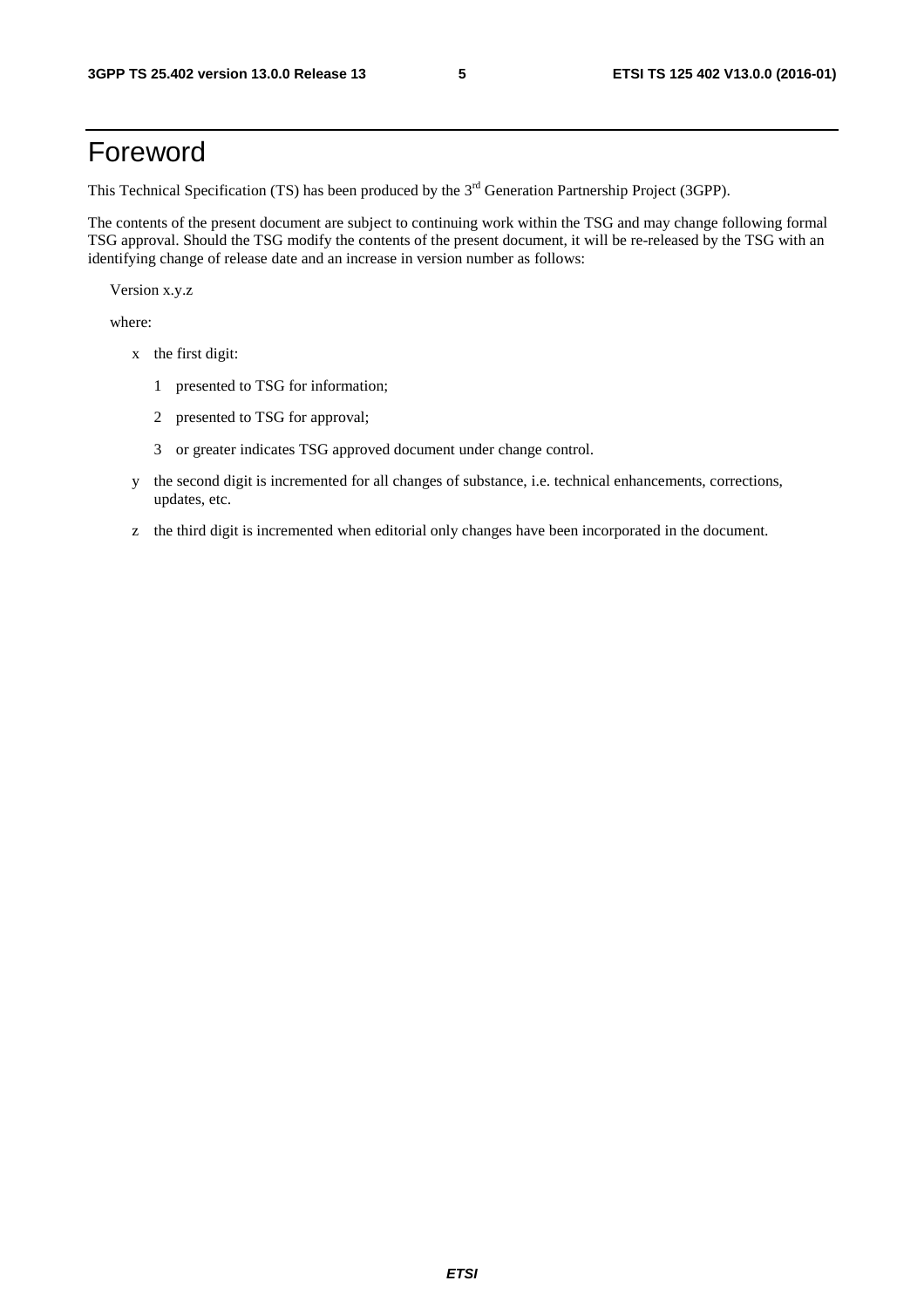# Foreword

This Technical Specification (TS) has been produced by the 3rd Generation Partnership Project (3GPP).

The contents of the present document are subject to continuing work within the TSG and may change following formal TSG approval. Should the TSG modify the contents of the present document, it will be re-released by the TSG with an identifying change of release date and an increase in version number as follows:

Version x.y.z

where:

- x the first digit:
  - 1 presented to TSG for information;
  - 2 presented to TSG for approval;
  - 3 or greater indicates TSG approved document under change control.
- y the second digit is incremented for all changes of substance, i.e. technical enhancements, corrections, updates, etc.
- z the third digit is incremented when editorial only changes have been incorporated in the document.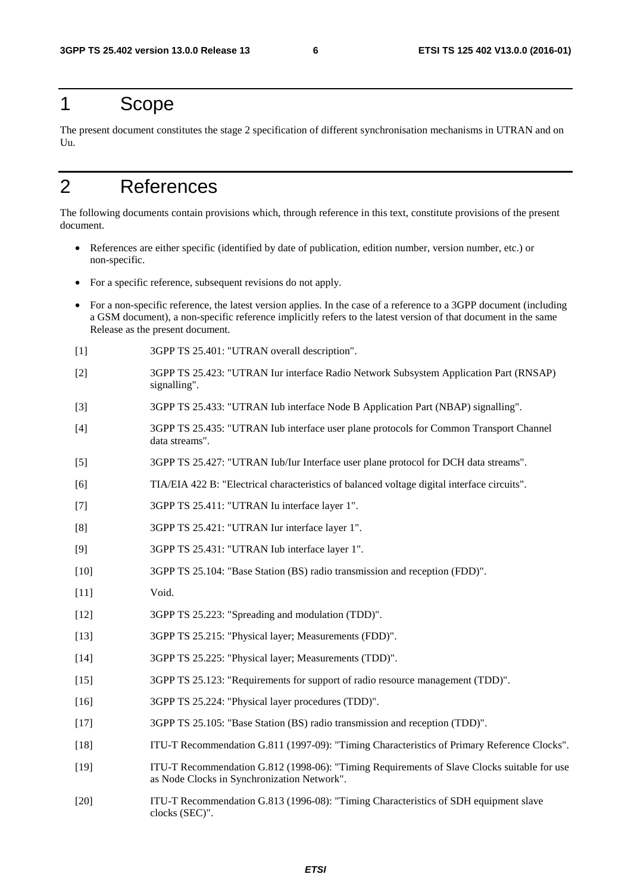# 1 Scope

The present document constitutes the stage 2 specification of different synchronisation mechanisms in UTRAN and on Uu.

# 2 References

The following documents contain provisions which, through reference in this text, constitute provisions of the present document.

- References are either specific (identified by date of publication, edition number, version number, etc.) or non-specific.
- For a specific reference, subsequent revisions do not apply.
- For a non-specific reference, the latest version applies. In the case of a reference to a 3GPP document (including a GSM document), a non-specific reference implicitly refers to the latest version of that document in the same Release as the present document.

[1] 3GPP TS 25.401: "UTRAN overall description".

[2] 3GPP TS 25.423: "UTRAN Iur interface Radio Network Subsystem Application Part (RNSAP) signalling".

[3] 3GPP TS 25.433: "UTRAN Iub interface Node B Application Part (NBAP) signalling".

[4] 3GPP TS 25.435: "UTRAN Iub interface user plane protocols for Common Transport Channel data streams".

[5] 3GPP TS 25.427: "UTRAN Iub/Iur Interface user plane protocol for DCH data streams".

[6] TIA/EIA 422 B: "Electrical characteristics of balanced voltage digital interface circuits".

[7] 3GPP TS 25.411: "UTRAN Iu interface layer 1".

[8] 3GPP TS 25.421: "UTRAN Iur interface layer 1".

[9] 3GPP TS 25.431: "UTRAN Iub interface layer 1".

[10] 3GPP TS 25.104: "Base Station (BS) radio transmission and reception (FDD)".

[11] Void.

[12] 3GPP TS 25.223: "Spreading and modulation (TDD)".

[13] 3GPP TS 25.215: "Physical layer; Measurements (FDD)".

[14] 3GPP TS 25.225: "Physical layer; Measurements (TDD)".

[15] 3GPP TS 25.123: "Requirements for support of radio resource management (TDD)".

[16] 3GPP TS 25.224: "Physical layer procedures (TDD)".

[17] 3GPP TS 25.105: "Base Station (BS) radio transmission and reception (TDD)".

[18] ITU-T Recommendation G.811 (1997-09): "Timing Characteristics of Primary Reference Clocks".

[19] ITU-T Recommendation G.812 (1998-06): "Timing Requirements of Slave Clocks suitable for use as Node Clocks in Synchronization Network".

[20] ITU-T Recommendation G.813 (1996-08): "Timing Characteristics of SDH equipment slave clocks (SEC)".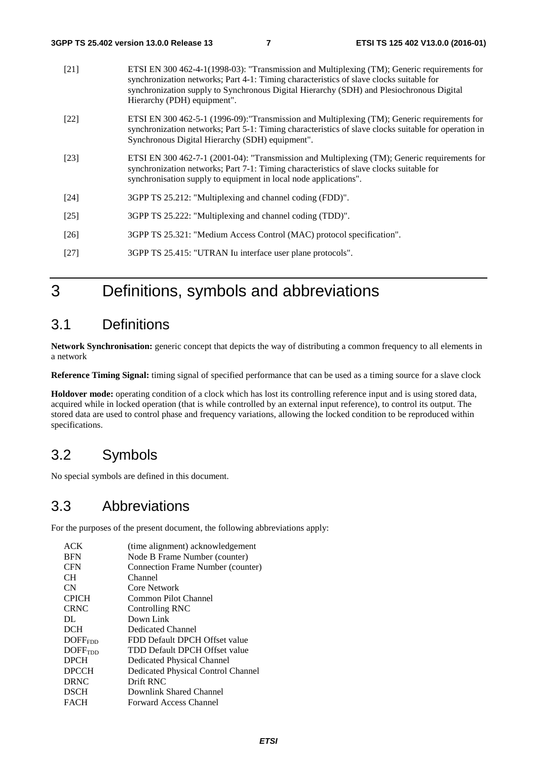[21] ETSI EN 300 462-4-1(1998-03): "Transmission and Multiplexing (TM); Generic requirements for synchronization networks; Part 4-1: Timing characteristics of slave clocks suitable for synchronization supply to Synchronous Digital Hierarchy (SDH) and Plesiochronous Digital Hierarchy (PDH) equipment".

[22] ETSI EN 300 462-5-1 (1996-09):"Transmission and Multiplexing (TM); Generic requirements for synchronization networks; Part 5-1: Timing characteristics of slave clocks suitable for operation in Synchronous Digital Hierarchy (SDH) equipment".

[23] ETSI EN 300 462-7-1 (2001-04): "Transmission and Multiplexing (TM); Generic requirements for synchronization networks; Part 7-1: Timing characteristics of slave clocks suitable for synchronisation supply to equipment in local node applications".

[24] 3GPP TS 25.212: "Multiplexing and channel coding (FDD)".

[25] 3GPP TS 25.222: "Multiplexing and channel coding (TDD)".

[26] 3GPP TS 25.321: "Medium Access Control (MAC) protocol specification".

[27] 3GPP TS 25.415: "UTRAN Iu interface user plane protocols".

# 3 Definitions, symbols and abbreviations

## 3.1 Definitions

**Network Synchronisation:** generic concept that depicts the way of distributing a common frequency to all elements in a network

**Reference Timing Signal:** timing signal of specified performance that can be used as a timing source for a slave clock

**Holdover mode:** operating condition of a clock which has lost its controlling reference input and is using stored data, acquired while in locked operation (that is while controlled by an external input reference), to control its output. The stored data are used to control phase and frequency variations, allowing the locked condition to be reproduced within specifications.

## 3.2 Symbols

No special symbols are defined in this document.

## 3.3 Abbreviations

For the purposes of the present document, the following abbreviations apply:

ACK (time alignment) acknowledgement
BFN Node B Frame Number (counter)
CFN Connection Frame Number (counter)
CH Channel
CN Core Network
CPICH Common Pilot Channel
CRNC Controlling RNC
DL Down Link
DCH Dedicated Channel
$DOFF_{FDD}$ FDD Default DPCH Offset value
$DOFF_{TDD}$ TDD Default DPCH Offset value
DPCH Dedicated Physical Channel
DPCCH Dedicated Physical Control Channel
DRNC Drift RNC
DSCH Downlink Shared Channel
FACH Forward Access Channel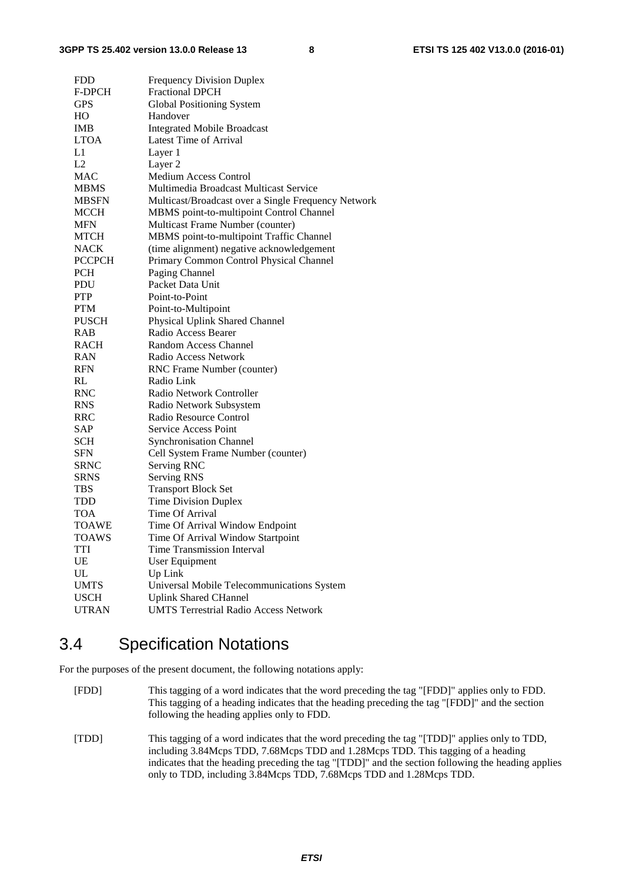FDD Frequency Division Duplex
F-DPCH Fractional DPCH
GPS Global Positioning System
HO Handover
IMB Integrated Mobile Broadcast
LTOA Latest Time of Arrival
L1 Layer 1
L2 Layer 2
MAC Medium Access Control
MBMS Multimedia Broadcast Multicast Service
MBSFN Multicast/Broadcast over a Single Frequency Network
MCCH MBMS point-to-multipoint Control Channel
MFN Multicast Frame Number (counter)
MTCH MBMS point-to-multipoint Traffic Channel
NACK (time alignment) negative acknowledgement
PCCPCH Primary Common Control Physical Channel
PCH Paging Channel
PDU Packet Data Unit
PTP Point-to-Point
PTM Point-to-Multipoint
PUSCH Physical Uplink Shared Channel
RAB Radio Access Bearer
RACH Random Access Channel
RAN Radio Access Network
RFN RNC Frame Number (counter)
RL Radio Link
RNC Radio Network Controller
RNS Radio Network Subsystem
RRC Radio Resource Control
SAP Service Access Point
SCH Synchronisation Channel
SFN Cell System Frame Number (counter)
SRNC Serving RNC
SRNS Serving RNS
TBS Transport Block Set
TDD Time Division Duplex
TOA Time Of Arrival
TOAWE Time Of Arrival Window Endpoint
TOAWS Time Of Arrival Window Startpoint
TTI Time Transmission Interval
UE User Equipment
UL Up Link
UMTS Universal Mobile Telecommunications System
USCH Uplink Shared CHannel
UTRAN UMTS Terrestrial Radio Access Network

## 3.4 Specification Notations

For the purposes of the present document, the following notations apply:

[FDD] This tagging of a word indicates that the word preceding the tag "[FDD]" applies only to FDD. This tagging of a heading indicates that the heading preceding the tag "[FDD]" and the section following the heading applies only to FDD.

[TDD] This tagging of a word indicates that the word preceding the tag "[TDD]" applies only to TDD, including 3.84Mcps TDD, 7.68Mcps TDD and 1.28Mcps TDD. This tagging of a heading indicates that the heading preceding the tag "[TDD]" and the section following the heading applies only to TDD, including 3.84Mcps TDD, 7.68Mcps TDD and 1.28Mcps TDD.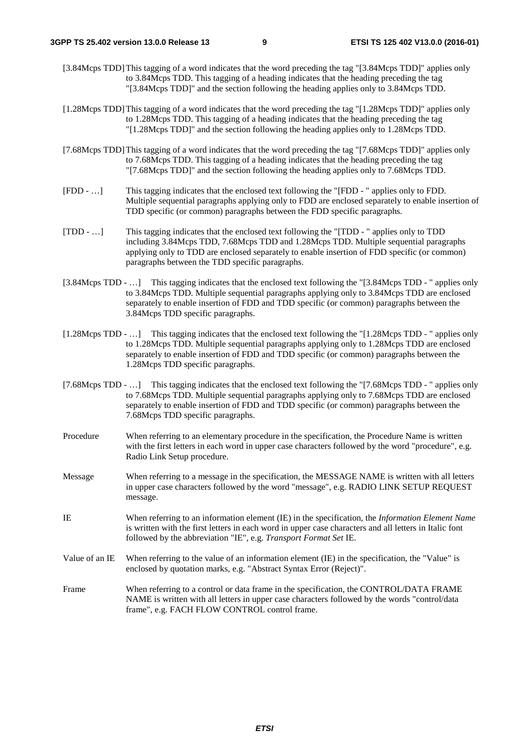[3.84Mcps TDD] This tagging of a word indicates that the word preceding the tag "[3.84Mcps TDD]" applies only to 3.84Mcps TDD. This tagging of a heading indicates that the heading preceding the tag "[3.84Mcps TDD]" and the section following the heading applies only to 3.84Mcps TDD.

[1.28Mcps TDD] This tagging of a word indicates that the word preceding the tag "[1.28Mcps TDD]" applies only to 1.28Mcps TDD. This tagging of a heading indicates that the heading preceding the tag "[1.28Mcps TDD]" and the section following the heading applies only to 1.28Mcps TDD.

[7.68Mcps TDD] This tagging of a word indicates that the word preceding the tag "[7.68Mcps TDD]" applies only to 7.68Mcps TDD. This tagging of a heading indicates that the heading preceding the tag "[7.68Mcps TDD]" and the section following the heading applies only to 7.68Mcps TDD.

[FDD - …] This tagging indicates that the enclosed text following the "[FDD - " applies only to FDD. Multiple sequential paragraphs applying only to FDD are enclosed separately to enable insertion of TDD specific (or common) paragraphs between the FDD specific paragraphs.

[TDD - …] This tagging indicates that the enclosed text following the "[TDD - " applies only to TDD including 3.84Mcps TDD, 7.68Mcps TDD and 1.28Mcps TDD. Multiple sequential paragraphs applying only to TDD are enclosed separately to enable insertion of FDD specific (or common) paragraphs between the TDD specific paragraphs.

[3.84Mcps TDD - …] This tagging indicates that the enclosed text following the "[3.84Mcps TDD - " applies only to 3.84Mcps TDD. Multiple sequential paragraphs applying only to 3.84Mcps TDD are enclosed separately to enable insertion of FDD and TDD specific (or common) paragraphs between the 3.84Mcps TDD specific paragraphs.

[1.28Mcps TDD - …] This tagging indicates that the enclosed text following the "[1.28Mcps TDD - " applies only to 1.28Mcps TDD. Multiple sequential paragraphs applying only to 1.28Mcps TDD are enclosed separately to enable insertion of FDD and TDD specific (or common) paragraphs between the 1.28Mcps TDD specific paragraphs.

[7.68Mcps TDD - …] This tagging indicates that the enclosed text following the "[7.68Mcps TDD - " applies only to 7.68Mcps TDD. Multiple sequential paragraphs applying only to 7.68Mcps TDD are enclosed separately to enable insertion of FDD and TDD specific (or common) paragraphs between the 7.68Mcps TDD specific paragraphs.

Procedure When referring to an elementary procedure in the specification, the Procedure Name is written with the first letters in each word in upper case characters followed by the word "procedure", e.g. Radio Link Setup procedure.

Message When referring to a message in the specification, the MESSAGE NAME is written with all letters in upper case characters followed by the word "message", e.g. RADIO LINK SETUP REQUEST message.

IE When referring to an information element (IE) in the specification, the *Information Element Name* is written with the first letters in each word in upper case characters and all letters in Italic font followed by the abbreviation "IE", e.g. *Transport Format Set* IE.

Value of an IE When referring to the value of an information element (IE) in the specification, the "Value" is enclosed by quotation marks, e.g. "Abstract Syntax Error (Reject)".

Frame When referring to a control or data frame in the specification, the CONTROL/DATA FRAME NAME is written with all letters in upper case characters followed by the words "control/data frame", e.g. FACH FLOW CONTROL control frame.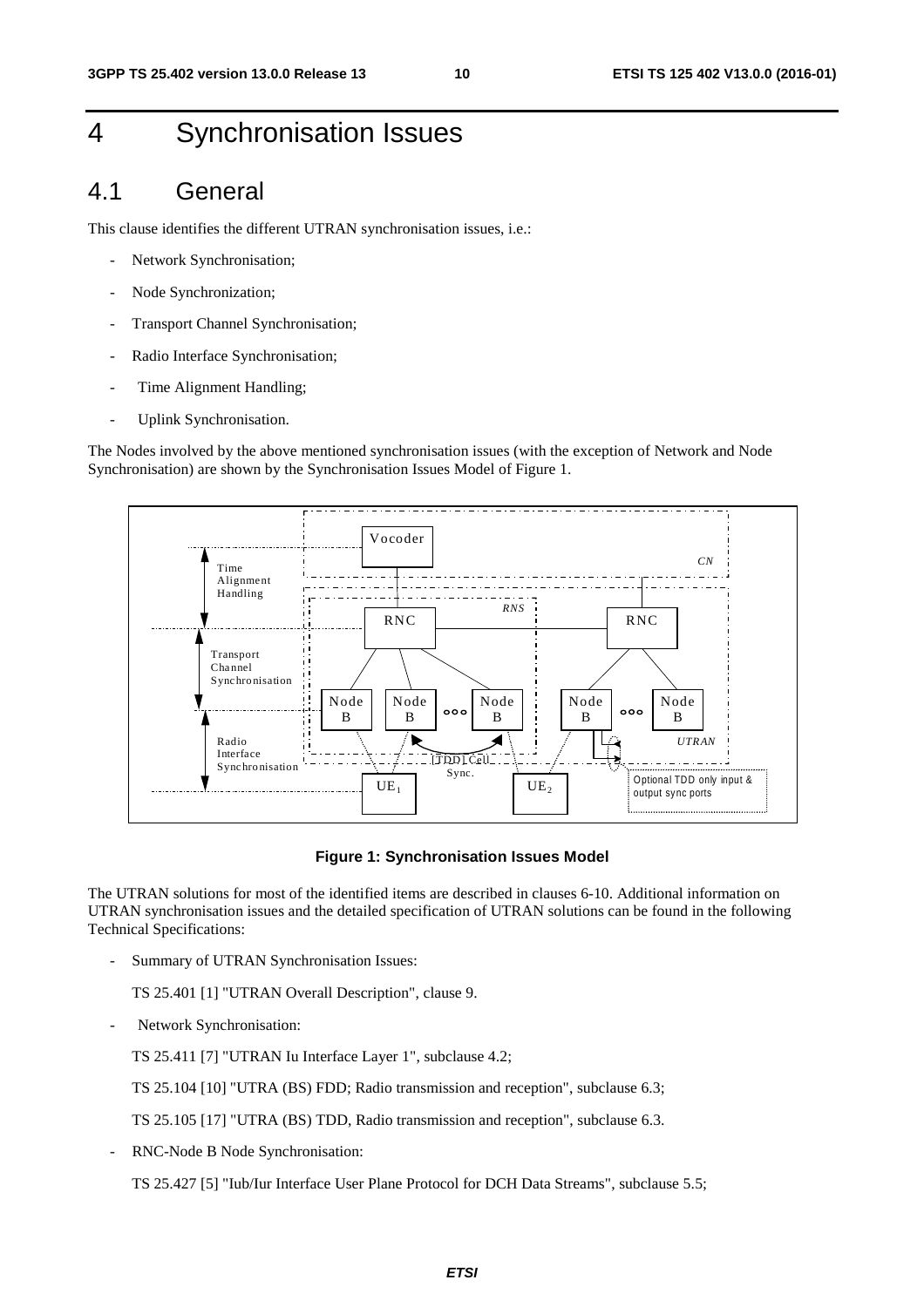# 4 Synchronisation Issues

## 4.1 General

This clause identifies the different UTRAN synchronisation issues, i.e.:

- Network Synchronisation;
- Node Synchronization;
- Transport Channel Synchronisation;
- Radio Interface Synchronisation;
- Time Alignment Handling;
- Uplink Synchronisation.

The Nodes involved by the above mentioned synchronisation issues (with the exception of Network and Node Synchronisation) are shown by the Synchronisation Issues Model of Figure 1.

**Figure 1: Synchronisation Issues Model**

The UTRAN solutions for most of the identified items are described in clauses 6-10. Additional information on UTRAN synchronisation issues and the detailed specification of UTRAN solutions can be found in the following Technical Specifications:

- Summary of UTRAN Synchronisation Issues:

  TS 25.401 [1] "UTRAN Overall Description", clause 9.

- Network Synchronisation:

  TS 25.411 [7] "UTRAN Iu Interface Layer 1", subclause 4.2;

  TS 25.104 [10] "UTRA (BS) FDD; Radio transmission and reception", subclause 6.3;

  TS 25.105 [17] "UTRA (BS) TDD, Radio transmission and reception", subclause 6.3.

- RNC-Node B Node Synchronisation:

  TS 25.427 [5] "Iub/Iur Interface User Plane Protocol for DCH Data Streams", subclause 5.5;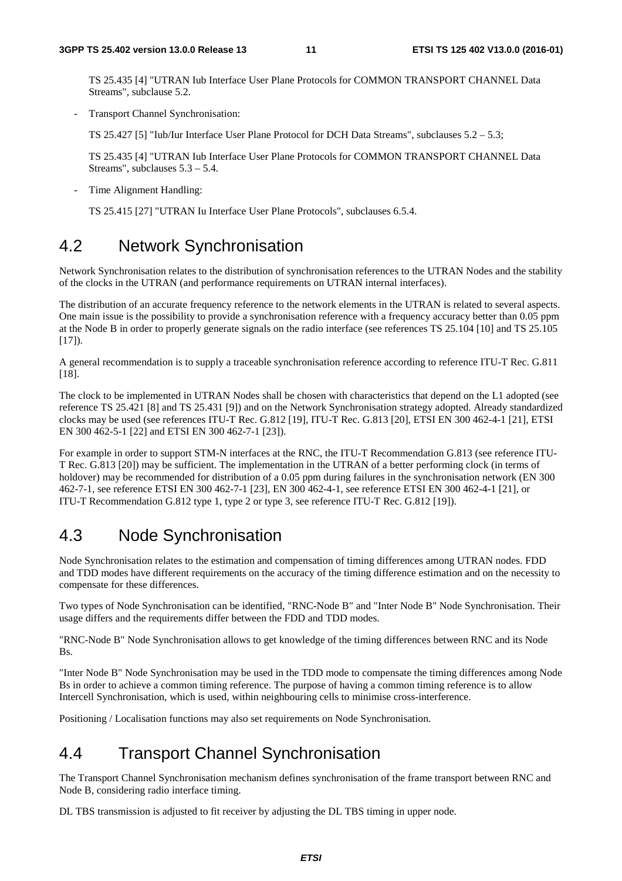TS 25.435 [4] "UTRAN Iub Interface User Plane Protocols for COMMON TRANSPORT CHANNEL Data Streams", subclause 5.2.

- Transport Channel Synchronisation:

  TS 25.427 [5] "Iub/Iur Interface User Plane Protocol for DCH Data Streams", subclauses 5.2 – 5.3;

  TS 25.435 [4] "UTRAN Iub Interface User Plane Protocols for COMMON TRANSPORT CHANNEL Data Streams", subclauses 5.3 – 5.4.

- Time Alignment Handling:

  TS 25.415 [27] "UTRAN Iu Interface User Plane Protocols", subclauses 6.5.4.

## 4.2 Network Synchronisation

Network Synchronisation relates to the distribution of synchronisation references to the UTRAN Nodes and the stability of the clocks in the UTRAN (and performance requirements on UTRAN internal interfaces).

The distribution of an accurate frequency reference to the network elements in the UTRAN is related to several aspects. One main issue is the possibility to provide a synchronisation reference with a frequency accuracy better than 0.05 ppm at the Node B in order to properly generate signals on the radio interface (see references TS 25.104 [10] and TS 25.105 [17]).

A general recommendation is to supply a traceable synchronisation reference according to reference ITU-T Rec. G.811 [18].

The clock to be implemented in UTRAN Nodes shall be chosen with characteristics that depend on the L1 adopted (see reference TS 25.421 [8] and TS 25.431 [9]) and on the Network Synchronisation strategy adopted. Already standardized clocks may be used (see references ITU-T Rec. G.812 [19], ITU-T Rec. G.813 [20], ETSI EN 300 462-4-1 [21], ETSI EN 300 462-5-1 [22] and ETSI EN 300 462-7-1 [23]).

For example in order to support STM-N interfaces at the RNC, the ITU-T Recommendation G.813 (see reference ITU-T Rec. G.813 [20]) may be sufficient. The implementation in the UTRAN of a better performing clock (in terms of holdover) may be recommended for distribution of a 0.05 ppm during failures in the synchronisation network (EN 300 462-7-1, see reference ETSI EN 300 462-7-1 [23], EN 300 462-4-1, see reference ETSI EN 300 462-4-1 [21], or ITU-T Recommendation G.812 type 1, type 2 or type 3, see reference ITU-T Rec. G.812 [19]).

## 4.3 Node Synchronisation

Node Synchronisation relates to the estimation and compensation of timing differences among UTRAN nodes. FDD and TDD modes have different requirements on the accuracy of the timing difference estimation and on the necessity to compensate for these differences.

Two types of Node Synchronisation can be identified, "RNC-Node B" and "Inter Node B" Node Synchronisation. Their usage differs and the requirements differ between the FDD and TDD modes.

"RNC-Node B" Node Synchronisation allows to get knowledge of the timing differences between RNC and its Node Bs.

"Inter Node B" Node Synchronisation may be used in the TDD mode to compensate the timing differences among Node Bs in order to achieve a common timing reference. The purpose of having a common timing reference is to allow Intercell Synchronisation, which is used, within neighbouring cells to minimise cross-interference.

Positioning / Localisation functions may also set requirements on Node Synchronisation.

## 4.4 Transport Channel Synchronisation

The Transport Channel Synchronisation mechanism defines synchronisation of the frame transport between RNC and Node B, considering radio interface timing.

DL TBS transmission is adjusted to fit receiver by adjusting the DL TBS timing in upper node.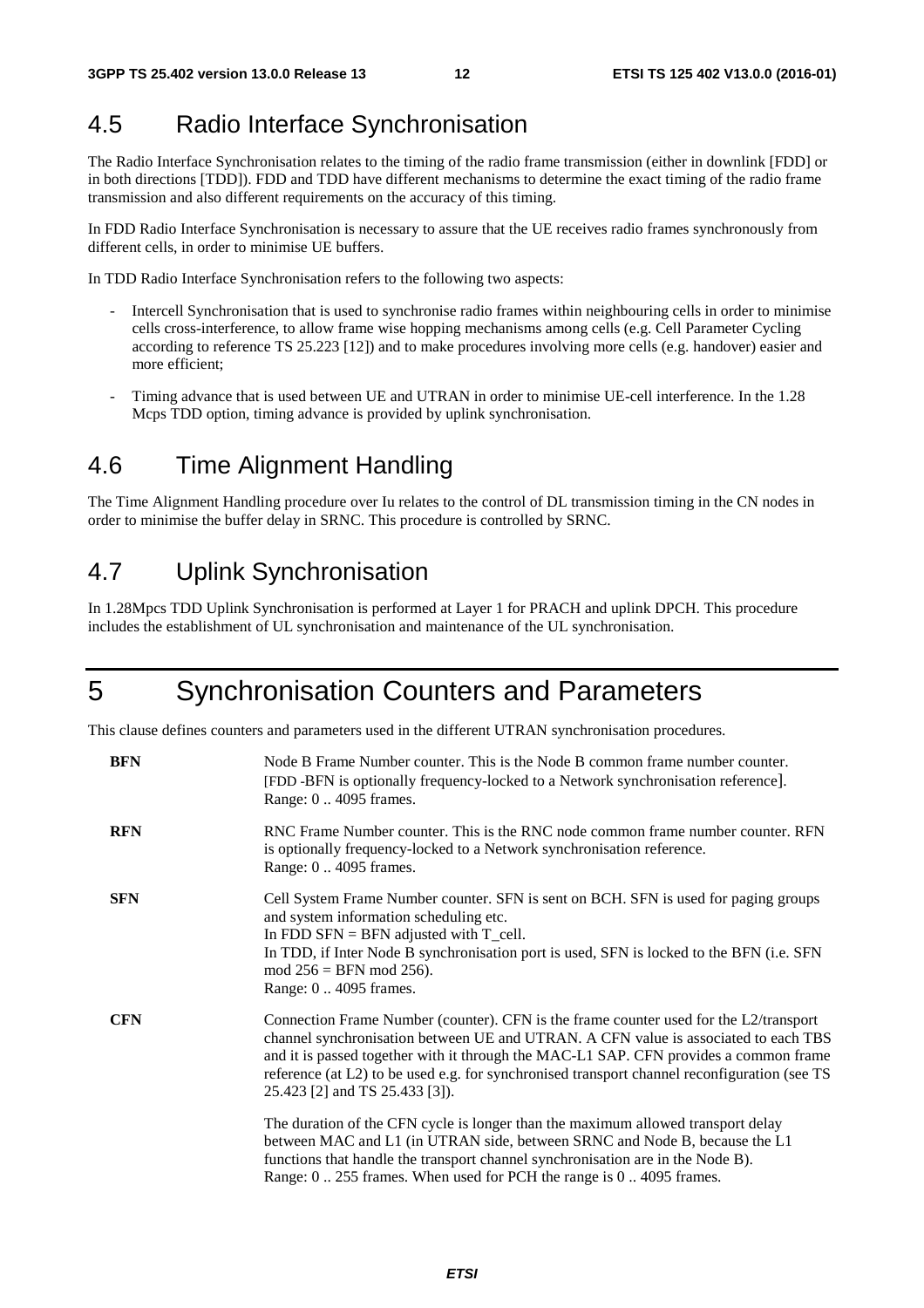## 4.5 Radio Interface Synchronisation

The Radio Interface Synchronisation relates to the timing of the radio frame transmission (either in downlink [FDD] or in both directions [TDD]). FDD and TDD have different mechanisms to determine the exact timing of the radio frame transmission and also different requirements on the accuracy of this timing.

In FDD Radio Interface Synchronisation is necessary to assure that the UE receives radio frames synchronously from different cells, in order to minimise UE buffers.

In TDD Radio Interface Synchronisation refers to the following two aspects:

- Intercell Synchronisation that is used to synchronise radio frames within neighbouring cells in order to minimise cells cross-interference, to allow frame wise hopping mechanisms among cells (e.g. Cell Parameter Cycling according to reference TS 25.223 [12]) and to make procedures involving more cells (e.g. handover) easier and more efficient;
- Timing advance that is used between UE and UTRAN in order to minimise UE-cell interference. In the 1.28 Mcps TDD option, timing advance is provided by uplink synchronisation.

## 4.6 Time Alignment Handling

The Time Alignment Handling procedure over Iu relates to the control of DL transmission timing in the CN nodes in order to minimise the buffer delay in SRNC. This procedure is controlled by SRNC.

## 4.7 Uplink Synchronisation

In 1.28Mcps TDD Uplink Synchronisation is performed at Layer 1 for PRACH and uplink DPCH. This procedure includes the establishment of UL synchronisation and maintenance of the UL synchronisation.

# 5 Synchronisation Counters and Parameters

This clause defines counters and parameters used in the different UTRAN synchronisation procedures.

**BFN** Node B Frame Number counter. This is the Node B common frame number counter. [FDD -BFN is optionally frequency-locked to a Network synchronisation reference]. Range: 0 .. 4095 frames.

**RFN** RNC Frame Number counter. This is the RNC node common frame number counter. RFN is optionally frequency-locked to a Network synchronisation reference. Range: 0 .. 4095 frames.

**SFN** Cell System Frame Number counter. SFN is sent on BCH. SFN is used for paging groups and system information scheduling etc.
In FDD SFN = BFN adjusted with T_cell.
In TDD, if Inter Node B synchronisation port is used, SFN is locked to the BFN (i.e. SFN mod 256 = BFN mod 256).
Range: 0 .. 4095 frames.

**CFN** Connection Frame Number (counter). CFN is the frame counter used for the L2/transport channel synchronisation between UE and UTRAN. A CFN value is associated to each TBS and it is passed together with it through the MAC-L1 SAP. CFN provides a common frame reference (at L2) to be used e.g. for synchronised transport channel reconfiguration (see TS 25.423 [2] and TS 25.433 [3]).

The duration of the CFN cycle is longer than the maximum allowed transport delay between MAC and L1 (in UTRAN side, between SRNC and Node B, because the L1 functions that handle the transport channel synchronisation are in the Node B).
Range: 0 .. 255 frames. When used for PCH the range is 0 .. 4095 frames.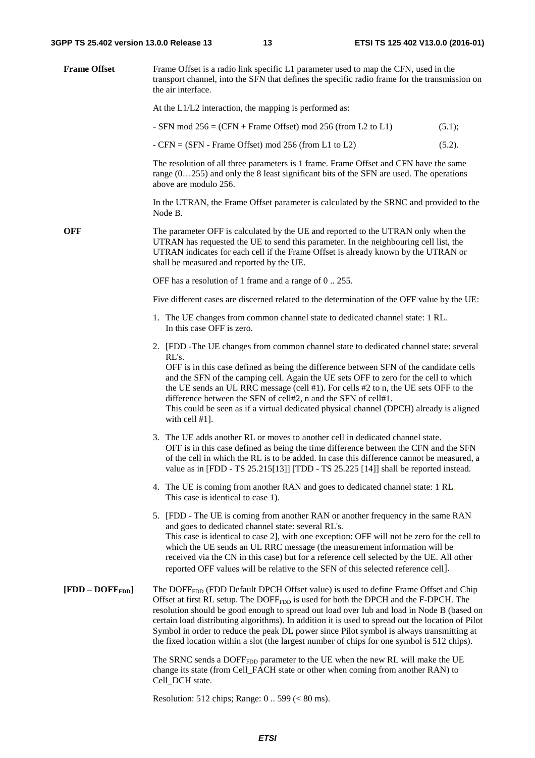**Frame Offset**

Frame Offset is a radio link specific L1 parameter used to map the CFN, used in the transport channel, into the SFN that defines the specific radio frame for the transmission on the air interface.

At the L1/L2 interaction, the mapping is performed as:

- SFN mod 256 = (CFN + Frame Offset) mod 256 (from L2 to L1) (5.1);

- CFN = (SFN - Frame Offset) mod 256 (from L1 to L2) (5.2).

The resolution of all three parameters is 1 frame. Frame Offset and CFN have the same range (0…255) and only the 8 least significant bits of the SFN are used. The operations above are modulo 256.

In the UTRAN, the Frame Offset parameter is calculated by the SRNC and provided to the Node B.

**OFF**

The parameter OFF is calculated by the UE and reported to the UTRAN only when the UTRAN has requested the UE to send this parameter. In the neighbouring cell list, the UTRAN indicates for each cell if the Frame Offset is already known by the UTRAN or shall be measured and reported by the UE.

OFF has a resolution of 1 frame and a range of 0 .. 255.

Five different cases are discerned related to the determination of the OFF value by the UE:

1. The UE changes from common channel state to dedicated channel state: 1 RL.
   In this case OFF is zero.

2. [FDD -The UE changes from common channel state to dedicated channel state: several RL's.
   OFF is in this case defined as being the difference between SFN of the candidate cells and the SFN of the camping cell. Again the UE sets OFF to zero for the cell to which the UE sends an UL RRC message (cell #1). For cells #2 to n, the UE sets OFF to the difference between the SFN of cell#2, n and the SFN of cell#1.
   This could be seen as if a virtual dedicated physical channel (DPCH) already is aligned with cell #1].

3. The UE adds another RL or moves to another cell in dedicated channel state.
   OFF is in this case defined as being the time difference between the CFN and the SFN of the cell in which the RL is to be added. In case this difference cannot be measured, a value as in [FDD - TS 25.215[13]] [TDD - TS 25.225 [14]] shall be reported instead.

4. The UE is coming from another RAN and goes to dedicated channel state: 1 RL.
   This case is identical to case 1).

5. [FDD - The UE is coming from another RAN or another frequency in the same RAN and goes to dedicated channel state: several RL's.
   This case is identical to case 2], with one exception: OFF will not be zero for the cell to which the UE sends an UL RRC message (the measurement information will be received via the CN in this case) but for a reference cell selected by the UE. All other reported OFF values will be relative to the SFN of this selected reference cell].

**[FDD – $DOFF_{FDD}$]**

The $DOFF_{FDD}$ (FDD Default DPCH Offset value) is used to define Frame Offset and Chip Offset at first RL setup. The $DOFF_{FDD}$ is used for both the DPCH and the F-DPCH. The resolution should be good enough to spread out load over Iub and load in Node B (based on certain load distributing algorithms). In addition it is used to spread out the location of Pilot Symbol in order to reduce the peak DL power since Pilot symbol is always transmitting at the fixed location within a slot (the largest number of chips for one symbol is 512 chips).

The SRNC sends a $DOFF_{FDD}$ parameter to the UE when the new RL will make the UE change its state (from Cell_FACH state or other when coming from another RAN) to Cell_DCH state.

Resolution: 512 chips; Range: 0 .. 599 (< 80 ms).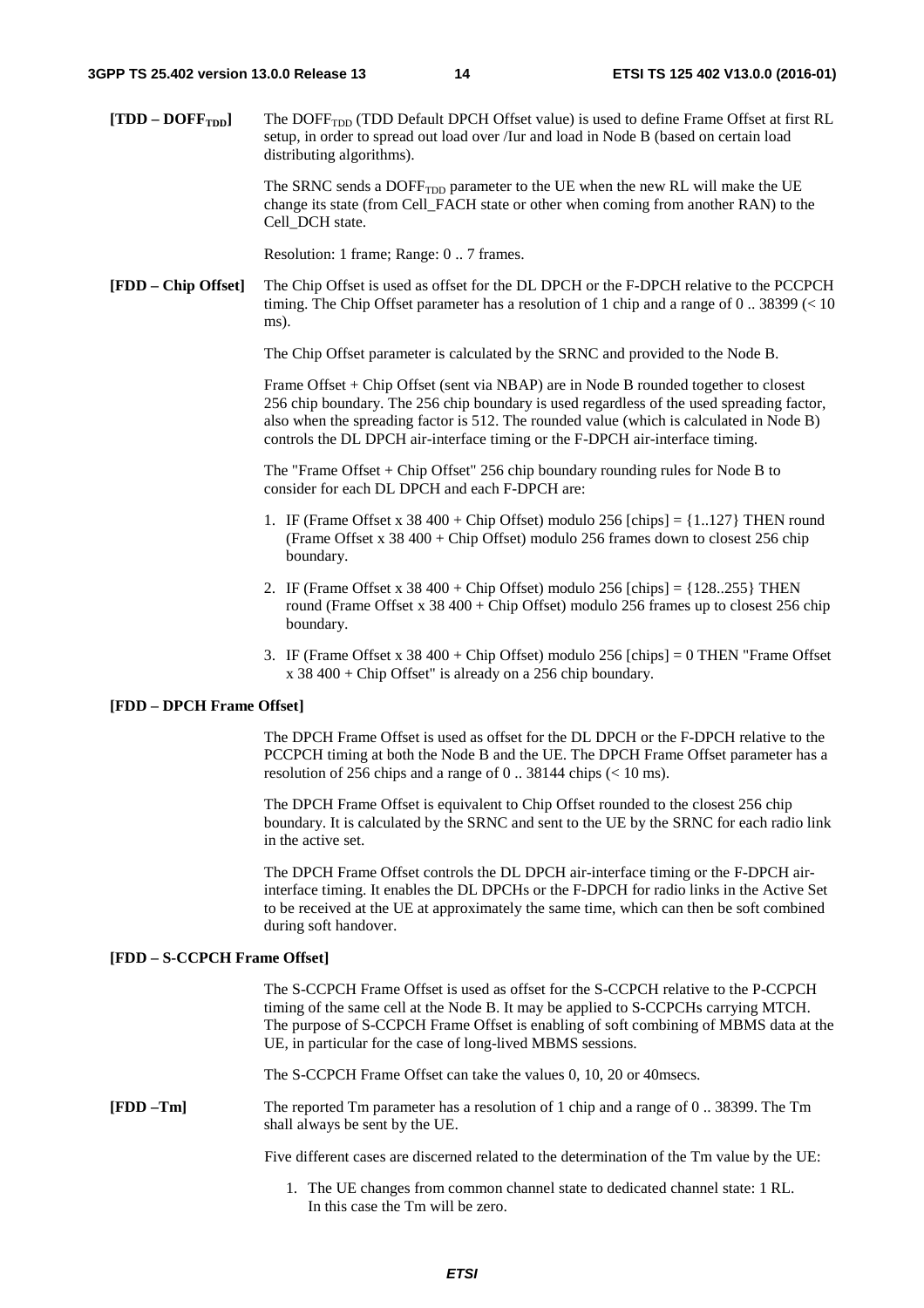**[TDD – $DOFF_{TDD}$]** The $DOFF_{TDD}$ (TDD Default DPCH Offset value) is used to define Frame Offset at first RL setup, in order to spread out load over /Iur and load in Node B (based on certain load distributing algorithms).

The SRNC sends a $DOFF_{TDD}$ parameter to the UE when the new RL will make the UE change its state (from Cell_FACH state or other when coming from another RAN) to the Cell_DCH state.

Resolution: 1 frame; Range: 0 .. 7 frames.

**[FDD – Chip Offset]** The Chip Offset is used as offset for the DL DPCH or the F-DPCH relative to the PCCPCH timing. The Chip Offset parameter has a resolution of 1 chip and a range of 0 .. 38399 (< 10 ms).

The Chip Offset parameter is calculated by the SRNC and provided to the Node B.

Frame Offset + Chip Offset (sent via NBAP) are in Node B rounded together to closest 256 chip boundary. The 256 chip boundary is used regardless of the used spreading factor, also when the spreading factor is 512. The rounded value (which is calculated in Node B) controls the DL DPCH air-interface timing or the F-DPCH air-interface timing.

The "Frame Offset + Chip Offset" 256 chip boundary rounding rules for Node B to consider for each DL DPCH and each F-DPCH are:

1. IF (Frame Offset x 38 400 + Chip Offset) modulo 256 [chips] = {1..127} THEN round (Frame Offset x 38 400 + Chip Offset) modulo 256 frames down to closest 256 chip boundary.
2. IF (Frame Offset x 38 400 + Chip Offset) modulo 256 [chips] = {128..255} THEN round (Frame Offset x 38 400 + Chip Offset) modulo 256 frames up to closest 256 chip boundary.
3. IF (Frame Offset x 38 400 + Chip Offset) modulo 256 [chips] = 0 THEN "Frame Offset x 38 400 + Chip Offset" is already on a 256 chip boundary.

**[FDD – DPCH Frame Offset]**

The DPCH Frame Offset is used as offset for the DL DPCH or the F-DPCH relative to the PCCPCH timing at both the Node B and the UE. The DPCH Frame Offset parameter has a resolution of 256 chips and a range of 0 .. 38144 chips (< 10 ms).

The DPCH Frame Offset is equivalent to Chip Offset rounded to the closest 256 chip boundary. It is calculated by the SRNC and sent to the UE by the SRNC for each radio link in the active set.

The DPCH Frame Offset controls the DL DPCH air-interface timing or the F-DPCH air-interface timing. It enables the DL DPCHs or the F-DPCH for radio links in the Active Set to be received at the UE at approximately the same time, which can then be soft combined during soft handover.

**[FDD – S-CCPCH Frame Offset]**

The S-CCPCH Frame Offset is used as offset for the S-CCPCH relative to the P-CCPCH timing of the same cell at the Node B. It may be applied to S-CCPCHs carrying MTCH. The purpose of S-CCPCH Frame Offset is enabling of soft combining of MBMS data at the UE, in particular for the case of long-lived MBMS sessions.

The S-CCPCH Frame Offset can take the values 0, 10, 20 or 40msecs.

**[FDD –Tm]** The reported Tm parameter has a resolution of 1 chip and a range of 0 .. 38399. The Tm shall always be sent by the UE.

Five different cases are discerned related to the determination of the Tm value by the UE:

1. The UE changes from common channel state to dedicated channel state: 1 RL.
   In this case the Tm will be zero.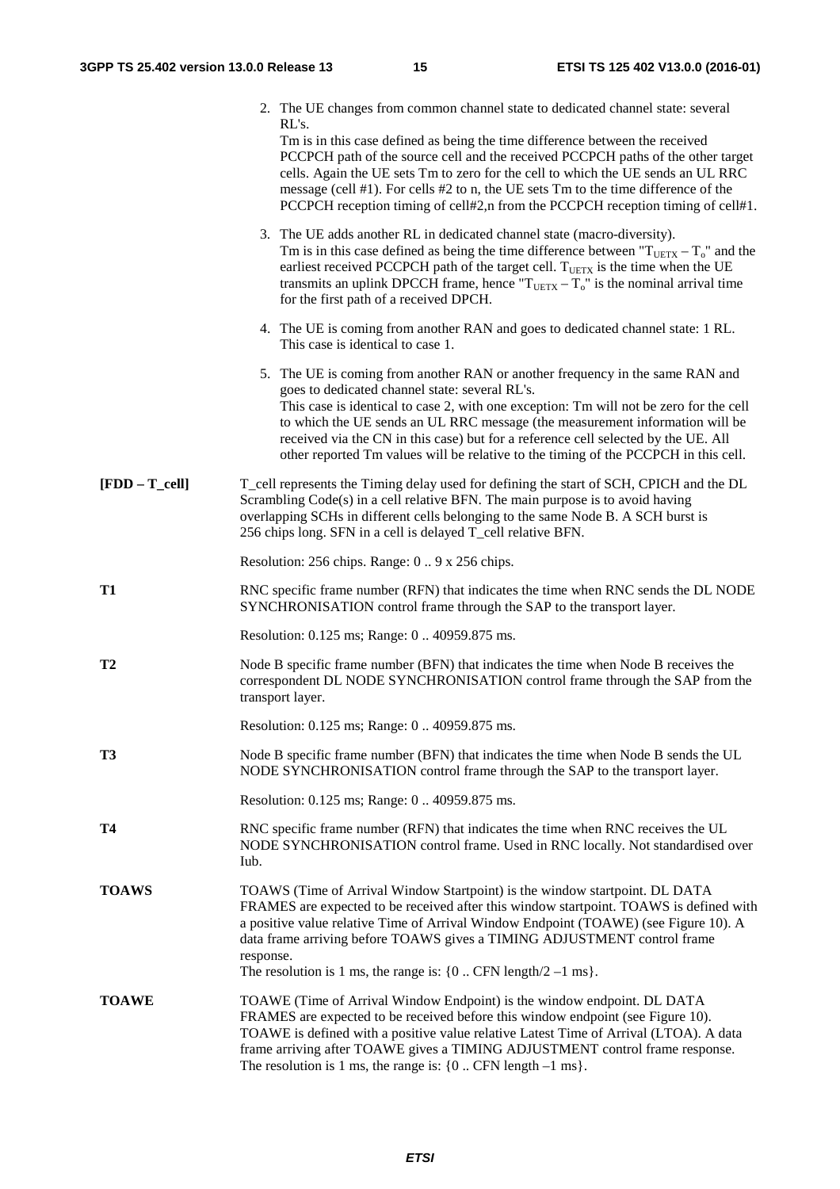2. The UE changes from common channel state to dedicated channel state: several RL's.
   Tm is in this case defined as being the time difference between the received PCCPCH path of the source cell and the received PCCPCH paths of the other target cells. Again the UE sets Tm to zero for the cell to which the UE sends an UL RRC message (cell #1). For cells #2 to n, the UE sets Tm to the time difference of the PCCPCH reception timing of cell#2,n from the PCCPCH reception timing of cell#1.

3. The UE adds another RL in dedicated channel state (macro-diversity).
   Tm is in this case defined as being the time difference between "$T_{UETX} - T_o$" and the earliest received PCCPCH path of the target cell. $T_{UETX}$ is the time when the UE transmits an uplink DPCCH frame, hence "$T_{UETX} - T_o$" is the nominal arrival time for the first path of a received DPCH.

4. The UE is coming from another RAN and goes to dedicated channel state: 1 RL. This case is identical to case 1.

5. The UE is coming from another RAN or another frequency in the same RAN and goes to dedicated channel state: several RL's.
   This case is identical to case 2, with one exception: Tm will not be zero for the cell to which the UE sends an UL RRC message (the measurement information will be received via the CN in this case) but for a reference cell selected by the UE. All other reported Tm values will be relative to the timing of the PCCPCH in this cell.

**[FDD – T_cell]** T_cell represents the Timing delay used for defining the start of SCH, CPICH and the DL Scrambling Code(s) in a cell relative BFN. The main purpose is to avoid having overlapping SCHs in different cells belonging to the same Node B. A SCH burst is 256 chips long. SFN in a cell is delayed T_cell relative BFN.

Resolution: 256 chips. Range: 0 .. 9 x 256 chips.

**T1** RNC specific frame number (RFN) that indicates the time when RNC sends the DL NODE SYNCHRONISATION control frame through the SAP to the transport layer.

Resolution: 0.125 ms; Range: 0 .. 40959.875 ms.

**T2** Node B specific frame number (BFN) that indicates the time when Node B receives the correspondent DL NODE SYNCHRONISATION control frame through the SAP from the transport layer.

Resolution: 0.125 ms; Range: 0 .. 40959.875 ms.

**T3** Node B specific frame number (BFN) that indicates the time when Node B sends the UL NODE SYNCHRONISATION control frame through the SAP to the transport layer.

Resolution: 0.125 ms; Range: 0 .. 40959.875 ms.

**T4** RNC specific frame number (RFN) that indicates the time when RNC receives the UL NODE SYNCHRONISATION control frame. Used in RNC locally. Not standardised over Iub.

**TOAWS** TOAWS (Time of Arrival Window Startpoint) is the window startpoint. DL DATA FRAMES are expected to be received after this window startpoint. TOAWS is defined with a positive value relative Time of Arrival Window Endpoint (TOAWE) (see Figure 10). A data frame arriving before TOAWS gives a TIMING ADJUSTMENT control frame response.
The resolution is 1 ms, the range is: {0 .. CFN length/2 –1 ms}.

**TOAWE** TOAWE (Time of Arrival Window Endpoint) is the window endpoint. DL DATA FRAMES are expected to be received before this window endpoint (see Figure 10). TOAWE is defined with a positive value relative Latest Time of Arrival (LTOA). A data frame arriving after TOAWE gives a TIMING ADJUSTMENT control frame response.
The resolution is 1 ms, the range is: {0 .. CFN length –1 ms}.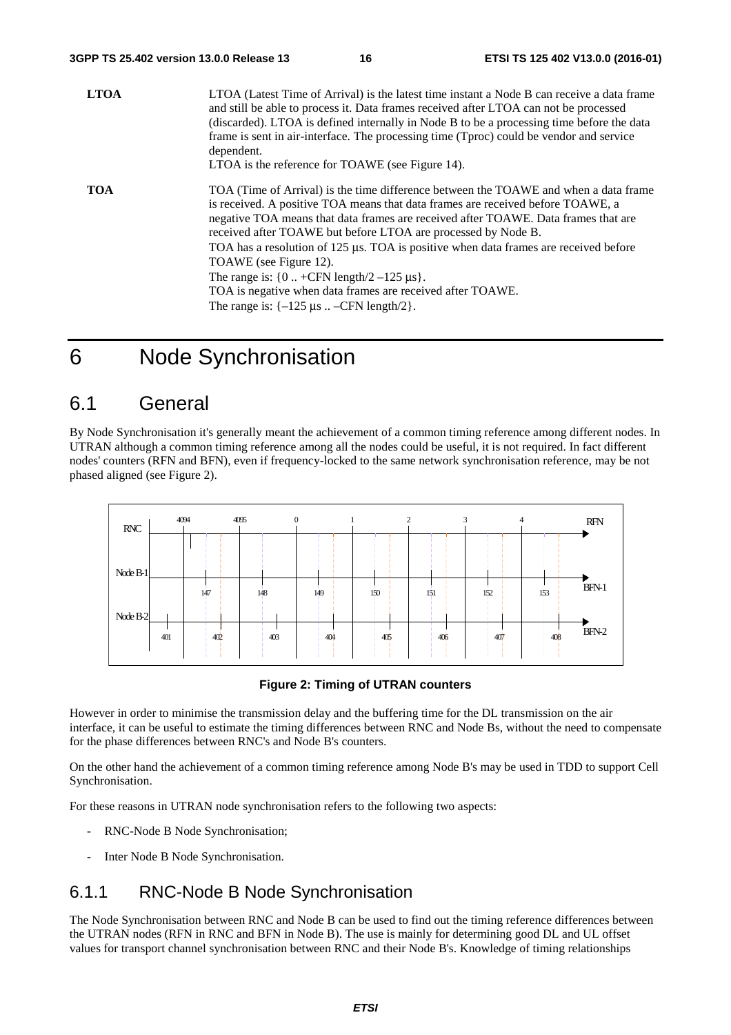| | |
|---|---|
| **LTOA** | LTOA (Latest Time of Arrival) is the latest time instant a Node B can receive a data frame and still be able to process it. Data frames received after LTOA can not be processed (discarded). LTOA is defined internally in Node B to be a processing time before the data frame is sent in air-interface. The processing time (Tproc) could be vendor and service dependent. LTOA is the reference for TOAWE (see Figure 14). |
| **TOA** | TOA (Time of Arrival) is the time difference between the TOAWE and when a data frame is received. A positive TOA means that data frames are received before TOAWE, a negative TOA means that data frames are received after TOAWE. Data frames that are received after TOAWE but before LTOA are processed by Node B. TOA has a resolution of 125 µs. TOA is positive when data frames are received before TOAWE (see Figure 12). The range is: {0 .. +CFN length/2 –125 µs}. TOA is negative when data frames are received after TOAWE. The range is: {–125 µs .. –CFN length/2}. |

# 6 Node Synchronisation

## 6.1 General

By Node Synchronisation it's generally meant the achievement of a common timing reference among different nodes. In UTRAN although a common timing reference among all the nodes could be useful, it is not required. In fact different nodes' counters (RFN and BFN), even if frequency-locked to the same network synchronisation reference, may be not phased aligned (see Figure 2).

**Figure 2: Timing of UTRAN counters**

However in order to minimise the transmission delay and the buffering time for the DL transmission on the air interface, it can be useful to estimate the timing differences between RNC and Node Bs, without the need to compensate for the phase differences between RNC's and Node B's counters.

On the other hand the achievement of a common timing reference among Node B's may be used in TDD to support Cell Synchronisation.

For these reasons in UTRAN node synchronisation refers to the following two aspects:

- RNC-Node B Node Synchronisation;
- Inter Node B Node Synchronisation.

### 6.1.1 RNC-Node B Node Synchronisation

The Node Synchronisation between RNC and Node B can be used to find out the timing reference differences between the UTRAN nodes (RFN in RNC and BFN in Node B). The use is mainly for determining good DL and UL offset values for transport channel synchronisation between RNC and their Node B's. Knowledge of timing relationships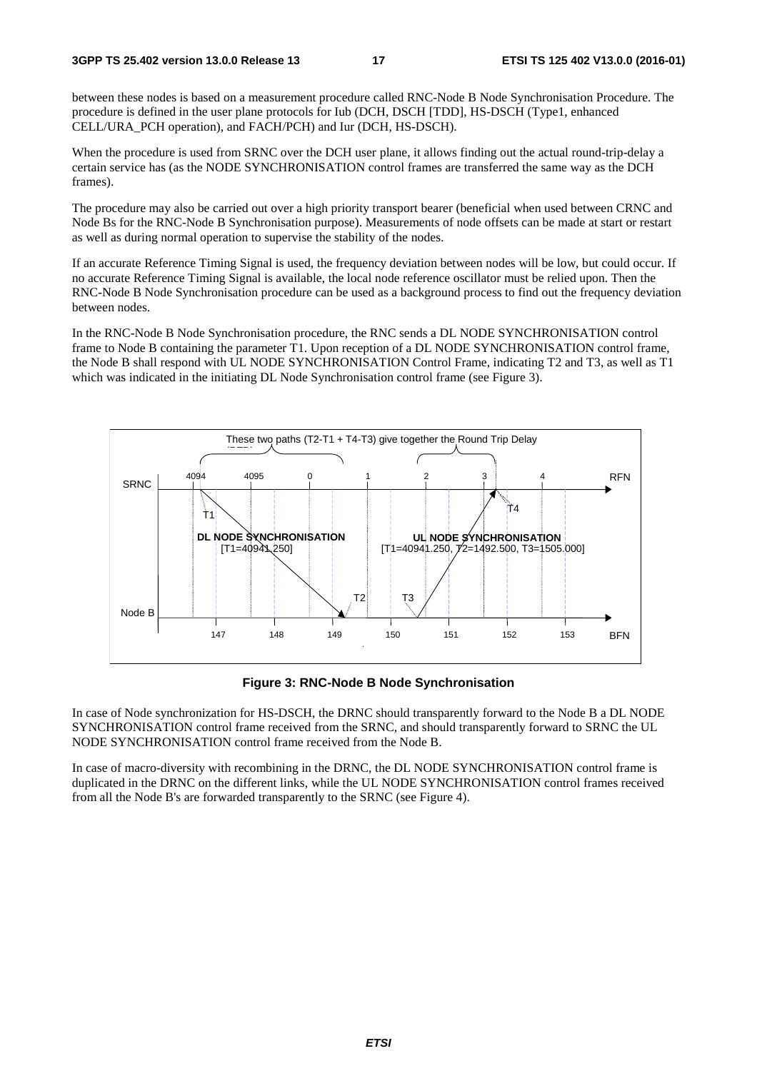between these nodes is based on a measurement procedure called RNC-Node B Node Synchronisation Procedure. The procedure is defined in the user plane protocols for Iub (DCH, DSCH [TDD], HS-DSCH (Type1, enhanced CELL/URA_PCH operation), and FACH/PCH) and Iur (DCH, HS-DSCH).

When the procedure is used from SRNC over the DCH user plane, it allows finding out the actual round-trip-delay a certain service has (as the NODE SYNCHRONISATION control frames are transferred the same way as the DCH frames).

The procedure may also be carried out over a high priority transport bearer (beneficial when used between CRNC and Node Bs for the RNC-Node B Synchronisation purpose). Measurements of node offsets can be made at start or restart as well as during normal operation to supervise the stability of the nodes.

If an accurate Reference Timing Signal is used, the frequency deviation between nodes will be low, but could occur. If no accurate Reference Timing Signal is available, the local node reference oscillator must be relied upon. Then the RNC-Node B Node Synchronisation procedure can be used as a background process to find out the frequency deviation between nodes.

In the RNC-Node B Node Synchronisation procedure, the RNC sends a DL NODE SYNCHRONISATION control frame to Node B containing the parameter T1. Upon reception of a DL NODE SYNCHRONISATION control frame, the Node B shall respond with UL NODE SYNCHRONISATION Control Frame, indicating T2 and T3, as well as T1 which was indicated in the initiating DL Node Synchronisation control frame (see Figure 3).

These two paths (T2-T1 + T4-T3) give together the Round Trip Delay (RTD)

SRNC — RFN: 4094, 4095, 0, 1, 2, 3, 4

Node B — BFN: 147, 148, 149, 150, 151, 152, 153

T1, T2, T3, T4

DL NODE SYNCHRONISATION [T1=40941.250]

UL NODE SYNCHRONISATION [T1=40941.250, T2=1492.500, T3=1505.000]

**Figure 3: RNC-Node B Node Synchronisation**

In case of Node synchronization for HS-DSCH, the DRNC should transparently forward to the Node B a DL NODE SYNCHRONISATION control frame received from the SRNC, and should transparently forward to SRNC the UL NODE SYNCHRONISATION control frame received from the Node B.

In case of macro-diversity with recombining in the DRNC, the DL NODE SYNCHRONISATION control frame is duplicated in the DRNC on the different links, while the UL NODE SYNCHRONISATION control frames received from all the Node B's are forwarded transparently to the SRNC (see Figure 4).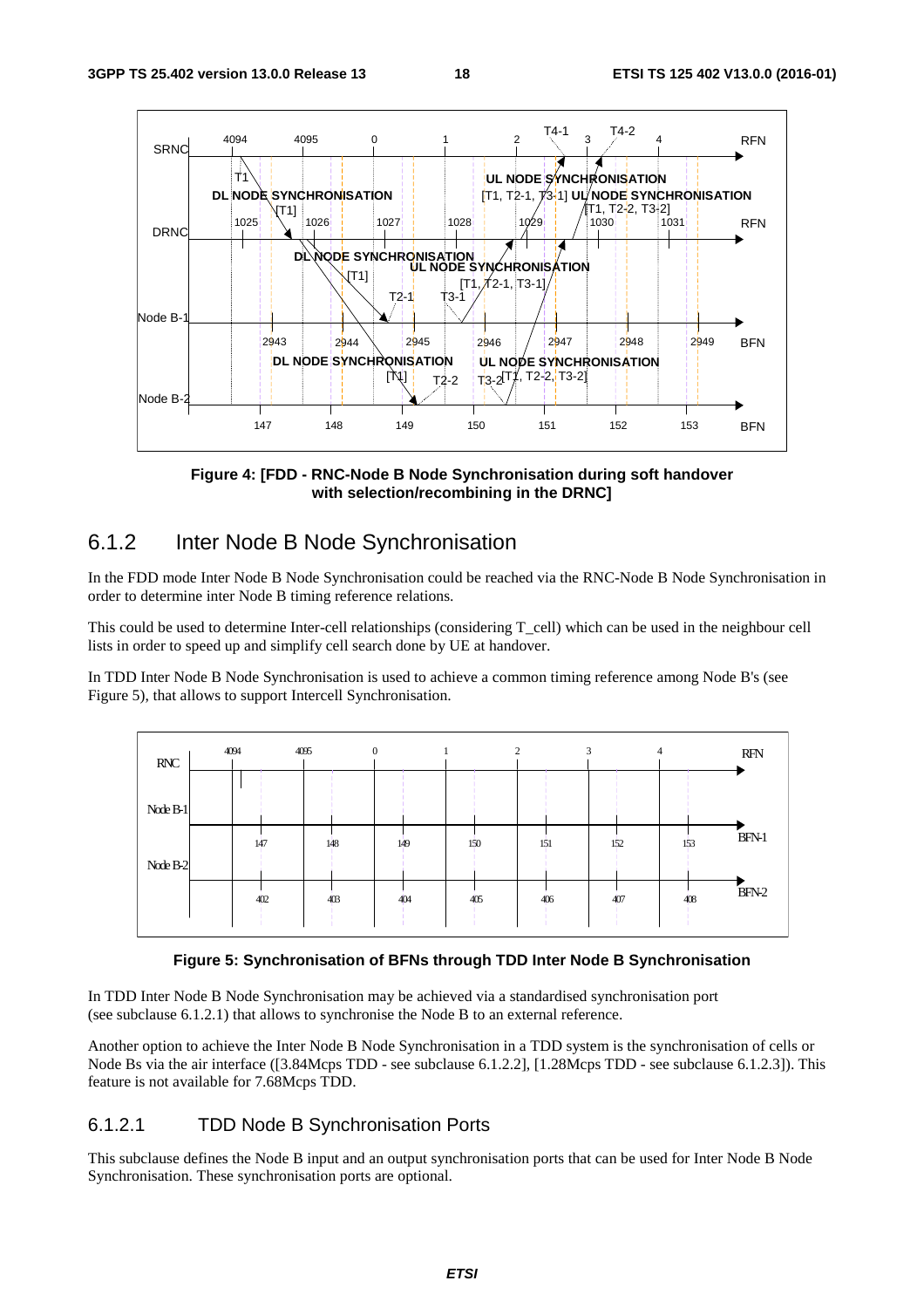**Figure 4: [FDD - RNC-Node B Node Synchronisation during soft handover with selection/recombining in the DRNC]**

## 6.1.2 Inter Node B Node Synchronisation

In the FDD mode Inter Node B Node Synchronisation could be reached via the RNC-Node B Node Synchronisation in order to determine inter Node B timing reference relations.

This could be used to determine Inter-cell relationships (considering T_cell) which can be used in the neighbour cell lists in order to speed up and simplify cell search done by UE at handover.

In TDD Inter Node B Node Synchronisation is used to achieve a common timing reference among Node B's (see Figure 5), that allows to support Intercell Synchronisation.

**Figure 5: Synchronisation of BFNs through TDD Inter Node B Synchronisation**

In TDD Inter Node B Node Synchronisation may be achieved via a standardised synchronisation port (see subclause 6.1.2.1) that allows to synchronise the Node B to an external reference.

Another option to achieve the Inter Node B Node Synchronisation in a TDD system is the synchronisation of cells or Node Bs via the air interface ([3.84Mcps TDD - see subclause 6.1.2.2], [1.28Mcps TDD - see subclause 6.1.2.3]). This feature is not available for 7.68Mcps TDD.

### 6.1.2.1 TDD Node B Synchronisation Ports

This subclause defines the Node B input and an output synchronisation ports that can be used for Inter Node B Node Synchronisation. These synchronisation ports are optional.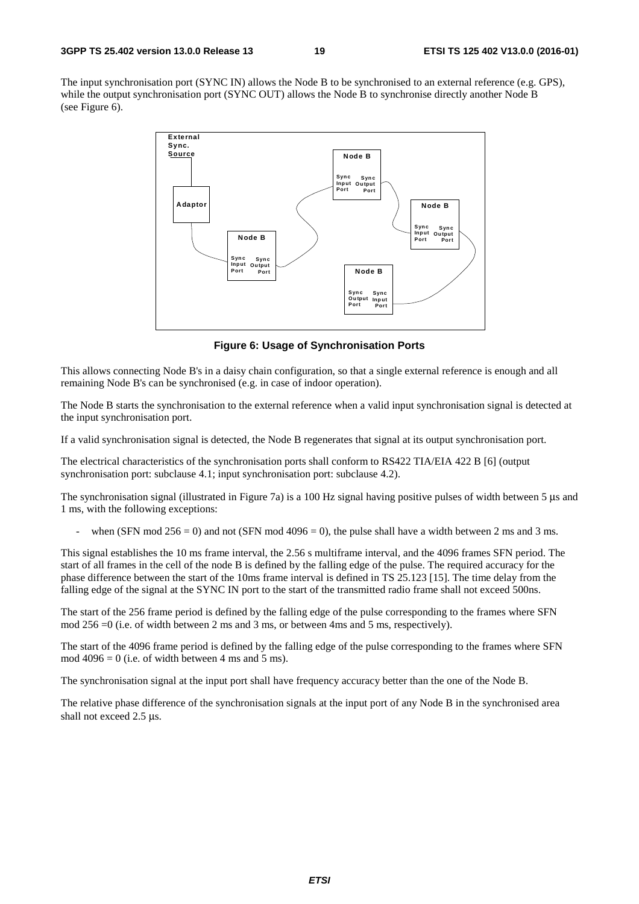The input synchronisation port (SYNC IN) allows the Node B to be synchronised to an external reference (e.g. GPS), while the output synchronisation port (SYNC OUT) allows the Node B to synchronise directly another Node B (see Figure 6).

**Figure 6: Usage of Synchronisation Ports**

This allows connecting Node B's in a daisy chain configuration, so that a single external reference is enough and all remaining Node B's can be synchronised (e.g. in case of indoor operation).

The Node B starts the synchronisation to the external reference when a valid input synchronisation signal is detected at the input synchronisation port.

If a valid synchronisation signal is detected, the Node B regenerates that signal at its output synchronisation port.

The electrical characteristics of the synchronisation ports shall conform to RS422 TIA/EIA 422 B [6] (output synchronisation port: subclause 4.1; input synchronisation port: subclause 4.2).

The synchronisation signal (illustrated in Figure 7a) is a 100 Hz signal having positive pulses of width between 5 µs and 1 ms, with the following exceptions:

- when (SFN mod 256 = 0) and not (SFN mod 4096 = 0), the pulse shall have a width between 2 ms and 3 ms.

This signal establishes the 10 ms frame interval, the 2.56 s multiframe interval, and the 4096 frames SFN period. The start of all frames in the cell of the node B is defined by the falling edge of the pulse. The required accuracy for the phase difference between the start of the 10ms frame interval is defined in TS 25.123 [15]. The time delay from the falling edge of the signal at the SYNC IN port to the start of the transmitted radio frame shall not exceed 500ns.

The start of the 256 frame period is defined by the falling edge of the pulse corresponding to the frames where SFN mod 256 =0 (i.e. of width between 2 ms and 3 ms, or between 4ms and 5 ms, respectively).

The start of the 4096 frame period is defined by the falling edge of the pulse corresponding to the frames where SFN mod 4096 = 0 (i.e. of width between 4 ms and 5 ms).

The synchronisation signal at the input port shall have frequency accuracy better than the one of the Node B.

The relative phase difference of the synchronisation signals at the input port of any Node B in the synchronised area shall not exceed 2.5 µs.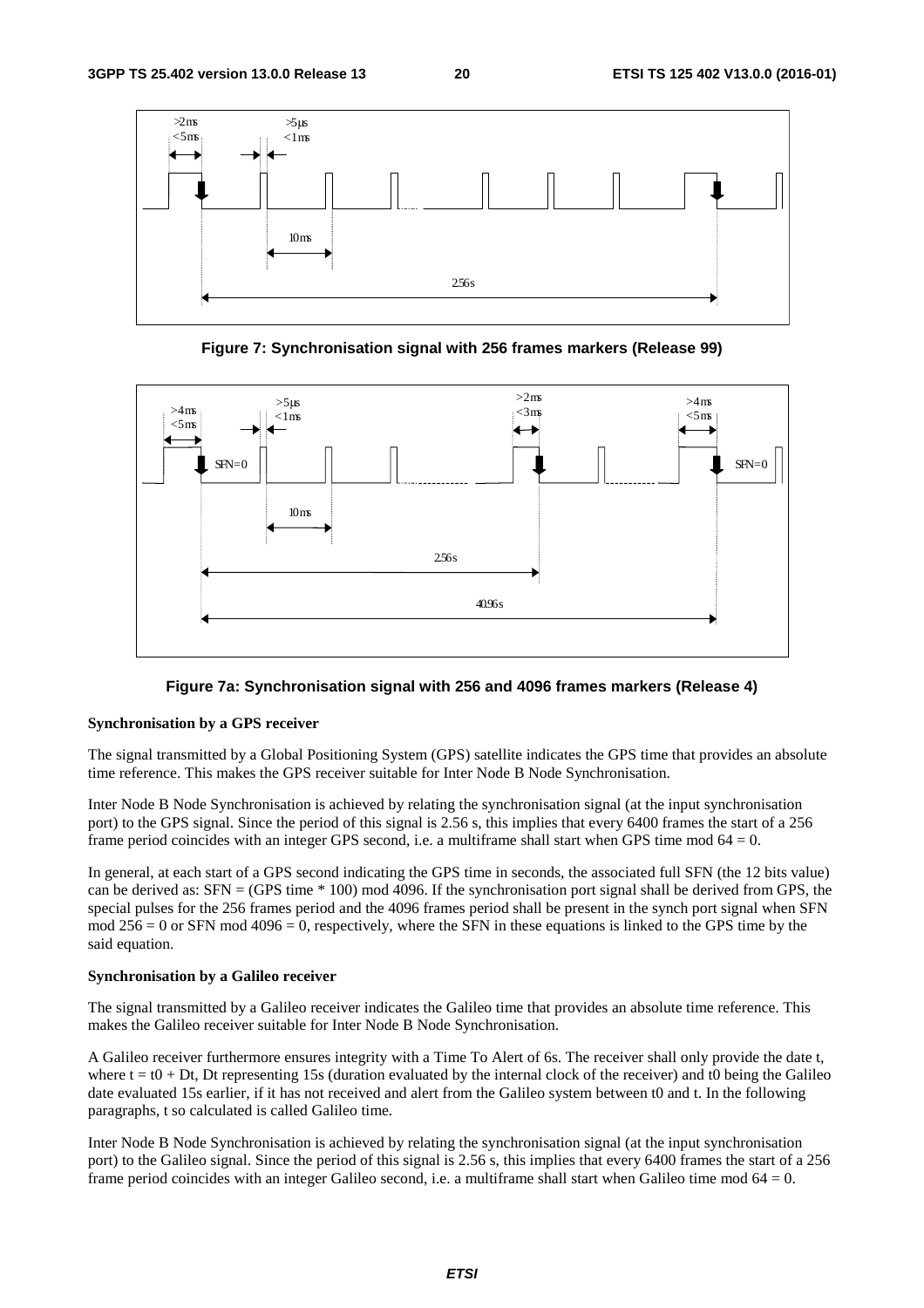Figure 7: Synchronisation signal with 256 frames markers (Release 99)

Figure 7a: Synchronisation signal with 256 and 4096 frames markers (Release 4)

**Synchronisation by a GPS receiver**

The signal transmitted by a Global Positioning System (GPS) satellite indicates the GPS time that provides an absolute time reference. This makes the GPS receiver suitable for Inter Node B Node Synchronisation.

Inter Node B Node Synchronisation is achieved by relating the synchronisation signal (at the input synchronisation port) to the GPS signal. Since the period of this signal is 2.56 s, this implies that every 6400 frames the start of a 256 frame period coincides with an integer GPS second, i.e. a multiframe shall start when GPS time mod 64 = 0.

In general, at each start of a GPS second indicating the GPS time in seconds, the associated full SFN (the 12 bits value) can be derived as: SFN = (GPS time * 100) mod 4096. If the synchronisation port signal shall be derived from GPS, the special pulses for the 256 frames period and the 4096 frames period shall be present in the synch port signal when SFN mod 256 = 0 or SFN mod 4096 = 0, respectively, where the SFN in these equations is linked to the GPS time by the said equation.

**Synchronisation by a Galileo receiver**

The signal transmitted by a Galileo receiver indicates the Galileo time that provides an absolute time reference. This makes the Galileo receiver suitable for Inter Node B Node Synchronisation.

A Galileo receiver furthermore ensures integrity with a Time To Alert of 6s. The receiver shall only provide the date t, where t = t0 + Dt, Dt representing 15s (duration evaluated by the internal clock of the receiver) and t0 being the Galileo date evaluated 15s earlier, if it has not received and alert from the Galileo system between t0 and t. In the following paragraphs, t so calculated is called Galileo time.

Inter Node B Node Synchronisation is achieved by relating the synchronisation signal (at the input synchronisation port) to the Galileo signal. Since the period of this signal is 2.56 s, this implies that every 6400 frames the start of a 256 frame period coincides with an integer Galileo second, i.e. a multiframe shall start when Galileo time mod 64 = 0.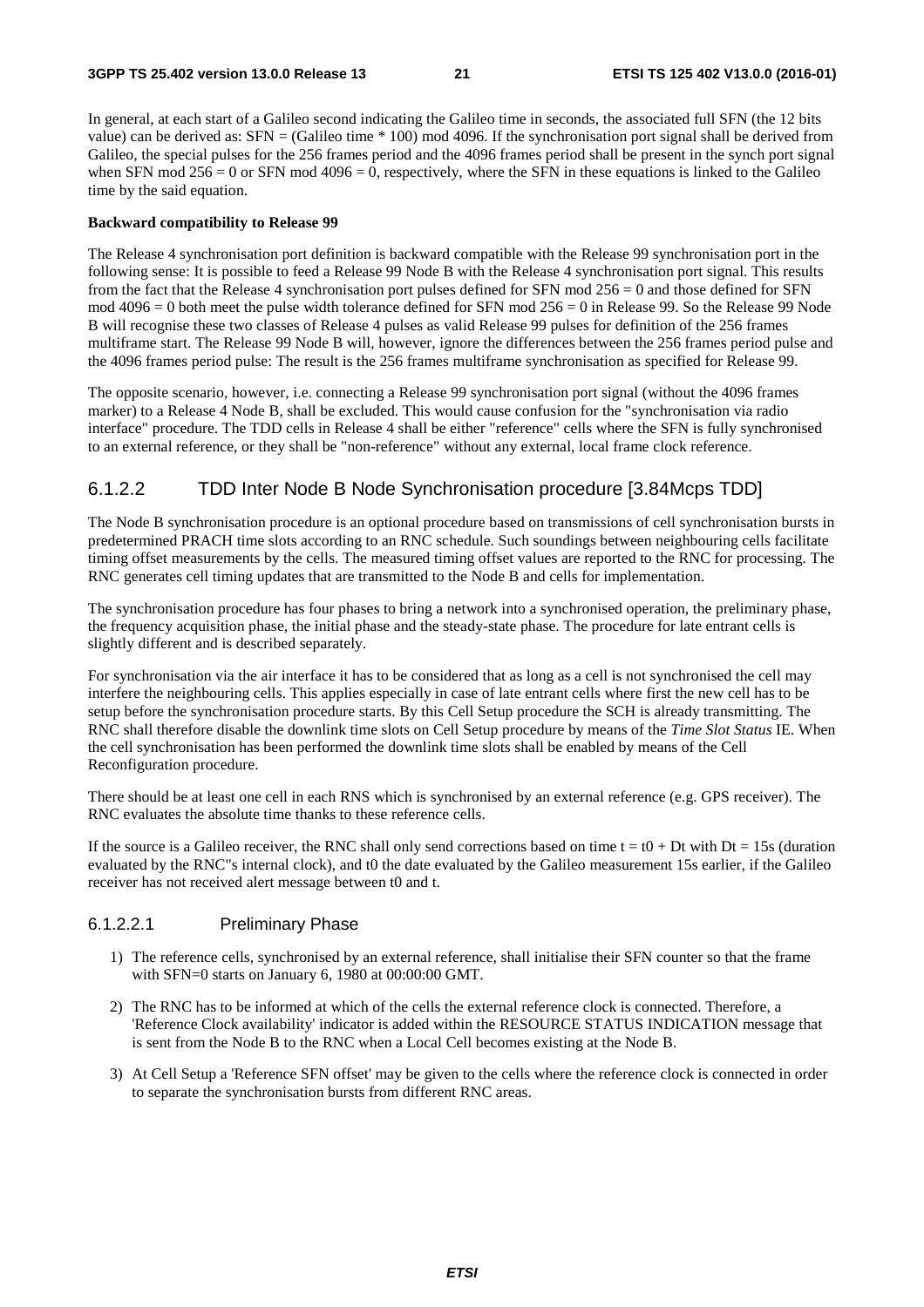In general, at each start of a Galileo second indicating the Galileo time in seconds, the associated full SFN (the 12 bits value) can be derived as: SFN = (Galileo time * 100) mod 4096. If the synchronisation port signal shall be derived from Galileo, the special pulses for the 256 frames period and the 4096 frames period shall be present in the synch port signal when SFN mod 256 = 0 or SFN mod 4096 = 0, respectively, where the SFN in these equations is linked to the Galileo time by the said equation.

**Backward compatibility to Release 99**

The Release 4 synchronisation port definition is backward compatible with the Release 99 synchronisation port in the following sense: It is possible to feed a Release 99 Node B with the Release 4 synchronisation port signal. This results from the fact that the Release 4 synchronisation port pulses defined for SFN mod 256 = 0 and those defined for SFN mod 4096 = 0 both meet the pulse width tolerance defined for SFN mod 256 = 0 in Release 99. So the Release 99 Node B will recognise these two classes of Release 4 pulses as valid Release 99 pulses for definition of the 256 frames multiframe start. The Release 99 Node B will, however, ignore the differences between the 256 frames period pulse and the 4096 frames period pulse: The result is the 256 frames multiframe synchronisation as specified for Release 99.

The opposite scenario, however, i.e. connecting a Release 99 synchronisation port signal (without the 4096 frames marker) to a Release 4 Node B, shall be excluded. This would cause confusion for the "synchronisation via radio interface" procedure. The TDD cells in Release 4 shall be either "reference" cells where the SFN is fully synchronised to an external reference, or they shall be "non-reference" without any external, local frame clock reference.

### 6.1.2.2 TDD Inter Node B Node Synchronisation procedure [3.84Mcps TDD]

The Node B synchronisation procedure is an optional procedure based on transmissions of cell synchronisation bursts in predetermined PRACH time slots according to an RNC schedule. Such soundings between neighbouring cells facilitate timing offset measurements by the cells. The measured timing offset values are reported to the RNC for processing. The RNC generates cell timing updates that are transmitted to the Node B and cells for implementation.

The synchronisation procedure has four phases to bring a network into a synchronised operation, the preliminary phase, the frequency acquisition phase, the initial phase and the steady-state phase. The procedure for late entrant cells is slightly different and is described separately.

For synchronisation via the air interface it has to be considered that as long as a cell is not synchronised the cell may interfere the neighbouring cells. This applies especially in case of late entrant cells where first the new cell has to be setup before the synchronisation procedure starts. By this Cell Setup procedure the SCH is already transmitting. The RNC shall therefore disable the downlink time slots on Cell Setup procedure by means of the *Time Slot Status* IE. When the cell synchronisation has been performed the downlink time slots shall be enabled by means of the Cell Reconfiguration procedure.

There should be at least one cell in each RNS which is synchronised by an external reference (e.g. GPS receiver). The RNC evaluates the absolute time thanks to these reference cells.

If the source is a Galileo receiver, the RNC shall only send corrections based on time t = t0 + Dt with Dt = 15s (duration evaluated by the RNC"s internal clock), and t0 the date evaluated by the Galileo measurement 15s earlier, if the Galileo receiver has not received alert message between t0 and t.

#### 6.1.2.2.1 Preliminary Phase

1) The reference cells, synchronised by an external reference, shall initialise their SFN counter so that the frame with SFN=0 starts on January 6, 1980 at 00:00:00 GMT.
2) The RNC has to be informed at which of the cells the external reference clock is connected. Therefore, a 'Reference Clock availability' indicator is added within the RESOURCE STATUS INDICATION message that is sent from the Node B to the RNC when a Local Cell becomes existing at the Node B.
3) At Cell Setup a 'Reference SFN offset' may be given to the cells where the reference clock is connected in order to separate the synchronisation bursts from different RNC areas.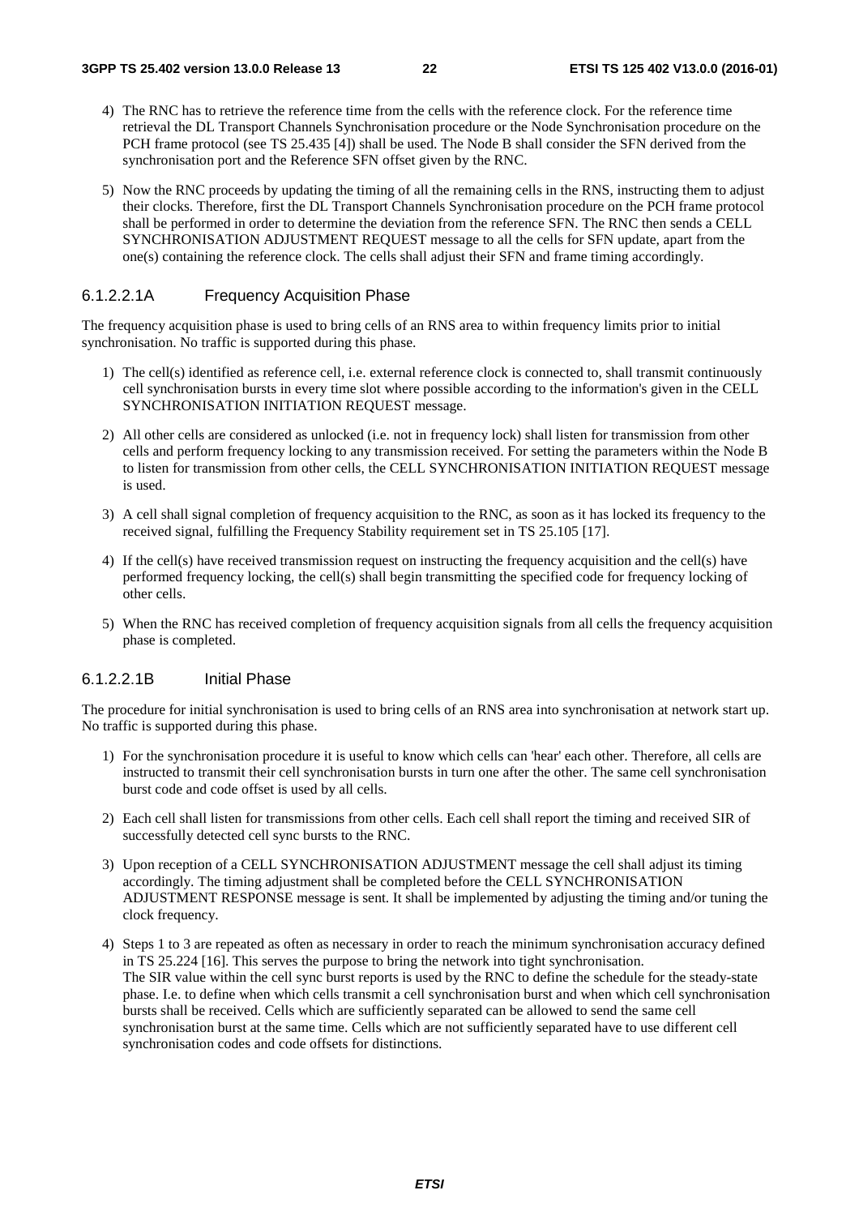4) The RNC has to retrieve the reference time from the cells with the reference clock. For the reference time retrieval the DL Transport Channels Synchronisation procedure or the Node Synchronisation procedure on the PCH frame protocol (see TS 25.435 [4]) shall be used. The Node B shall consider the SFN derived from the synchronisation port and the Reference SFN offset given by the RNC.

5) Now the RNC proceeds by updating the timing of all the remaining cells in the RNS, instructing them to adjust their clocks. Therefore, first the DL Transport Channels Synchronisation procedure on the PCH frame protocol shall be performed in order to determine the deviation from the reference SFN. The RNC then sends a CELL SYNCHRONISATION ADJUSTMENT REQUEST message to all the cells for SFN update, apart from the one(s) containing the reference clock. The cells shall adjust their SFN and frame timing accordingly.

#### 6.1.2.2.1A Frequency Acquisition Phase

The frequency acquisition phase is used to bring cells of an RNS area to within frequency limits prior to initial synchronisation. No traffic is supported during this phase.

1) The cell(s) identified as reference cell, i.e. external reference clock is connected to, shall transmit continuously cell synchronisation bursts in every time slot where possible according to the information's given in the CELL SYNCHRONISATION INITIATION REQUEST message.

2) All other cells are considered as unlocked (i.e. not in frequency lock) shall listen for transmission from other cells and perform frequency locking to any transmission received. For setting the parameters within the Node B to listen for transmission from other cells, the CELL SYNCHRONISATION INITIATION REQUEST message is used.

3) A cell shall signal completion of frequency acquisition to the RNC, as soon as it has locked its frequency to the received signal, fulfilling the Frequency Stability requirement set in TS 25.105 [17].

4) If the cell(s) have received transmission request on instructing the frequency acquisition and the cell(s) have performed frequency locking, the cell(s) shall begin transmitting the specified code for frequency locking of other cells.

5) When the RNC has received completion of frequency acquisition signals from all cells the frequency acquisition phase is completed.

#### 6.1.2.2.1B Initial Phase

The procedure for initial synchronisation is used to bring cells of an RNS area into synchronisation at network start up. No traffic is supported during this phase.

1) For the synchronisation procedure it is useful to know which cells can 'hear' each other. Therefore, all cells are instructed to transmit their cell synchronisation bursts in turn one after the other. The same cell synchronisation burst code and code offset is used by all cells.

2) Each cell shall listen for transmissions from other cells. Each cell shall report the timing and received SIR of successfully detected cell sync bursts to the RNC.

3) Upon reception of a CELL SYNCHRONISATION ADJUSTMENT message the cell shall adjust its timing accordingly. The timing adjustment shall be completed before the CELL SYNCHRONISATION ADJUSTMENT RESPONSE message is sent. It shall be implemented by adjusting the timing and/or tuning the clock frequency.

4) Steps 1 to 3 are repeated as often as necessary in order to reach the minimum synchronisation accuracy defined in TS 25.224 [16]. This serves the purpose to bring the network into tight synchronisation.
The SIR value within the cell sync burst reports is used by the RNC to define the schedule for the steady-state phase. I.e. to define when which cells transmit a cell synchronisation burst and when which cell synchronisation bursts shall be received. Cells which are sufficiently separated can be allowed to send the same cell synchronisation burst at the same time. Cells which are not sufficiently separated have to use different cell synchronisation codes and code offsets for distinctions.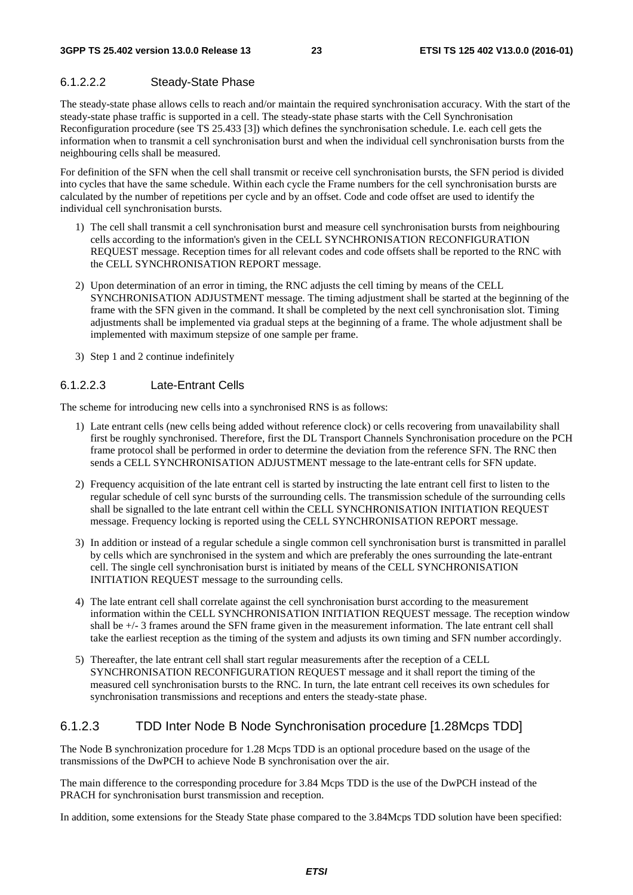#### 6.1.2.2.2 Steady-State Phase

The steady-state phase allows cells to reach and/or maintain the required synchronisation accuracy. With the start of the steady-state phase traffic is supported in a cell. The steady-state phase starts with the Cell Synchronisation Reconfiguration procedure (see TS 25.433 [3]) which defines the synchronisation schedule. I.e. each cell gets the information when to transmit a cell synchronisation burst and when the individual cell synchronisation bursts from the neighbouring cells shall be measured.

For definition of the SFN when the cell shall transmit or receive cell synchronisation bursts, the SFN period is divided into cycles that have the same schedule. Within each cycle the Frame numbers for the cell synchronisation bursts are calculated by the number of repetitions per cycle and by an offset. Code and code offset are used to identify the individual cell synchronisation bursts.

1) The cell shall transmit a cell synchronisation burst and measure cell synchronisation bursts from neighbouring cells according to the information's given in the CELL SYNCHRONISATION RECONFIGURATION REQUEST message. Reception times for all relevant codes and code offsets shall be reported to the RNC with the CELL SYNCHRONISATION REPORT message.

2) Upon determination of an error in timing, the RNC adjusts the cell timing by means of the CELL SYNCHRONISATION ADJUSTMENT message. The timing adjustment shall be started at the beginning of the frame with the SFN given in the command. It shall be completed by the next cell synchronisation slot. Timing adjustments shall be implemented via gradual steps at the beginning of a frame. The whole adjustment shall be implemented with maximum stepsize of one sample per frame.

3) Step 1 and 2 continue indefinitely

#### 6.1.2.2.3 Late-Entrant Cells

The scheme for introducing new cells into a synchronised RNS is as follows:

1) Late entrant cells (new cells being added without reference clock) or cells recovering from unavailability shall first be roughly synchronised. Therefore, first the DL Transport Channels Synchronisation procedure on the PCH frame protocol shall be performed in order to determine the deviation from the reference SFN. The RNC then sends a CELL SYNCHRONISATION ADJUSTMENT message to the late-entrant cells for SFN update.

2) Frequency acquisition of the late entrant cell is started by instructing the late entrant cell first to listen to the regular schedule of cell sync bursts of the surrounding cells. The transmission schedule of the surrounding cells shall be signalled to the late entrant cell within the CELL SYNCHRONISATION INITIATION REQUEST message. Frequency locking is reported using the CELL SYNCHRONISATION REPORT message.

3) In addition or instead of a regular schedule a single common cell synchronisation burst is transmitted in parallel by cells which are synchronised in the system and which are preferably the ones surrounding the late-entrant cell. The single cell synchronisation burst is initiated by means of the CELL SYNCHRONISATION INITIATION REQUEST message to the surrounding cells.

4) The late entrant cell shall correlate against the cell synchronisation burst according to the measurement information within the CELL SYNCHRONISATION INITIATION REQUEST message. The reception window shall be +/- 3 frames around the SFN frame given in the measurement information. The late entrant cell shall take the earliest reception as the timing of the system and adjusts its own timing and SFN number accordingly.

5) Thereafter, the late entrant cell shall start regular measurements after the reception of a CELL SYNCHRONISATION RECONFIGURATION REQUEST message and it shall report the timing of the measured cell synchronisation bursts to the RNC. In turn, the late entrant cell receives its own schedules for synchronisation transmissions and receptions and enters the steady-state phase.

### 6.1.2.3 TDD Inter Node B Node Synchronisation procedure [1.28Mcps TDD]

The Node B synchronization procedure for 1.28 Mcps TDD is an optional procedure based on the usage of the transmissions of the DwPCH to achieve Node B synchronisation over the air.

The main difference to the corresponding procedure for 3.84 Mcps TDD is the use of the DwPCH instead of the PRACH for synchronisation burst transmission and reception.

In addition, some extensions for the Steady State phase compared to the 3.84Mcps TDD solution have been specified: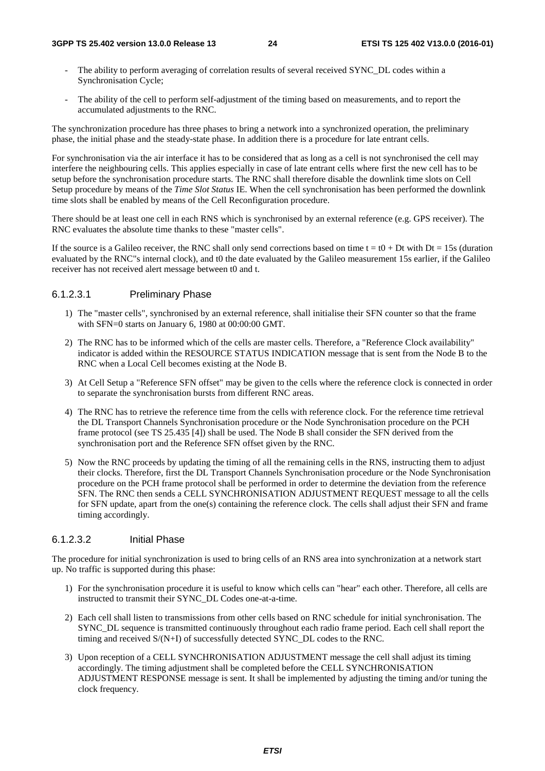- The ability to perform averaging of correlation results of several received SYNC_DL codes within a Synchronisation Cycle;

- The ability of the cell to perform self-adjustment of the timing based on measurements, and to report the accumulated adjustments to the RNC.

The synchronization procedure has three phases to bring a network into a synchronized operation, the preliminary phase, the initial phase and the steady-state phase. In addition there is a procedure for late entrant cells.

For synchronisation via the air interface it has to be considered that as long as a cell is not synchronised the cell may interfere the neighbouring cells. This applies especially in case of late entrant cells where first the new cell has to be setup before the synchronisation procedure starts. The RNC shall therefore disable the downlink time slots on Cell Setup procedure by means of the *Time Slot Status* IE. When the cell synchronisation has been performed the downlink time slots shall be enabled by means of the Cell Reconfiguration procedure.

There should be at least one cell in each RNS which is synchronised by an external reference (e.g. GPS receiver). The RNC evaluates the absolute time thanks to these "master cells".

If the source is a Galileo receiver, the RNC shall only send corrections based on time $t = t0 + Dt$ with $Dt = 15s$ (duration evaluated by the RNC"s internal clock), and t0 the date evaluated by the Galileo measurement 15s earlier, if the Galileo receiver has not received alert message between t0 and t.

#### 6.1.2.3.1 Preliminary Phase

1) The "master cells", synchronised by an external reference, shall initialise their SFN counter so that the frame with SFN=0 starts on January 6, 1980 at 00:00:00 GMT.

2) The RNC has to be informed which of the cells are master cells. Therefore, a "Reference Clock availability" indicator is added within the RESOURCE STATUS INDICATION message that is sent from the Node B to the RNC when a Local Cell becomes existing at the Node B.

3) At Cell Setup a "Reference SFN offset" may be given to the cells where the reference clock is connected in order to separate the synchronisation bursts from different RNC areas.

4) The RNC has to retrieve the reference time from the cells with reference clock. For the reference time retrieval the DL Transport Channels Synchronisation procedure or the Node Synchronisation procedure on the PCH frame protocol (see TS 25.435 [4]) shall be used. The Node B shall consider the SFN derived from the synchronisation port and the Reference SFN offset given by the RNC.

5) Now the RNC proceeds by updating the timing of all the remaining cells in the RNS, instructing them to adjust their clocks. Therefore, first the DL Transport Channels Synchronisation procedure or the Node Synchronisation procedure on the PCH frame protocol shall be performed in order to determine the deviation from the reference SFN. The RNC then sends a CELL SYNCHRONISATION ADJUSTMENT REQUEST message to all the cells for SFN update, apart from the one(s) containing the reference clock. The cells shall adjust their SFN and frame timing accordingly.

#### 6.1.2.3.2 Initial Phase

The procedure for initial synchronization is used to bring cells of an RNS area into synchronization at a network start up. No traffic is supported during this phase:

1) For the synchronisation procedure it is useful to know which cells can "hear" each other. Therefore, all cells are instructed to transmit their SYNC_DL Codes one-at-a-time.

2) Each cell shall listen to transmissions from other cells based on RNC schedule for initial synchronisation. The SYNC_DL sequence is transmitted continuously throughout each radio frame period. Each cell shall report the timing and received S/(N+I) of successfully detected SYNC_DL codes to the RNC.

3) Upon reception of a CELL SYNCHRONISATION ADJUSTMENT message the cell shall adjust its timing accordingly. The timing adjustment shall be completed before the CELL SYNCHRONISATION ADJUSTMENT RESPONSE message is sent. It shall be implemented by adjusting the timing and/or tuning the clock frequency.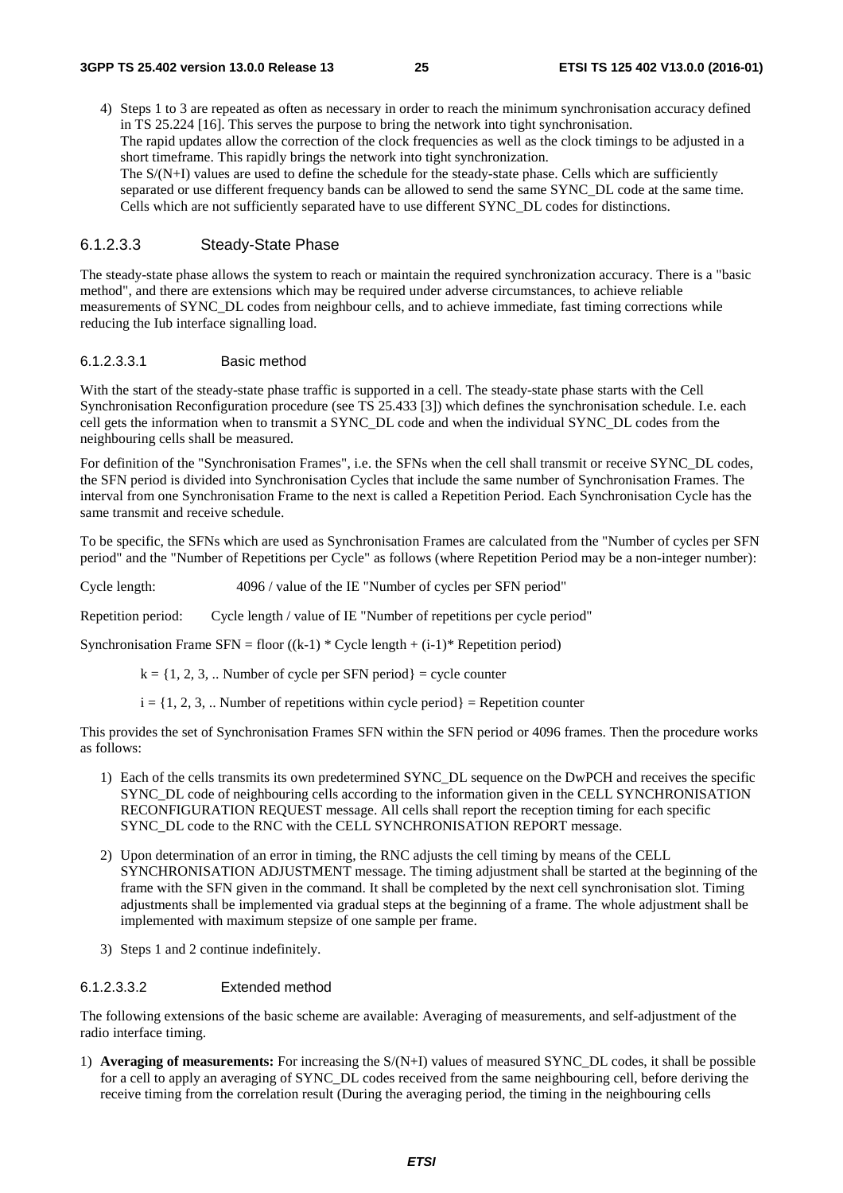4) Steps 1 to 3 are repeated as often as necessary in order to reach the minimum synchronisation accuracy defined in TS 25.224 [16]. This serves the purpose to bring the network into tight synchronisation.
   The rapid updates allow the correction of the clock frequencies as well as the clock timings to be adjusted in a short timeframe. This rapidly brings the network into tight synchronization.
   The S/(N+I) values are used to define the schedule for the steady-state phase. Cells which are sufficiently separated or use different frequency bands can be allowed to send the same SYNC_DL code at the same time. Cells which are not sufficiently separated have to use different SYNC_DL codes for distinctions.

#### 6.1.2.3.3 Steady-State Phase

The steady-state phase allows the system to reach or maintain the required synchronization accuracy. There is a "basic method", and there are extensions which may be required under adverse circumstances, to achieve reliable measurements of SYNC_DL codes from neighbour cells, and to achieve immediate, fast timing corrections while reducing the Iub interface signalling load.

##### 6.1.2.3.3.1 Basic method

With the start of the steady-state phase traffic is supported in a cell. The steady-state phase starts with the Cell Synchronisation Reconfiguration procedure (see TS 25.433 [3]) which defines the synchronisation schedule. I.e. each cell gets the information when to transmit a SYNC_DL code and when the individual SYNC_DL codes from the neighbouring cells shall be measured.

For definition of the "Synchronisation Frames", i.e. the SFNs when the cell shall transmit or receive SYNC_DL codes, the SFN period is divided into Synchronisation Cycles that include the same number of Synchronisation Frames. The interval from one Synchronisation Frame to the next is called a Repetition Period. Each Synchronisation Cycle has the same transmit and receive schedule.

To be specific, the SFNs which are used as Synchronisation Frames are calculated from the "Number of cycles per SFN period" and the "Number of Repetitions per Cycle" as follows (where Repetition Period may be a non-integer number):

Cycle length: 4096 / value of the IE "Number of cycles per SFN period"

Repetition period: Cycle length / value of IE "Number of repetitions per cycle period"

Synchronisation Frame SFN = floor ((k-1) * Cycle length + (i-1)* Repetition period)

$k = \{1, 2, 3, ..$ Number of cycle per SFN period$\}$ = cycle counter

$i = \{1, 2, 3, ..$ Number of repetitions within cycle period$\}$ = Repetition counter

This provides the set of Synchronisation Frames SFN within the SFN period or 4096 frames. Then the procedure works as follows:

1) Each of the cells transmits its own predetermined SYNC_DL sequence on the DwPCH and receives the specific SYNC_DL code of neighbouring cells according to the information given in the CELL SYNCHRONISATION RECONFIGURATION REQUEST message. All cells shall report the reception timing for each specific SYNC_DL code to the RNC with the CELL SYNCHRONISATION REPORT message.

2) Upon determination of an error in timing, the RNC adjusts the cell timing by means of the CELL SYNCHRONISATION ADJUSTMENT message. The timing adjustment shall be started at the beginning of the frame with the SFN given in the command. It shall be completed by the next cell synchronisation slot. Timing adjustments shall be implemented via gradual steps at the beginning of a frame. The whole adjustment shall be implemented with maximum stepsize of one sample per frame.

3) Steps 1 and 2 continue indefinitely.

##### 6.1.2.3.3.2 Extended method

The following extensions of the basic scheme are available: Averaging of measurements, and self-adjustment of the radio interface timing.

1) **Averaging of measurements:** For increasing the S/(N+I) values of measured SYNC_DL codes, it shall be possible for a cell to apply an averaging of SYNC_DL codes received from the same neighbouring cell, before deriving the receive timing from the correlation result (During the averaging period, the timing in the neighbouring cells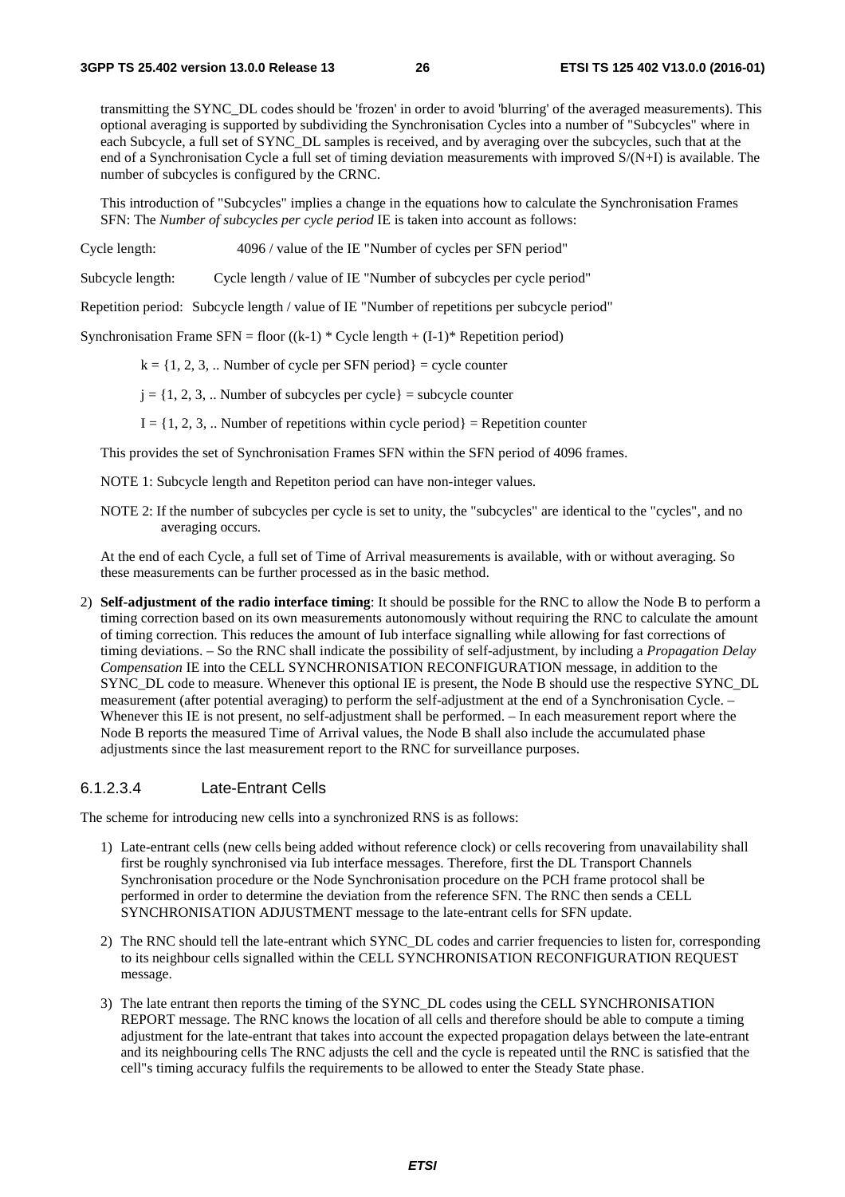transmitting the SYNC_DL codes should be 'frozen' in order to avoid 'blurring' of the averaged measurements). This optional averaging is supported by subdividing the Synchronisation Cycles into a number of "Subcycles" where in each Subcycle, a full set of SYNC_DL samples is received, and by averaging over the subcycles, such that at the end of a Synchronisation Cycle a full set of timing deviation measurements with improved S/(N+I) is available. The number of subcycles is configured by the CRNC.

This introduction of "Subcycles" implies a change in the equations how to calculate the Synchronisation Frames SFN: The *Number of subcycles per cycle period* IE is taken into account as follows:

Cycle length: 4096 / value of the IE "Number of cycles per SFN period"

Subcycle length: Cycle length / value of IE "Number of subcycles per cycle period"

Repetition period: Subcycle length / value of IE "Number of repetitions per subcycle period"

Synchronisation Frame SFN = floor ((k-1) * Cycle length + (I-1)* Repetition period)

k = {1, 2, 3, .. Number of cycle per SFN period} = cycle counter

j = {1, 2, 3, .. Number of subcycles per cycle} = subcycle counter

I = {1, 2, 3, .. Number of repetitions within cycle period} = Repetition counter

This provides the set of Synchronisation Frames SFN within the SFN period of 4096 frames.

NOTE 1: Subcycle length and Repetiton period can have non-integer values.

NOTE 2: If the number of subcycles per cycle is set to unity, the "subcycles" are identical to the "cycles", and no averaging occurs.

At the end of each Cycle, a full set of Time of Arrival measurements is available, with or without averaging. So these measurements can be further processed as in the basic method.

2) **Self-adjustment of the radio interface timing**: It should be possible for the RNC to allow the Node B to perform a timing correction based on its own measurements autonomously without requiring the RNC to calculate the amount of timing correction. This reduces the amount of Iub interface signalling while allowing for fast corrections of timing deviations. – So the RNC shall indicate the possibility of self-adjustment, by including a *Propagation Delay Compensation* IE into the CELL SYNCHRONISATION RECONFIGURATION message, in addition to the SYNC_DL code to measure. Whenever this optional IE is present, the Node B should use the respective SYNC_DL measurement (after potential averaging) to perform the self-adjustment at the end of a Synchronisation Cycle. – Whenever this IE is not present, no self-adjustment shall be performed. – In each measurement report where the Node B reports the measured Time of Arrival values, the Node B shall also include the accumulated phase adjustments since the last measurement report to the RNC for surveillance purposes.

#### 6.1.2.3.4 Late-Entrant Cells

The scheme for introducing new cells into a synchronized RNS is as follows:

1) Late-entrant cells (new cells being added without reference clock) or cells recovering from unavailability shall first be roughly synchronised via Iub interface messages. Therefore, first the DL Transport Channels Synchronisation procedure or the Node Synchronisation procedure on the PCH frame protocol shall be performed in order to determine the deviation from the reference SFN. The RNC then sends a CELL SYNCHRONISATION ADJUSTMENT message to the late-entrant cells for SFN update.

2) The RNC should tell the late-entrant which SYNC_DL codes and carrier frequencies to listen for, corresponding to its neighbour cells signalled within the CELL SYNCHRONISATION RECONFIGURATION REQUEST message.

3) The late entrant then reports the timing of the SYNC_DL codes using the CELL SYNCHRONISATION REPORT message. The RNC knows the location of all cells and therefore should be able to compute a timing adjustment for the late-entrant that takes into account the expected propagation delays between the late-entrant and its neighbouring cells The RNC adjusts the cell and the cycle is repeated until the RNC is satisfied that the cell"s timing accuracy fulfils the requirements to be allowed to enter the Steady State phase.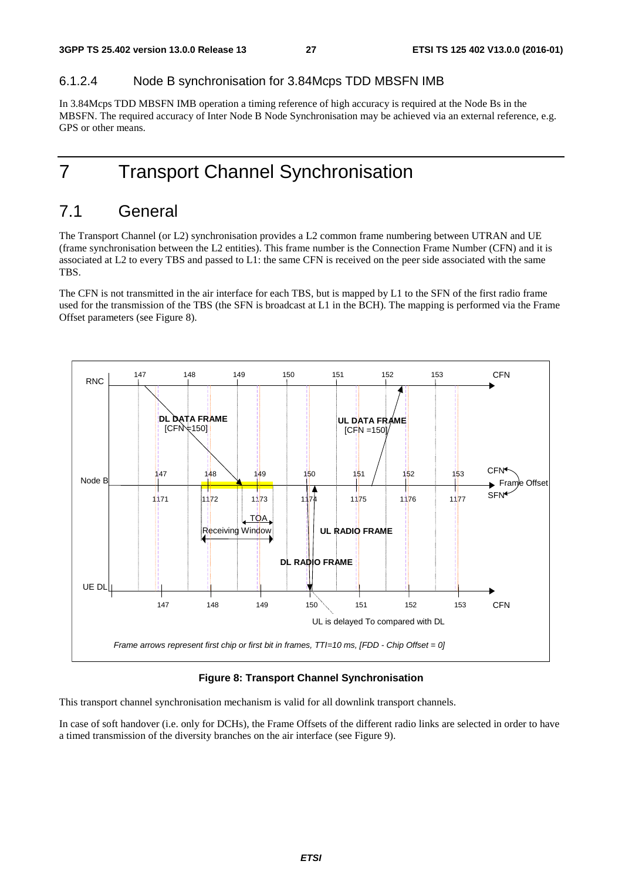#### 6.1.2.4 Node B synchronisation for 3.84Mcps TDD MBSFN IMB

In 3.84Mcps TDD MBSFN IMB operation a timing reference of high accuracy is required at the Node Bs in the MBSFN. The required accuracy of Inter Node B Node Synchronisation may be achieved via an external reference, e.g. GPS or other means.

# 7 Transport Channel Synchronisation

## 7.1 General

The Transport Channel (or L2) synchronisation provides a L2 common frame numbering between UTRAN and UE (frame synchronisation between the L2 entities). This frame number is the Connection Frame Number (CFN) and it is associated at L2 to every TBS and passed to L1: the same CFN is received on the peer side associated with the same TBS.

The CFN is not transmitted in the air interface for each TBS, but is mapped by L1 to the SFN of the first radio frame used for the transmission of the TBS (the SFN is broadcast at L1 in the BCH). The mapping is performed via the Frame Offset parameters (see Figure 8).

**Figure 8: Transport Channel Synchronisation**

This transport channel synchronisation mechanism is valid for all downlink transport channels.

In case of soft handover (i.e. only for DCHs), the Frame Offsets of the different radio links are selected in order to have a timed transmission of the diversity branches on the air interface (see Figure 9).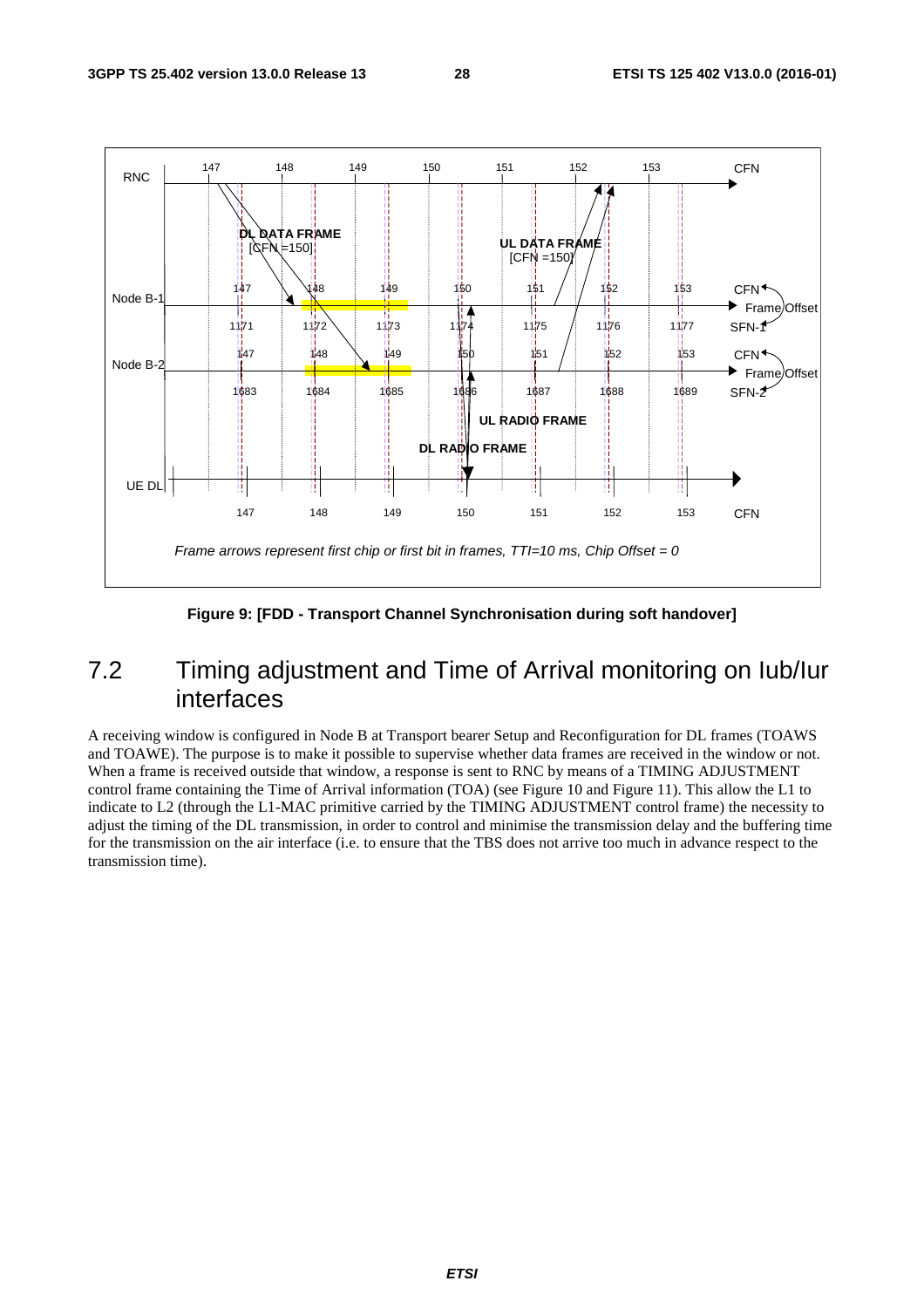Figure 9: [FDD - Transport Channel Synchronisation during soft handover]

## 7.2 Timing adjustment and Time of Arrival monitoring on Iub/Iur interfaces

A receiving window is configured in Node B at Transport bearer Setup and Reconfiguration for DL frames (TOAWS and TOAWE). The purpose is to make it possible to supervise whether data frames are received in the window or not. When a frame is received outside that window, a response is sent to RNC by means of a TIMING ADJUSTMENT control frame containing the Time of Arrival information (TOA) (see Figure 10 and Figure 11). This allow the L1 to indicate to L2 (through the L1-MAC primitive carried by the TIMING ADJUSTMENT control frame) the necessity to adjust the timing of the DL transmission, in order to control and minimise the transmission delay and the buffering time for the transmission on the air interface (i.e. to ensure that the TBS does not arrive too much in advance respect to the transmission time).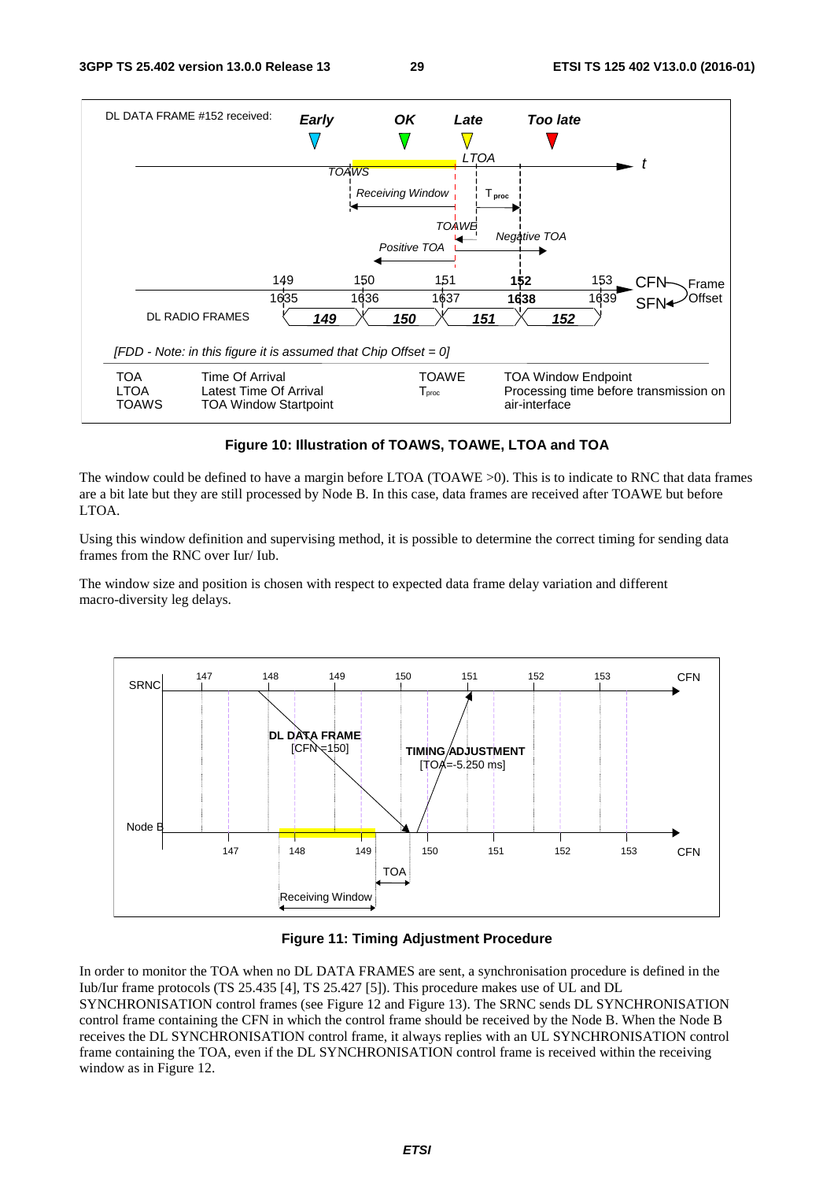**Figure 10: Illustration of TOAWS, TOAWE, LTOA and TOA**

The window could be defined to have a margin before LTOA (TOAWE >0). This is to indicate to RNC that data frames are a bit late but they are still processed by Node B. In this case, data frames are received after TOAWE but before LTOA.

Using this window definition and supervising method, it is possible to determine the correct timing for sending data frames from the RNC over Iur/ Iub.

The window size and position is chosen with respect to expected data frame delay variation and different macro-diversity leg delays.

**Figure 11: Timing Adjustment Procedure**

In order to monitor the TOA when no DL DATA FRAMES are sent, a synchronisation procedure is defined in the Iub/Iur frame protocols (TS 25.435 [4], TS 25.427 [5]). This procedure makes use of UL and DL SYNCHRONISATION control frames (see Figure 12 and Figure 13). The SRNC sends DL SYNCHRONISATION control frame containing the CFN in which the control frame should be received by the Node B. When the Node B receives the DL SYNCHRONISATION control frame, it always replies with an UL SYNCHRONISATION control frame containing the TOA, even if the DL SYNCHRONISATION control frame is received within the receiving window as in Figure 12.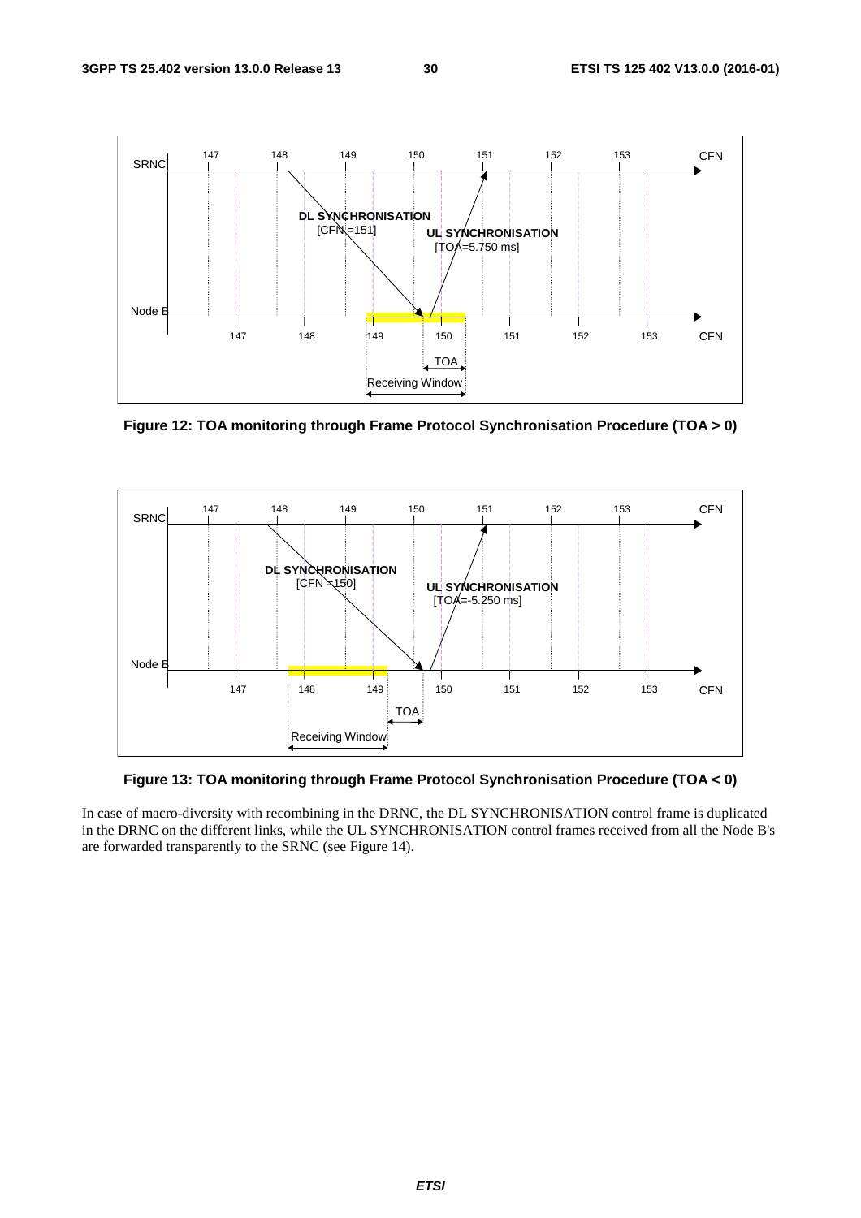Figure 12: TOA monitoring through Frame Protocol Synchronisation Procedure (TOA > 0)

Figure 13: TOA monitoring through Frame Protocol Synchronisation Procedure (TOA < 0)

In case of macro-diversity with recombining in the DRNC, the DL SYNCHRONISATION control frame is duplicated in the DRNC on the different links, while the UL SYNCHRONISATION control frames received from all the Node B's are forwarded transparently to the SRNC (see Figure 14).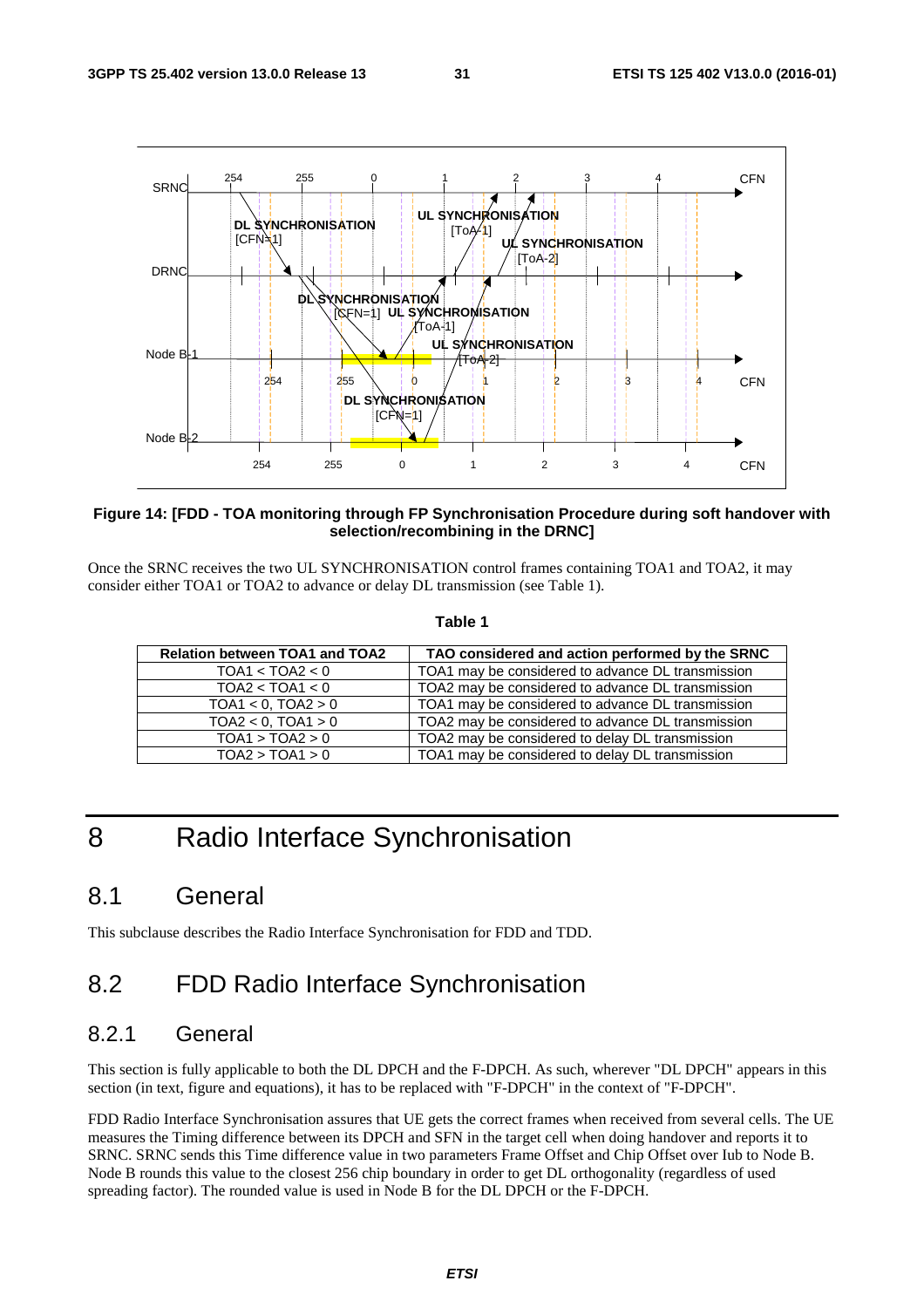**Figure 14: [FDD - TOA monitoring through FP Synchronisation Procedure during soft handover with selection/recombining in the DRNC]**

Once the SRNC receives the two UL SYNCHRONISATION control frames containing TOA1 and TOA2, it may consider either TOA1 or TOA2 to advance or delay DL transmission (see Table 1).

**Table 1**

| Relation between TOA1 and TOA2 | TAO considered and action performed by the SRNC |
|---|---|
| TOA1 < TOA2 < 0 | TOA1 may be considered to advance DL transmission |
| TOA2 < TOA1 < 0 | TOA2 may be considered to advance DL transmission |
| TOA1 < 0, TOA2 > 0 | TOA1 may be considered to advance DL transmission |
| TOA2 < 0, TOA1 > 0 | TOA2 may be considered to advance DL transmission |
| TOA1 > TOA2 > 0 | TOA2 may be considered to delay DL transmission |
| TOA2 > TOA1 > 0 | TOA1 may be considered to delay DL transmission |

# 8 Radio Interface Synchronisation

## 8.1 General

This subclause describes the Radio Interface Synchronisation for FDD and TDD.

## 8.2 FDD Radio Interface Synchronisation

### 8.2.1 General

This section is fully applicable to both the DL DPCH and the F-DPCH. As such, wherever "DL DPCH" appears in this section (in text, figure and equations), it has to be replaced with "F-DPCH" in the context of "F-DPCH".

FDD Radio Interface Synchronisation assures that UE gets the correct frames when received from several cells. The UE measures the Timing difference between its DPCH and SFN in the target cell when doing handover and reports it to SRNC. SRNC sends this Time difference value in two parameters Frame Offset and Chip Offset over Iub to Node B. Node B rounds this value to the closest 256 chip boundary in order to get DL orthogonality (regardless of used spreading factor). The rounded value is used in Node B for the DL DPCH or the F-DPCH.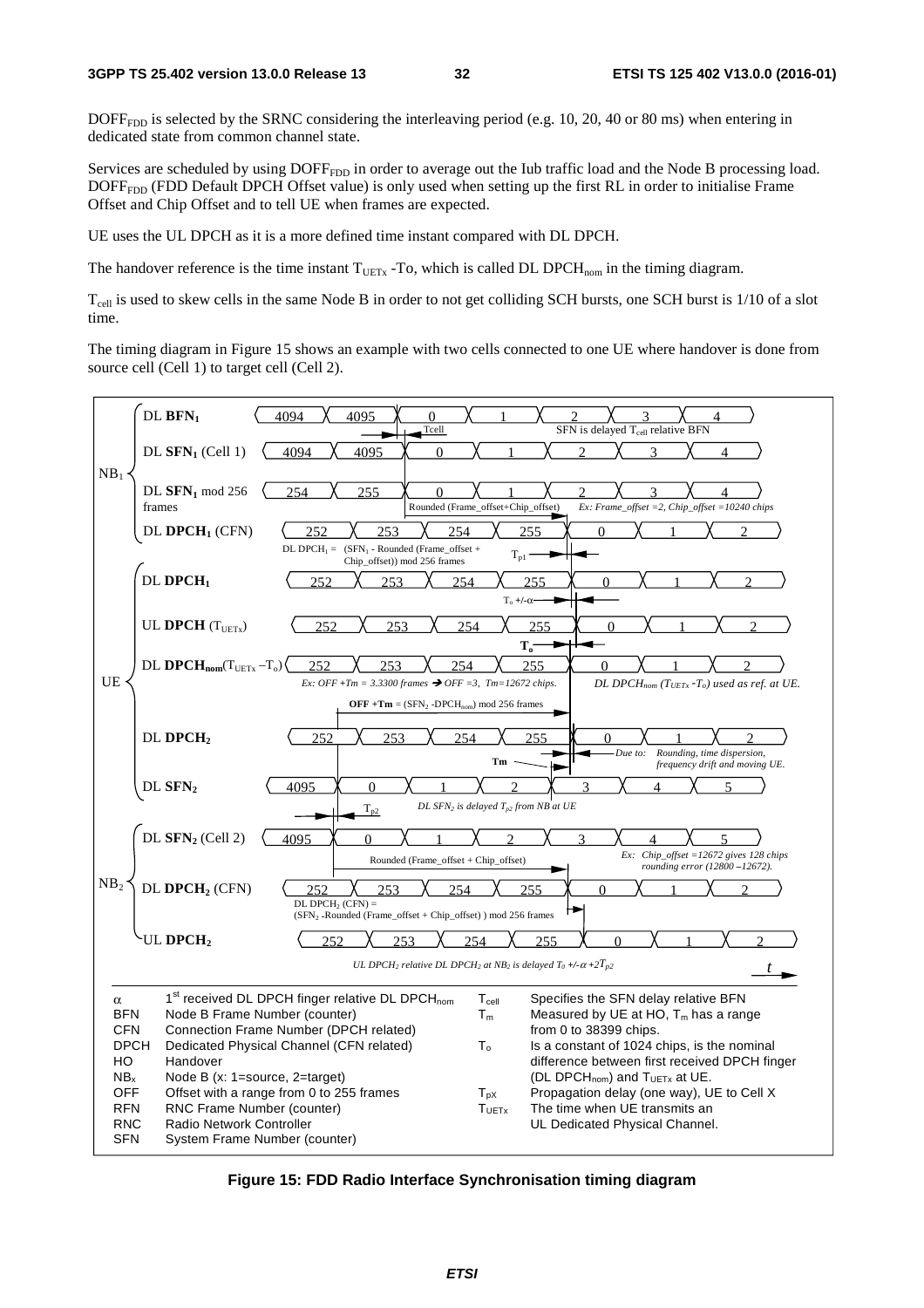$DOFF_{FDD}$ is selected by the SRNC considering the interleaving period (e.g. 10, 20, 40 or 80 ms) when entering in dedicated state from common channel state.

Services are scheduled by using $DOFF_{FDD}$ in order to average out the Iub traffic load and the Node B processing load. $DOFF_{FDD}$ (FDD Default DPCH Offset value) is only used when setting up the first RL in order to initialise Frame Offset and Chip Offset and to tell UE when frames are expected.

UE uses the UL DPCH as it is a more defined time instant compared with DL DPCH.

The handover reference is the time instant $T_{UETx}$ -To, which is called DL $DPCH_{nom}$ in the timing diagram.

$T_{cell}$ is used to skew cells in the same Node B in order to not get colliding SCH bursts, one SCH burst is 1/10 of a slot time.

The timing diagram in Figure 15 shows an example with two cells connected to one UE where handover is done from source cell (Cell 1) to target cell (Cell 2).

| | | | |
|---|---|---|---|
| α | 1[st] received DL DPCH finger relative DL $DPCH_{nom}$ | $T_{cell}$ | Specifies the SFN delay relative BFN |
| BFN | Node B Frame Number (counter) | $T_m$ | Measured by UE at HO, $T_m$ has a range from 0 to 38399 chips. |
| CFN | Connection Frame Number (DPCH related) | | |
| DPCH | Dedicated Physical Channel (CFN related) | $T_o$ | Is a constant of 1024 chips, is the nominal difference between first received DPCH finger (DL $DPCH_{nom}$) and $T_{UETx}$ at UE. |
| HO | Handover | | |
| $NB_x$ | Node B (x: 1=source, 2=target) | | |
| OFF | Offset with a range from 0 to 255 frames | $T_{pX}$ | Propagation delay (one way), UE to Cell X |
| RFN | RNC Frame Number (counter) | $T_{UETx}$ | The time when UE transmits an UL Dedicated Physical Channel. |
| RNC | Radio Network Controller | | |
| SFN | System Frame Number (counter) | | |

**Figure 15: FDD Radio Interface Synchronisation timing diagram**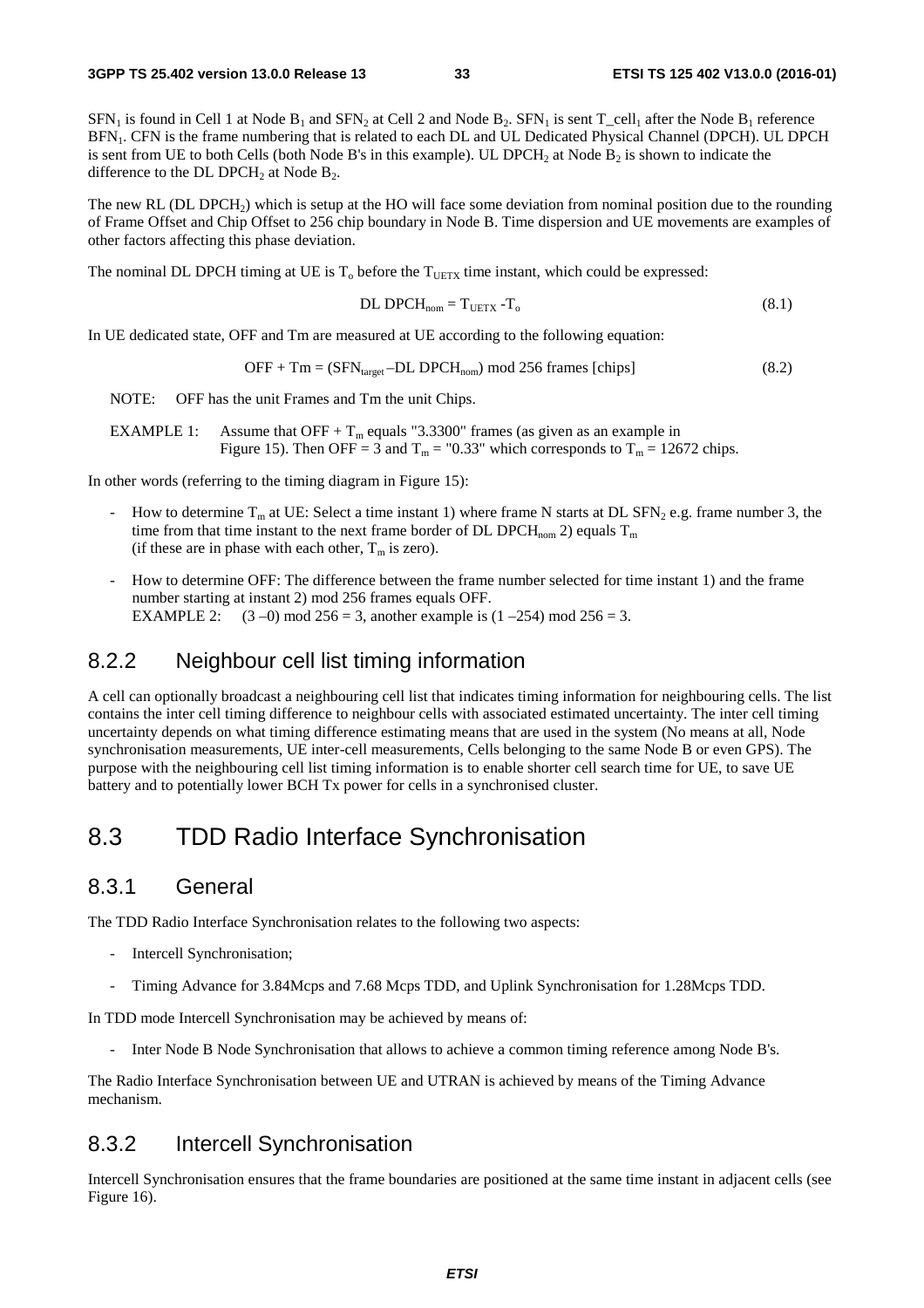$SFN_1$ is found in Cell 1 at Node $B_1$ and $SFN_2$ at Cell 2 and Node $B_2$. $SFN_1$ is sent $T\_cell_1$ after the Node $B_1$ reference $BFN_1$. CFN is the frame numbering that is related to each DL and UL Dedicated Physical Channel (DPCH). UL DPCH is sent from UE to both Cells (both Node B's in this example). UL $DPCH_2$ at Node $B_2$ is shown to indicate the difference to the DL $DPCH_2$ at Node $B_2$.

The new RL (DL $DPCH_2$) which is setup at the HO will face some deviation from nominal position due to the rounding of Frame Offset and Chip Offset to 256 chip boundary in Node B. Time dispersion and UE movements are examples of other factors affecting this phase deviation.

The nominal DL DPCH timing at UE is $T_o$ before the $T_{UETX}$ time instant, which could be expressed:

$$\text{DL DPCH}_{nom} = T_{UETX} - T_o \tag{8.1}$$

In UE dedicated state, OFF and Tm are measured at UE according to the following equation:

$$\text{OFF} + \text{Tm} = (\text{SFN}_{target} - \text{DL DPCH}_{nom}) \bmod 256 \text{ frames [chips]} \tag{8.2}$$

NOTE: OFF has the unit Frames and Tm the unit Chips.

EXAMPLE 1: Assume that OFF + $T_m$ equals "3.3300" frames (as given as an example in Figure 15). Then OFF = 3 and $T_m$ = "0.33" which corresponds to $T_m$ = 12672 chips.

In other words (referring to the timing diagram in Figure 15):

- How to determine $T_m$ at UE: Select a time instant 1) where frame N starts at DL $SFN_2$ e.g. frame number 3, the time from that time instant to the next frame border of DL $DPCH_{nom}$ 2) equals $T_m$ (if these are in phase with each other, $T_m$ is zero).
- How to determine OFF: The difference between the frame number selected for time instant 1) and the frame number starting at instant 2) mod 256 frames equals OFF.
  EXAMPLE 2: (3 –0) mod 256 = 3, another example is (1 –254) mod 256 = 3.

### 8.2.2 Neighbour cell list timing information

A cell can optionally broadcast a neighbouring cell list that indicates timing information for neighbouring cells. The list contains the inter cell timing difference to neighbour cells with associated estimated uncertainty. The inter cell timing uncertainty depends on what timing difference estimating means that are used in the system (No means at all, Node synchronisation measurements, UE inter-cell measurements, Cells belonging to the same Node B or even GPS). The purpose with the neighbouring cell list timing information is to enable shorter cell search time for UE, to save UE battery and to potentially lower BCH Tx power for cells in a synchronised cluster.

## 8.3 TDD Radio Interface Synchronisation

### 8.3.1 General

The TDD Radio Interface Synchronisation relates to the following two aspects:

- Intercell Synchronisation;
- Timing Advance for 3.84Mcps and 7.68 Mcps TDD, and Uplink Synchronisation for 1.28Mcps TDD.

In TDD mode Intercell Synchronisation may be achieved by means of:

- Inter Node B Node Synchronisation that allows to achieve a common timing reference among Node B's.

The Radio Interface Synchronisation between UE and UTRAN is achieved by means of the Timing Advance mechanism.

### 8.3.2 Intercell Synchronisation

Intercell Synchronisation ensures that the frame boundaries are positioned at the same time instant in adjacent cells (see Figure 16).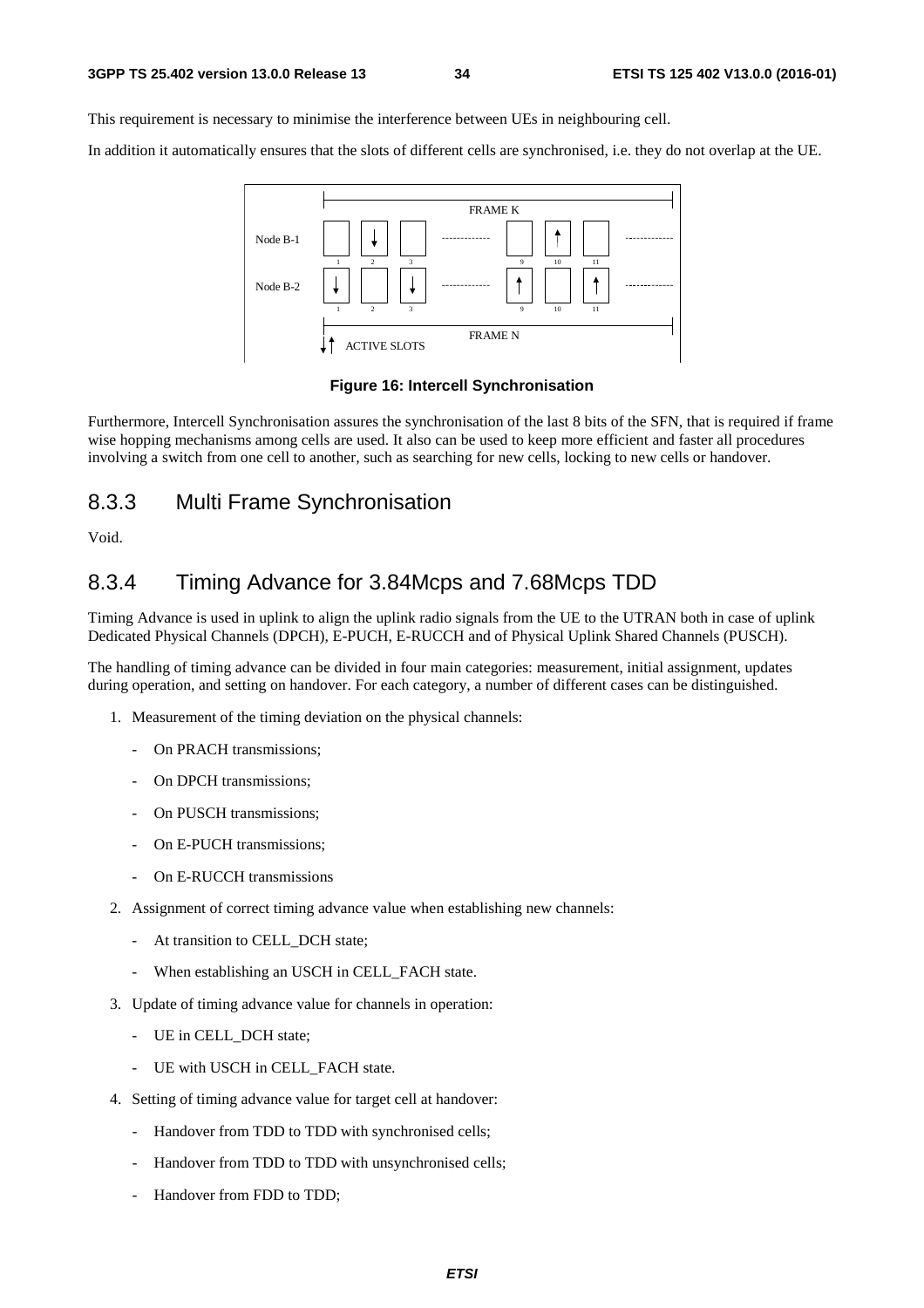This requirement is necessary to minimise the interference between UEs in neighbouring cell.

In addition it automatically ensures that the slots of different cells are synchronised, i.e. they do not overlap at the UE.

**Figure 16: Intercell Synchronisation**

Furthermore, Intercell Synchronisation assures the synchronisation of the last 8 bits of the SFN, that is required if frame wise hopping mechanisms among cells are used. It also can be used to keep more efficient and faster all procedures involving a switch from one cell to another, such as searching for new cells, locking to new cells or handover.

## 8.3.3 Multi Frame Synchronisation

Void.

## 8.3.4 Timing Advance for 3.84Mcps and 7.68Mcps TDD

Timing Advance is used in uplink to align the uplink radio signals from the UE to the UTRAN both in case of uplink Dedicated Physical Channels (DPCH), E-PUCH, E-RUCCH and of Physical Uplink Shared Channels (PUSCH).

The handling of timing advance can be divided in four main categories: measurement, initial assignment, updates during operation, and setting on handover. For each category, a number of different cases can be distinguished.

1. Measurement of the timing deviation on the physical channels:
   - On PRACH transmissions;
   - On DPCH transmissions;
   - On PUSCH transmissions;
   - On E-PUCH transmissions;
   - On E-RUCCH transmissions
2. Assignment of correct timing advance value when establishing new channels:
   - At transition to CELL_DCH state;
   - When establishing an USCH in CELL_FACH state.
3. Update of timing advance value for channels in operation:
   - UE in CELL_DCH state;
   - UE with USCH in CELL_FACH state.
4. Setting of timing advance value for target cell at handover:
   - Handover from TDD to TDD with synchronised cells;
   - Handover from TDD to TDD with unsynchronised cells;
   - Handover from FDD to TDD;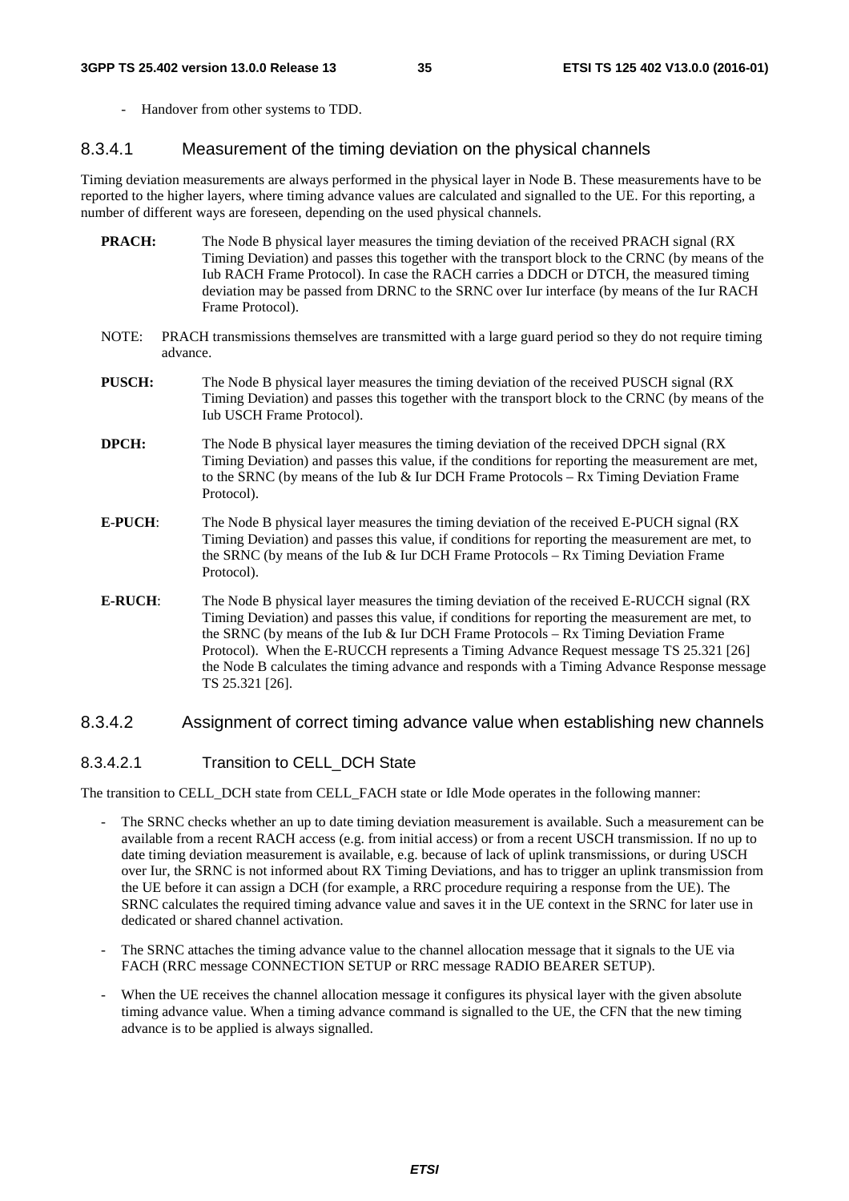- Handover from other systems to TDD.

#### 8.3.4.1 Measurement of the timing deviation on the physical channels

Timing deviation measurements are always performed in the physical layer in Node B. These measurements have to be reported to the higher layers, where timing advance values are calculated and signalled to the UE. For this reporting, a number of different ways are foreseen, depending on the used physical channels.

**PRACH:** The Node B physical layer measures the timing deviation of the received PRACH signal (RX Timing Deviation) and passes this together with the transport block to the CRNC (by means of the Iub RACH Frame Protocol). In case the RACH carries a DDCH or DTCH, the measured timing deviation may be passed from DRNC to the SRNC over Iur interface (by means of the Iur RACH Frame Protocol).

NOTE: PRACH transmissions themselves are transmitted with a large guard period so they do not require timing advance.

**PUSCH:** The Node B physical layer measures the timing deviation of the received PUSCH signal (RX Timing Deviation) and passes this together with the transport block to the CRNC (by means of the Iub USCH Frame Protocol).

**DPCH:** The Node B physical layer measures the timing deviation of the received DPCH signal (RX Timing Deviation) and passes this value, if the conditions for reporting the measurement are met, to the SRNC (by means of the Iub & Iur DCH Frame Protocols – Rx Timing Deviation Frame Protocol).

**E-PUCH**: The Node B physical layer measures the timing deviation of the received E-PUCH signal (RX Timing Deviation) and passes this value, if conditions for reporting the measurement are met, to the SRNC (by means of the Iub & Iur DCH Frame Protocols – Rx Timing Deviation Frame Protocol).

**E-RUCH**: The Node B physical layer measures the timing deviation of the received E-RUCCH signal (RX Timing Deviation) and passes this value, if conditions for reporting the measurement are met, to the SRNC (by means of the Iub & Iur DCH Frame Protocols – Rx Timing Deviation Frame Protocol). When the E-RUCCH represents a Timing Advance Request message TS 25.321 [26] the Node B calculates the timing advance and responds with a Timing Advance Response message TS 25.321 [26].

#### 8.3.4.2 Assignment of correct timing advance value when establishing new channels

##### 8.3.4.2.1 Transition to CELL_DCH State

The transition to CELL_DCH state from CELL_FACH state or Idle Mode operates in the following manner:

- The SRNC checks whether an up to date timing deviation measurement is available. Such a measurement can be available from a recent RACH access (e.g. from initial access) or from a recent USCH transmission. If no up to date timing deviation measurement is available, e.g. because of lack of uplink transmissions, or during USCH over Iur, the SRNC is not informed about RX Timing Deviations, and has to trigger an uplink transmission from the UE before it can assign a DCH (for example, a RRC procedure requiring a response from the UE). The SRNC calculates the required timing advance value and saves it in the UE context in the SRNC for later use in dedicated or shared channel activation.
- The SRNC attaches the timing advance value to the channel allocation message that it signals to the UE via FACH (RRC message CONNECTION SETUP or RRC message RADIO BEARER SETUP).
- When the UE receives the channel allocation message it configures its physical layer with the given absolute timing advance value. When a timing advance command is signalled to the UE, the CFN that the new timing advance is to be applied is always signalled.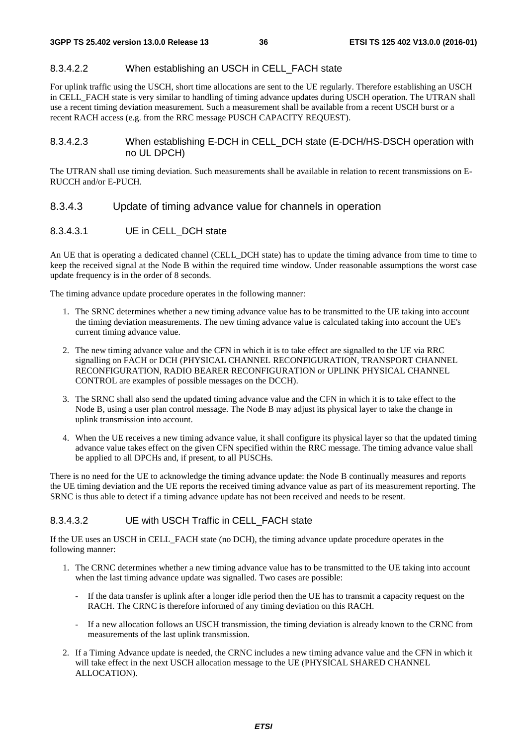#### 8.3.4.2.2 When establishing an USCH in CELL_FACH state

For uplink traffic using the USCH, short time allocations are sent to the UE regularly. Therefore establishing an USCH in CELL_FACH state is very similar to handling of timing advance updates during USCH operation. The UTRAN shall use a recent timing deviation measurement. Such a measurement shall be available from a recent USCH burst or a recent RACH access (e.g. from the RRC message PUSCH CAPACITY REQUEST).

#### 8.3.4.2.3 When establishing E-DCH in CELL_DCH state (E-DCH/HS-DSCH operation with no UL DPCH)

The UTRAN shall use timing deviation. Such measurements shall be available in relation to recent transmissions on E-RUCCH and/or E-PUCH.

### 8.3.4.3 Update of timing advance value for channels in operation

#### 8.3.4.3.1 UE in CELL_DCH state

An UE that is operating a dedicated channel (CELL_DCH state) has to update the timing advance from time to time to keep the received signal at the Node B within the required time window. Under reasonable assumptions the worst case update frequency is in the order of 8 seconds.

The timing advance update procedure operates in the following manner:

1. The SRNC determines whether a new timing advance value has to be transmitted to the UE taking into account the timing deviation measurements. The new timing advance value is calculated taking into account the UE's current timing advance value.
2. The new timing advance value and the CFN in which it is to take effect are signalled to the UE via RRC signalling on FACH or DCH (PHYSICAL CHANNEL RECONFIGURATION, TRANSPORT CHANNEL RECONFIGURATION, RADIO BEARER RECONFIGURATION or UPLINK PHYSICAL CHANNEL CONTROL are examples of possible messages on the DCCH).
3. The SRNC shall also send the updated timing advance value and the CFN in which it is to take effect to the Node B, using a user plan control message. The Node B may adjust its physical layer to take the change in uplink transmission into account.
4. When the UE receives a new timing advance value, it shall configure its physical layer so that the updated timing advance value takes effect on the given CFN specified within the RRC message. The timing advance value shall be applied to all DPCHs and, if present, to all PUSCHs.

There is no need for the UE to acknowledge the timing advance update: the Node B continually measures and reports the UE timing deviation and the UE reports the received timing advance value as part of its measurement reporting. The SRNC is thus able to detect if a timing advance update has not been received and needs to be resent.

#### 8.3.4.3.2 UE with USCH Traffic in CELL_FACH state

If the UE uses an USCH in CELL_FACH state (no DCH), the timing advance update procedure operates in the following manner:

1. The CRNC determines whether a new timing advance value has to be transmitted to the UE taking into account when the last timing advance update was signalled. Two cases are possible:
   - If the data transfer is uplink after a longer idle period then the UE has to transmit a capacity request on the RACH. The CRNC is therefore informed of any timing deviation on this RACH.
   - If a new allocation follows an USCH transmission, the timing deviation is already known to the CRNC from measurements of the last uplink transmission.
2. If a Timing Advance update is needed, the CRNC includes a new timing advance value and the CFN in which it will take effect in the next USCH allocation message to the UE (PHYSICAL SHARED CHANNEL ALLOCATION).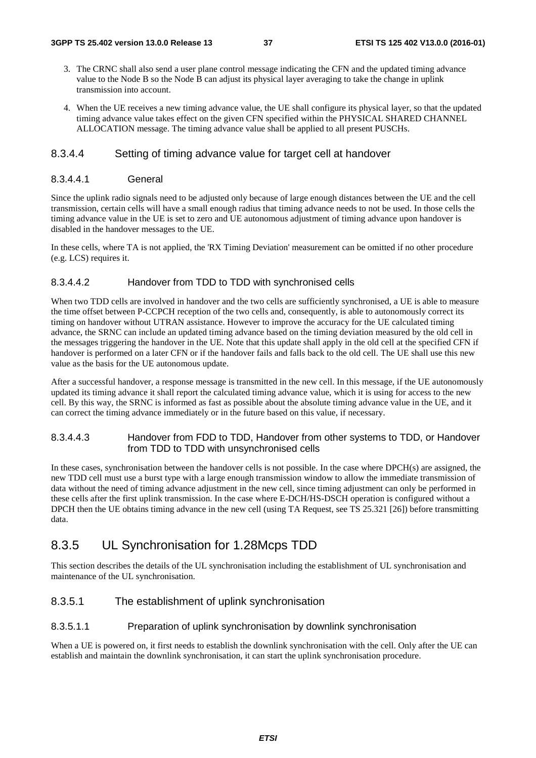3. The CRNC shall also send a user plane control message indicating the CFN and the updated timing advance value to the Node B so the Node B can adjust its physical layer averaging to take the change in uplink transmission into account.

4. When the UE receives a new timing advance value, the UE shall configure its physical layer, so that the updated timing advance value takes effect on the given CFN specified within the PHYSICAL SHARED CHANNEL ALLOCATION message. The timing advance value shall be applied to all present PUSCHs.

#### 8.3.4.4 Setting of timing advance value for target cell at handover

##### 8.3.4.4.1 General

Since the uplink radio signals need to be adjusted only because of large enough distances between the UE and the cell transmission, certain cells will have a small enough radius that timing advance needs to not be used. In those cells the timing advance value in the UE is set to zero and UE autonomous adjustment of timing advance upon handover is disabled in the handover messages to the UE.

In these cells, where TA is not applied, the 'RX Timing Deviation' measurement can be omitted if no other procedure (e.g. LCS) requires it.

##### 8.3.4.4.2 Handover from TDD to TDD with synchronised cells

When two TDD cells are involved in handover and the two cells are sufficiently synchronised, a UE is able to measure the time offset between P-CCPCH reception of the two cells and, consequently, is able to autonomously correct its timing on handover without UTRAN assistance. However to improve the accuracy for the UE calculated timing advance, the SRNC can include an updated timing advance based on the timing deviation measured by the old cell in the messages triggering the handover in the UE. Note that this update shall apply in the old cell at the specified CFN if handover is performed on a later CFN or if the handover fails and falls back to the old cell. The UE shall use this new value as the basis for the UE autonomous update.

After a successful handover, a response message is transmitted in the new cell. In this message, if the UE autonomously updated its timing advance it shall report the calculated timing advance value, which it is using for access to the new cell. By this way, the SRNC is informed as fast as possible about the absolute timing advance value in the UE, and it can correct the timing advance immediately or in the future based on this value, if necessary.

##### 8.3.4.4.3 Handover from FDD to TDD, Handover from other systems to TDD, or Handover from TDD to TDD with unsynchronised cells

In these cases, synchronisation between the handover cells is not possible. In the case where DPCH(s) are assigned, the new TDD cell must use a burst type with a large enough transmission window to allow the immediate transmission of data without the need of timing advance adjustment in the new cell, since timing adjustment can only be performed in these cells after the first uplink transmission. In the case where E-DCH/HS-DSCH operation is configured without a DPCH then the UE obtains timing advance in the new cell (using TA Request, see TS 25.321 [26]) before transmitting data.

### 8.3.5 UL Synchronisation for 1.28Mcps TDD

This section describes the details of the UL synchronisation including the establishment of UL synchronisation and maintenance of the UL synchronisation.

#### 8.3.5.1 The establishment of uplink synchronisation

##### 8.3.5.1.1 Preparation of uplink synchronisation by downlink synchronisation

When a UE is powered on, it first needs to establish the downlink synchronisation with the cell. Only after the UE can establish and maintain the downlink synchronisation, it can start the uplink synchronisation procedure.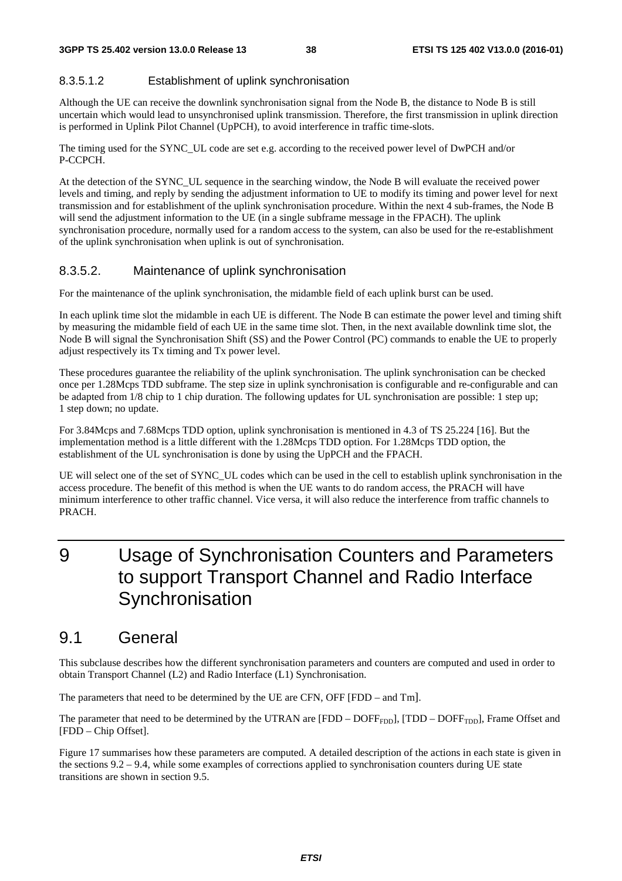#### 8.3.5.1.2 Establishment of uplink synchronisation

Although the UE can receive the downlink synchronisation signal from the Node B, the distance to Node B is still uncertain which would lead to unsynchronised uplink transmission. Therefore, the first transmission in uplink direction is performed in Uplink Pilot Channel (UpPCH), to avoid interference in traffic time-slots.

The timing used for the SYNC_UL code are set e.g. according to the received power level of DwPCH and/or P-CCPCH.

At the detection of the SYNC_UL sequence in the searching window, the Node B will evaluate the received power levels and timing, and reply by sending the adjustment information to UE to modify its timing and power level for next transmission and for establishment of the uplink synchronisation procedure. Within the next 4 sub-frames, the Node B will send the adjustment information to the UE (in a single subframe message in the FPACH). The uplink synchronisation procedure, normally used for a random access to the system, can also be used for the re-establishment of the uplink synchronisation when uplink is out of synchronisation.

### 8.3.5.2. Maintenance of uplink synchronisation

For the maintenance of the uplink synchronisation, the midamble field of each uplink burst can be used.

In each uplink time slot the midamble in each UE is different. The Node B can estimate the power level and timing shift by measuring the midamble field of each UE in the same time slot. Then, in the next available downlink time slot, the Node B will signal the Synchronisation Shift (SS) and the Power Control (PC) commands to enable the UE to properly adjust respectively its Tx timing and Tx power level.

These procedures guarantee the reliability of the uplink synchronisation. The uplink synchronisation can be checked once per 1.28Mcps TDD subframe. The step size in uplink synchronisation is configurable and re-configurable and can be adapted from 1/8 chip to 1 chip duration. The following updates for UL synchronisation are possible: 1 step up; 1 step down; no update.

For 3.84Mcps and 7.68Mcps TDD option, uplink synchronisation is mentioned in 4.3 of TS 25.224 [16]. But the implementation method is a little different with the 1.28Mcps TDD option. For 1.28Mcps TDD option, the establishment of the UL synchronisation is done by using the UpPCH and the FPACH.

UE will select one of the set of SYNC_UL codes which can be used in the cell to establish uplink synchronisation in the access procedure. The benefit of this method is when the UE wants to do random access, the PRACH will have minimum interference to other traffic channel. Vice versa, it will also reduce the interference from traffic channels to PRACH.

# 9 Usage of Synchronisation Counters and Parameters to support Transport Channel and Radio Interface Synchronisation

## 9.1 General

This subclause describes how the different synchronisation parameters and counters are computed and used in order to obtain Transport Channel (L2) and Radio Interface (L1) Synchronisation.

The parameters that need to be determined by the UE are CFN, OFF [FDD – and Tm].

The parameter that need to be determined by the UTRAN are [FDD – $DOFF_{FDD}$], [TDD – $DOFF_{TDD}$], Frame Offset and [FDD – Chip Offset].

Figure 17 summarises how these parameters are computed. A detailed description of the actions in each state is given in the sections 9.2 – 9.4, while some examples of corrections applied to synchronisation counters during UE state transitions are shown in section 9.5.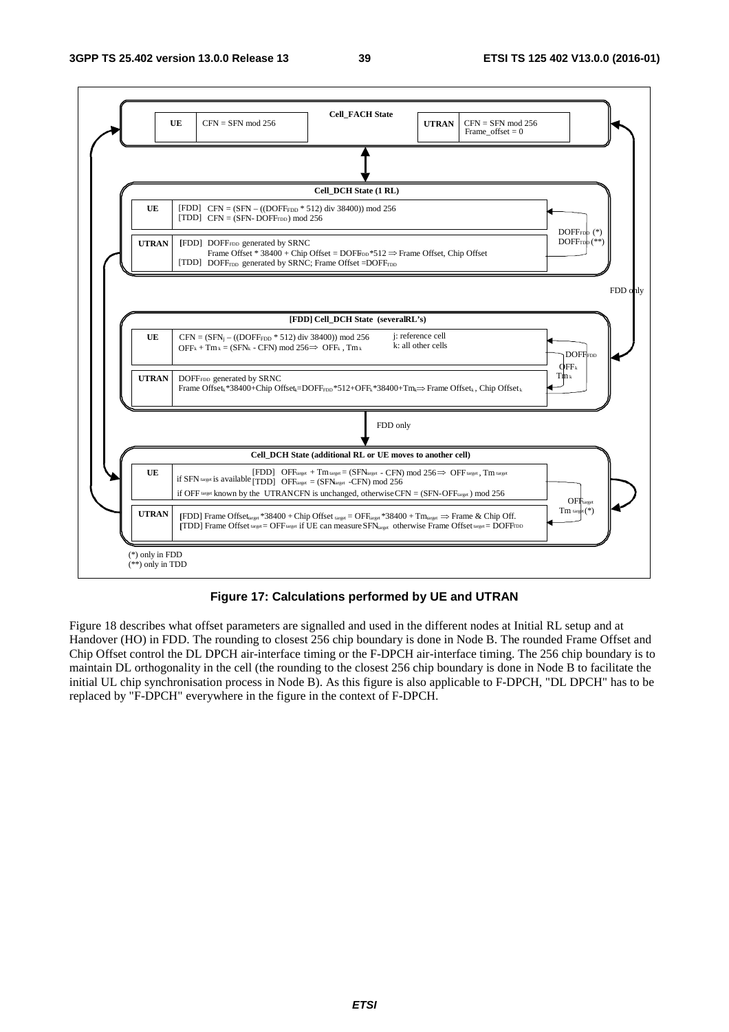**Cell_FACH State**

| UE | CFN = SFN mod 256 | UTRAN | CFN = SFN mod 256<br>Frame_offset = 0 |
|---|---|---|---|

**Cell_DCH State (1 RL)**

| | |
|---|---|
| UE | [FDD] $CFN = (SFN - ((DOFF_{FDD} * 512) \text{ div } 38400)) \text{ mod } 256$<br>[TDD] $CFN = (SFN - DOFF_{TDD}) \text{ mod } 256$ |
| UTRAN | [FDD] $DOFF_{FDD}$ generated by SRNC<br>Frame Offset * 38400 + Chip Offset = $DOFF_{FDD}$*512 ⇒ Frame Offset, Chip Offset<br>[TDD] $DOFF_{TDD}$ generated by SRNC; Frame Offset = $DOFF_{TDD}$ |

$DOFF_{FDD}$ (*)
$DOFF_{TDD}$ (**)

FDD only

**[FDD] Cell_DCH State (several RL's)**

| | |
|---|---|
| UE | $CFN = (SFN_j - ((DOFF_{FDD} * 512) \text{ div } 38400)) \text{ mod } 256$<br>$OFF_k + Tm_k = (SFN_k - CFN) \text{ mod } 256 \Rightarrow OFF_k, Tm_k$<br>j: reference cell<br>k: all other cells |
| UTRAN | $DOFF_{FDD}$ generated by SRNC<br>$\text{Frame Offset}_k*38400+\text{Chip Offset}_k=DOFF_{FDD}*512+OFF_k*38400+Tm_k \Rightarrow \text{Frame Offset}_k, \text{Chip Offset}_k$ |

$DOFF_{FDD}$
$OFF_k$
$Tm_k$

FDD only

**Cell_DCH State (additional RL or UE moves to another cell)**

| | |
|---|---|
| UE | if $SFN_{target}$ is available [FDD] $OFF_{target} + Tm_{target} = (SFN_{target} - CFN) \text{ mod } 256 \Rightarrow OFF_{target}, Tm_{target}$<br>[TDD] $OFF_{target} = (SFN_{target} - CFN) \text{ mod } 256$<br>if $OFF_{target}$ known by the UTRAN CFN is unchanged, otherwise $CFN = (SFN - OFF_{target}) \text{ mod } 256$ |
| UTRAN | [FDD] $\text{Frame Offset}_{target}*38400 + \text{Chip Offset}_{target} = OFF_{target}*38400 + Tm_{target} \Rightarrow$ Frame & Chip Off.<br>[TDD] $\text{Frame Offset}_{target} = OFF_{target}$ if UE can measure $SFN_{target}$ otherwise $\text{Frame Offset}_{target} = DOFF_{FDD}$ |

$OFF_{target}$
$Tm_{target}$ (*)

(*) only in FDD
(**) only in TDD

**Figure 17: Calculations performed by UE and UTRAN**

Figure 18 describes what offset parameters are signalled and used in the different nodes at Initial RL setup and at Handover (HO) in FDD. The rounding to closest 256 chip boundary is done in Node B. The rounded Frame Offset and Chip Offset control the DL DPCH air-interface timing or the F-DPCH air-interface timing. The 256 chip boundary is to maintain DL orthogonality in the cell (the rounding to the closest 256 chip boundary is done in Node B to facilitate the initial UL chip synchronisation process in Node B). As this figure is also applicable to F-DPCH, "DL DPCH" has to be replaced by "F-DPCH" everywhere in the figure in the context of F-DPCH.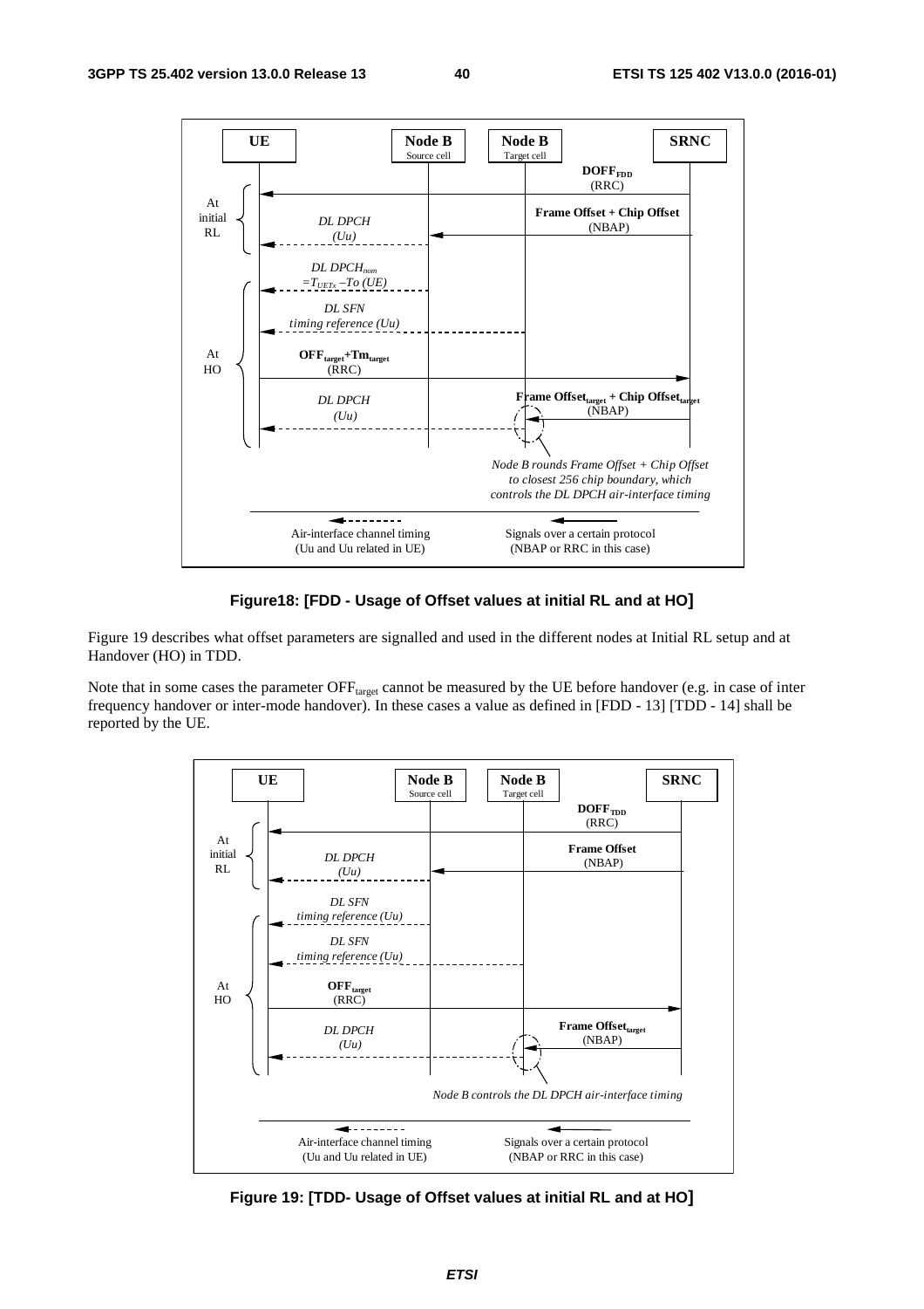Figure18: [FDD - Usage of Offset values at initial RL and at HO]

Figure 19 describes what offset parameters are signalled and used in the different nodes at Initial RL setup and at Handover (HO) in TDD.

Note that in some cases the parameter $OFF_{target}$ cannot be measured by the UE before handover (e.g. in case of inter frequency handover or inter-mode handover). In these cases a value as defined in [FDD - 13] [TDD - 14] shall be reported by the UE.

Figure 19: [TDD- Usage of Offset values at initial RL and at HO]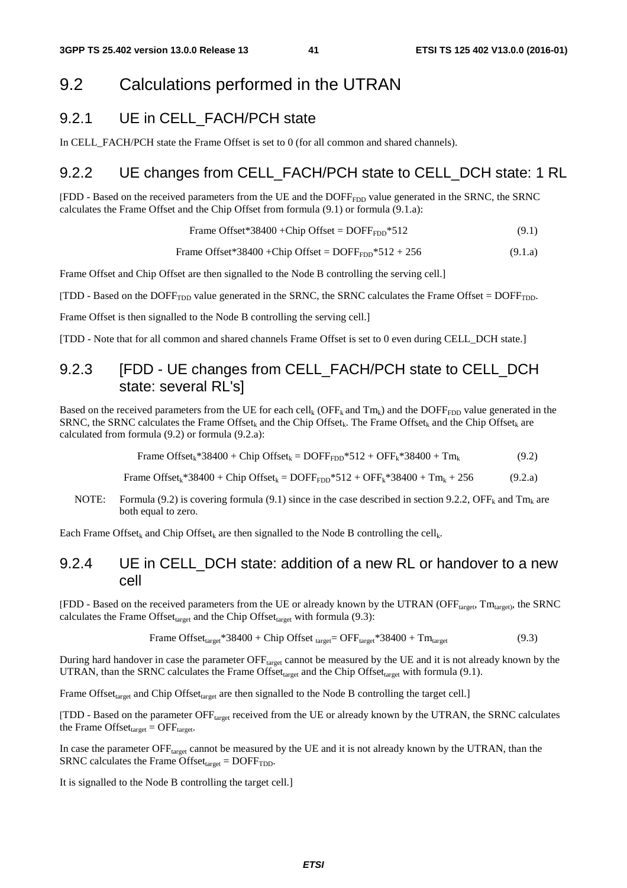## 9.2 Calculations performed in the UTRAN

### 9.2.1 UE in CELL_FACH/PCH state

In CELL_FACH/PCH state the Frame Offset is set to 0 (for all common and shared channels).

### 9.2.2 UE changes from CELL_FACH/PCH state to CELL_DCH state: 1 RL

[FDD - Based on the received parameters from the UE and the $DOFF_{FDD}$ value generated in the SRNC, the SRNC calculates the Frame Offset and the Chip Offset from formula (9.1) or formula (9.1.a):

$$\text{Frame Offset}*38400 + \text{Chip Offset} = DOFF_{FDD}*512 \quad (9.1)$$

$$\text{Frame Offset}*38400 + \text{Chip Offset} = DOFF_{FDD}*512 + 256 \quad (9.1.a)$$

Frame Offset and Chip Offset are then signalled to the Node B controlling the serving cell.]

[TDD - Based on the $DOFF_{TDD}$ value generated in the SRNC, the SRNC calculates the Frame Offset = $DOFF_{TDD}$.

Frame Offset is then signalled to the Node B controlling the serving cell.]

[TDD - Note that for all common and shared channels Frame Offset is set to 0 even during CELL_DCH state.]

### 9.2.3 [FDD - UE changes from CELL_FACH/PCH state to CELL_DCH state: several RL's]

Based on the received parameters from the UE for each $cell_k$ ($OFF_k$ and $Tm_k$) and the $DOFF_{FDD}$ value generated in the SRNC, the SRNC calculates the Frame $Offset_k$ and the Chip $Offset_k$. The Frame $Offset_k$ and the Chip $Offset_k$ are calculated from formula (9.2) or formula (9.2.a):

$$\text{Frame Offset}_k*38400 + \text{Chip Offset}_k = DOFF_{FDD}*512 + OFF_k*38400 + Tm_k \quad (9.2)$$

$$\text{Frame Offset}_k*38400 + \text{Chip Offset}_k = DOFF_{FDD}*512 + OFF_k*38400 + Tm_k + 256 \quad (9.2.a)$$

NOTE: Formula (9.2) is covering formula (9.1) since in the case described in section 9.2.2, $OFF_k$ and $Tm_k$ are both equal to zero.

Each Frame $Offset_k$ and Chip $Offset_k$ are then signalled to the Node B controlling the $cell_k$.

### 9.2.4 UE in CELL_DCH state: addition of a new RL or handover to a new cell

[FDD - Based on the received parameters from the UE or already known by the UTRAN ($OFF_{target}$, $Tm_{target}$), the SRNC calculates the Frame $Offset_{target}$ and the Chip $Offset_{target}$ with formula (9.3):

$$\text{Frame Offset}_{target}*38400 + \text{Chip Offset}_{target} = OFF_{target}*38400 + Tm_{target} \quad (9.3)$$

During hard handover in case the parameter $OFF_{target}$ cannot be measured by the UE and it is not already known by the UTRAN, than the SRNC calculates the Frame $Offset_{target}$ and the Chip $Offset_{target}$ with formula (9.1).

Frame $Offset_{target}$ and Chip $Offset_{target}$ are then signalled to the Node B controlling the target cell.]

[TDD - Based on the parameter $OFF_{target}$ received from the UE or already known by the UTRAN, the SRNC calculates the Frame $Offset_{target} = OFF_{target}$.

In case the parameter $OFF_{target}$ cannot be measured by the UE and it is not already known by the UTRAN, than the SRNC calculates the Frame $Offset_{target} = DOFF_{TDD}$.

It is signalled to the Node B controlling the target cell.]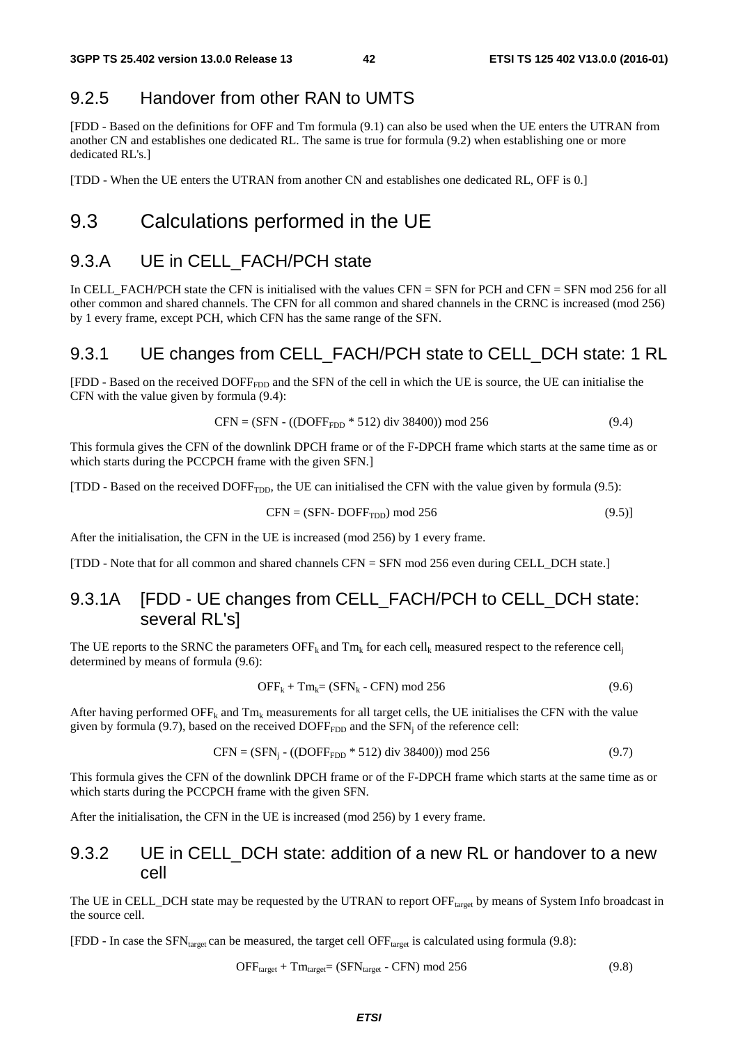### 9.2.5 Handover from other RAN to UMTS

[FDD - Based on the definitions for OFF and Tm formula (9.1) can also be used when the UE enters the UTRAN from another CN and establishes one dedicated RL. The same is true for formula (9.2) when establishing one or more dedicated RL's.]

[TDD - When the UE enters the UTRAN from another CN and establishes one dedicated RL, OFF is 0.]

## 9.3 Calculations performed in the UE

## 9.3.A UE in CELL_FACH/PCH state

In CELL_FACH/PCH state the CFN is initialised with the values CFN = SFN for PCH and CFN = SFN mod 256 for all other common and shared channels. The CFN for all common and shared channels in the CRNC is increased (mod 256) by 1 every frame, except PCH, which CFN has the same range of the SFN.

### 9.3.1 UE changes from CELL_FACH/PCH state to CELL_DCH state: 1 RL

[FDD - Based on the received $DOFF_{FDD}$ and the SFN of the cell in which the UE is source, the UE can initialise the CFN with the value given by formula (9.4):

$$CFN = (SFN - ((DOFF_{FDD} * 512) \text{ div } 38400)) \text{ mod } 256 \qquad (9.4)$$

This formula gives the CFN of the downlink DPCH frame or of the F-DPCH frame which starts at the same time as or which starts during the PCCPCH frame with the given SFN.]

[TDD - Based on the received $DOFF_{TDD}$, the UE can initialised the CFN with the value given by formula (9.5):

$$CFN = (SFN - DOFF_{TDD}) \text{ mod } 256 \qquad (9.5)$$]

After the initialisation, the CFN in the UE is increased (mod 256) by 1 every frame.

[TDD - Note that for all common and shared channels CFN = SFN mod 256 even during CELL_DCH state.]

### 9.3.1A [FDD - UE changes from CELL_FACH/PCH to CELL_DCH state: several RL's]

The UE reports to the SRNC the parameters $OFF_k$ and $Tm_k$ for each $cell_k$ measured respect to the reference $cell_j$ determined by means of formula (9.6):

$$OFF_k + Tm_k = (SFN_k - CFN) \text{ mod } 256 \qquad (9.6)$$

After having performed $OFF_k$ and $Tm_k$ measurements for all target cells, the UE initialises the CFN with the value given by formula (9.7), based on the received $DOFF_{FDD}$ and the $SFN_j$ of the reference cell:

$$CFN = (SFN_j - ((DOFF_{FDD} * 512) \text{ div } 38400)) \text{ mod } 256 \qquad (9.7)$$

This formula gives the CFN of the downlink DPCH frame or of the F-DPCH frame which starts at the same time as or which starts during the PCCPCH frame with the given SFN.

After the initialisation, the CFN in the UE is increased (mod 256) by 1 every frame.

### 9.3.2 UE in CELL_DCH state: addition of a new RL or handover to a new cell

The UE in CELL_DCH state may be requested by the UTRAN to report $OFF_{target}$ by means of System Info broadcast in the source cell.

[FDD - In case the $SFN_{target}$ can be measured, the target cell $OFF_{target}$ is calculated using formula (9.8):

$$OFF_{target} + Tm_{target} = (SFN_{target} - CFN) \text{ mod } 256 \qquad (9.8)$$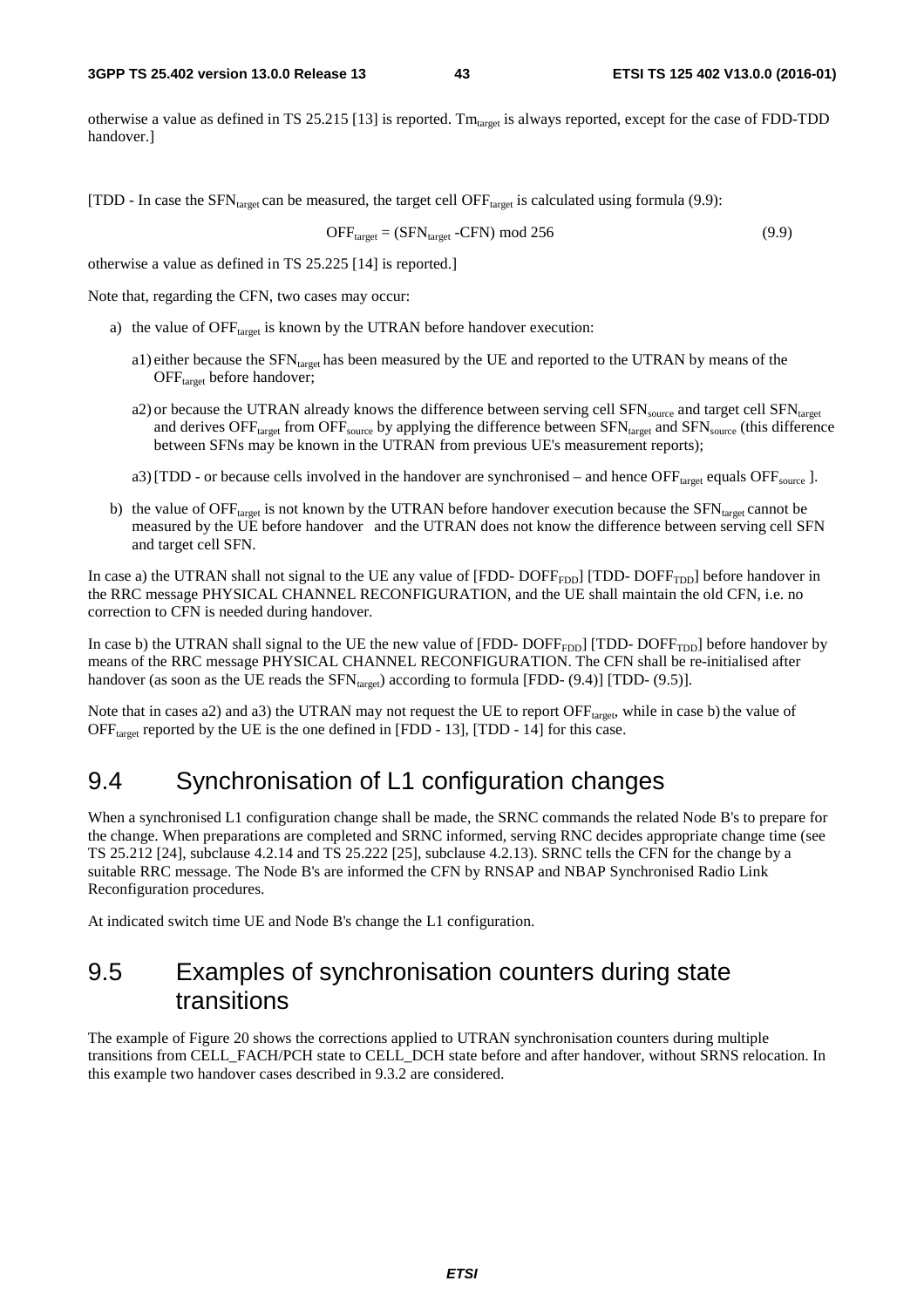otherwise a value as defined in TS 25.215 [13] is reported. $Tm_{target}$ is always reported, except for the case of FDD-TDD handover.]

[TDD - In case the $SFN_{target}$ can be measured, the target cell $OFF_{target}$ is calculated using formula (9.9):

$$OFF_{target} = (SFN_{target} - CFN) \bmod 256 \quad (9.9)$$

otherwise a value as defined in TS 25.225 [14] is reported.]

Note that, regarding the CFN, two cases may occur:

a) the value of $OFF_{target}$ is known by the UTRAN before handover execution:

   a1) either because the $SFN_{target}$ has been measured by the UE and reported to the UTRAN by means of the $OFF_{target}$ before handover;

   a2) or because the UTRAN already knows the difference between serving cell $SFN_{source}$ and target cell $SFN_{target}$ and derives $OFF_{target}$ from $OFF_{source}$ by applying the difference between $SFN_{target}$ and $SFN_{source}$ (this difference between SFNs may be known in the UTRAN from previous UE's measurement reports);

   a3) [TDD - or because cells involved in the handover are synchronised – and hence $OFF_{target}$ equals $OFF_{source}$ ].

b) the value of $OFF_{target}$ is not known by the UTRAN before handover execution because the $SFN_{target}$ cannot be measured by the UE before handover and the UTRAN does not know the difference between serving cell SFN and target cell SFN.

In case a) the UTRAN shall not signal to the UE any value of [FDD- $DOFF_{FDD}$] [TDD- $DOFF_{TDD}$] before handover in the RRC message PHYSICAL CHANNEL RECONFIGURATION, and the UE shall maintain the old CFN, i.e. no correction to CFN is needed during handover.

In case b) the UTRAN shall signal to the UE the new value of [FDD- $DOFF_{FDD}$] [TDD- $DOFF_{TDD}$] before handover by means of the RRC message PHYSICAL CHANNEL RECONFIGURATION. The CFN shall be re-initialised after handover (as soon as the UE reads the $SFN_{target}$) according to formula [FDD- (9.4)] [TDD- (9.5)].

Note that in cases a2) and a3) the UTRAN may not request the UE to report $OFF_{target}$, while in case b) the value of $OFF_{target}$ reported by the UE is the one defined in [FDD - 13], [TDD - 14] for this case.

## 9.4 Synchronisation of L1 configuration changes

When a synchronised L1 configuration change shall be made, the SRNC commands the related Node B's to prepare for the change. When preparations are completed and SRNC informed, serving RNC decides appropriate change time (see TS 25.212 [24], subclause 4.2.14 and TS 25.222 [25], subclause 4.2.13). SRNC tells the CFN for the change by a suitable RRC message. The Node B's are informed the CFN by RNSAP and NBAP Synchronised Radio Link Reconfiguration procedures.

At indicated switch time UE and Node B's change the L1 configuration.

## 9.5 Examples of synchronisation counters during state transitions

The example of Figure 20 shows the corrections applied to UTRAN synchronisation counters during multiple transitions from CELL_FACH/PCH state to CELL_DCH state before and after handover, without SRNS relocation. In this example two handover cases described in 9.3.2 are considered.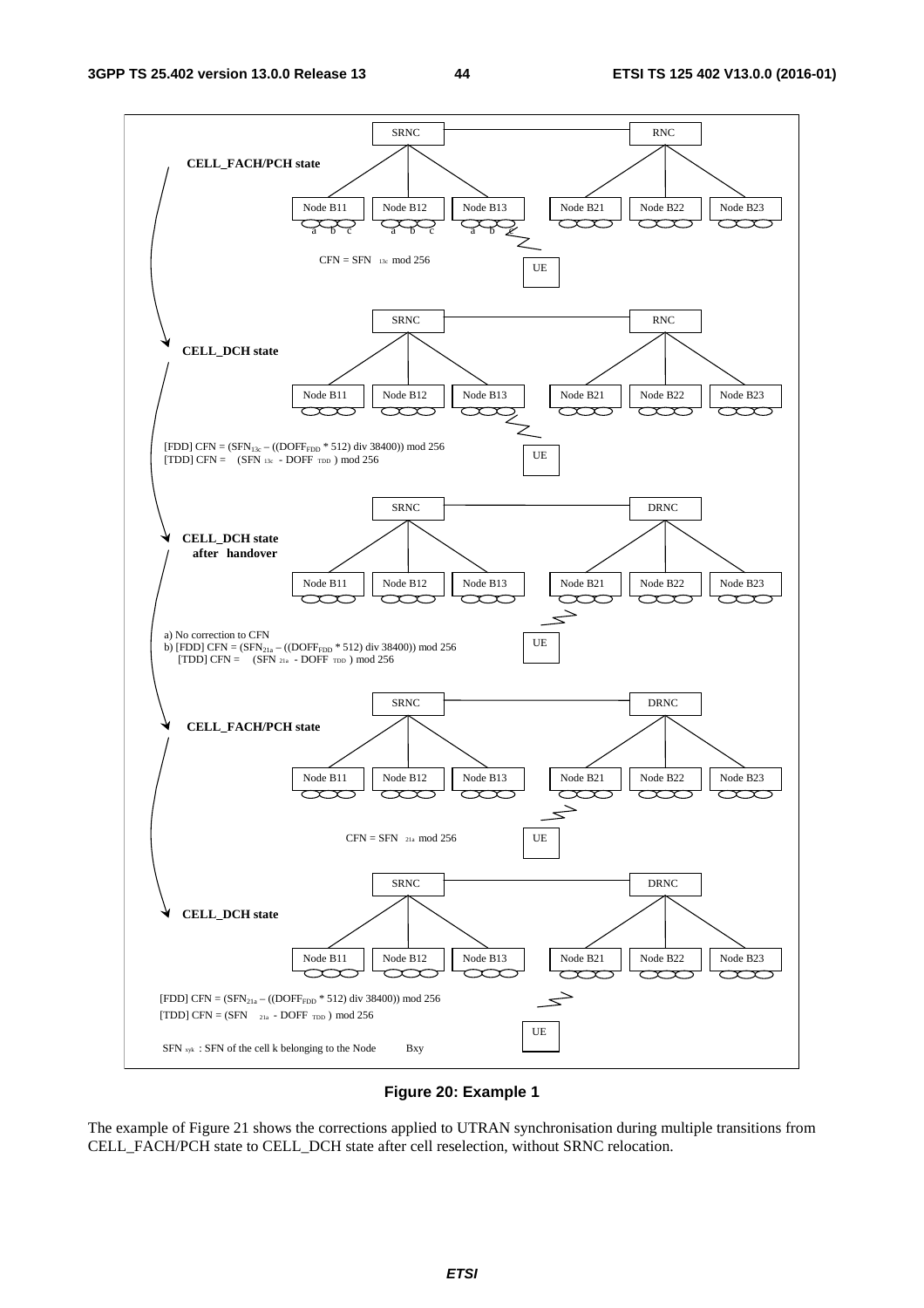**CELL_FACH/PCH state**

SRNC — RNC

Node B11 (a b c) | Node B12 (a b c) | Node B13 (a b c) | Node B21 | Node B22 | Node B23

UE

$CFN = SFN_{13c} \bmod 256$

**CELL_DCH state**

SRNC — RNC

Node B11 | Node B12 | Node B13 | Node B21 | Node B22 | Node B23

UE

[FDD] $CFN = (SFN_{13c} - ((DOFF_{FDD} * 512) \text{ div } 38400)) \bmod 256$
[TDD] $CFN = (SFN_{13c} - DOFF_{TDD}) \bmod 256$

**CELL_DCH state after handover**

SRNC — DRNC

Node B11 | Node B12 | Node B13 | Node B21 | Node B22 | Node B23

UE

a) No correction to CFN
b) [FDD] $CFN = (SFN_{21a} - ((DOFF_{FDD} * 512) \text{ div } 38400)) \bmod 256$
[TDD] $CFN = (SFN_{21a} - DOFF_{TDD}) \bmod 256$

**CELL_FACH/PCH state**

SRNC — DRNC

Node B11 | Node B12 | Node B13 | Node B21 | Node B22 | Node B23

UE

$CFN = SFN_{21a} \bmod 256$

**CELL_DCH state**

SRNC — DRNC

Node B11 | Node B12 | Node B13 | Node B21 | Node B22 | Node B23

UE

[FDD] $CFN = (SFN_{21a} - ((DOFF_{FDD} * 512) \text{ div } 38400)) \bmod 256$
[TDD] $CFN = (SFN_{21a} - DOFF_{TDD}) \bmod 256$

$SFN_{xyk}$ : SFN of the cell k belonging to the Node Bxy

**Figure 20: Example 1**

The example of Figure 21 shows the corrections applied to UTRAN synchronisation during multiple transitions from CELL_FACH/PCH state to CELL_DCH state after cell reselection, without SRNC relocation.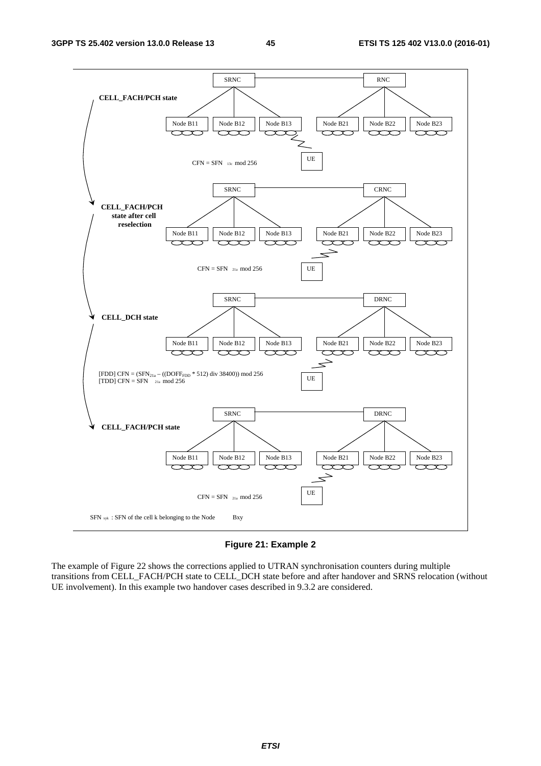CELL_FACH/PCH state

SRNC — RNC

Node B11, Node B12, Node B13, Node B21, Node B22, Node B23

UE

$CFN = SFN_{13c} \bmod 256$

CELL_FACH/PCH state after cell reselection

SRNC — CRNC

Node B11, Node B12, Node B13, Node B21, Node B22, Node B23

UE

$CFN = SFN_{21a} \bmod 256$

CELL_DCH state

SRNC — DRNC

Node B11, Node B12, Node B13, Node B21, Node B22, Node B23

UE

[FDD] $CFN = (SFN_{21a} – ((DOFF_{FDD} * 512) \text{ div } 38400)) \bmod 256$
[TDD] $CFN = SFN_{21a} \bmod 256$

CELL_FACH/PCH state

SRNC — DRNC

Node B11, Node B12, Node B13, Node B21, Node B22, Node B23

UE

$CFN = SFN_{21a} \bmod 256$

$SFN_{xyk}$ : SFN of the cell k belonging to the Node Bxy

**Figure 21: Example 2**

The example of Figure 22 shows the corrections applied to UTRAN synchronisation counters during multiple transitions from CELL_FACH/PCH state to CELL_DCH state before and after handover and SRNS relocation (without UE involvement). In this example two handover cases described in 9.3.2 are considered.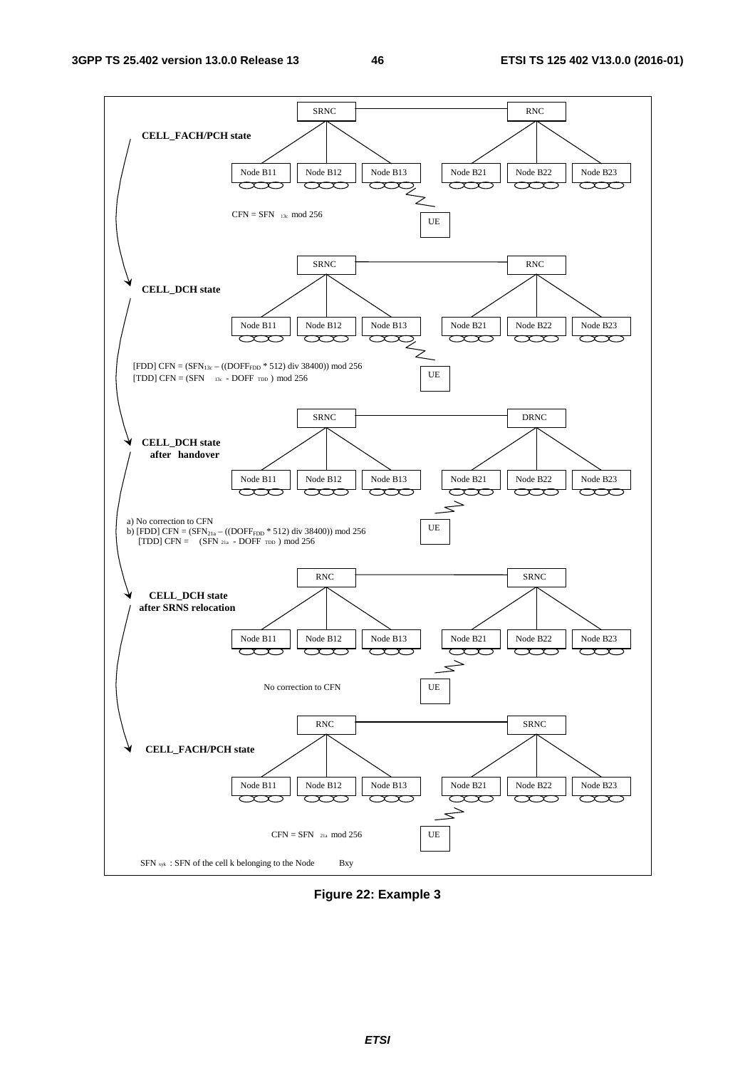CELL_FACH/PCH state

SRNC — RNC

Node B11, Node B12, Node B13, Node B21, Node B22, Node B23

UE

$CFN = SFN_{13c} \bmod 256$

CELL_DCH state

SRNC — RNC

Node B11, Node B12, Node B13, Node B21, Node B22, Node B23

UE

[FDD] $CFN = (SFN_{13c} - ((DOFF_{FDD} * 512) \text{ div } 38400)) \bmod 256$

[TDD] $CFN = (SFN_{13c} - DOFF_{TDD}) \bmod 256$

CELL_DCH state after handover

SRNC — DRNC

Node B11, Node B12, Node B13, Node B21, Node B22, Node B23

UE

a) No correction to CFN

b) [FDD] $CFN = (SFN_{21a} - ((DOFF_{FDD} * 512) \text{ div } 38400)) \bmod 256$

[TDD] $CFN = (SFN_{21a} - DOFF_{TDD}) \bmod 256$

CELL_DCH state after SRNS relocation

RNC — SRNC

Node B11, Node B12, Node B13, Node B21, Node B22, Node B23

UE

No correction to CFN

CELL_FACH/PCH state

RNC — SRNC

Node B11, Node B12, Node B13, Node B21, Node B22, Node B23

UE

$CFN = SFN_{21a} \bmod 256$

$SFN_{xyk}$ : SFN of the cell k belonging to the Node Bxy

**Figure 22: Example 3**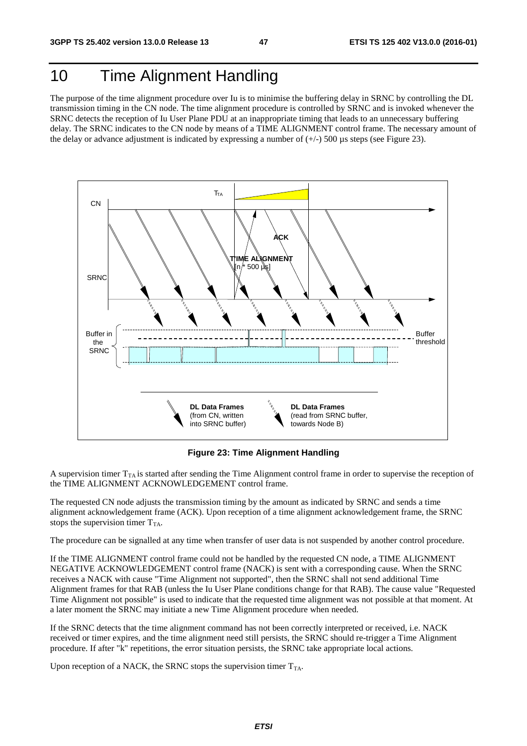# 10 Time Alignment Handling

The purpose of the time alignment procedure over Iu is to minimise the buffering delay in SRNC by controlling the DL transmission timing in the CN node. The time alignment procedure is controlled by SRNC and is invoked whenever the SRNC detects the reception of Iu User Plane PDU at an inappropriate timing that leads to an unnecessary buffering delay. The SRNC indicates to the CN node by means of a TIME ALIGNMENT control frame. The necessary amount of the delay or advance adjustment is indicated by expressing a number of (+/-) 500 µs steps (see Figure 23).

**Figure 23: Time Alignment Handling**

A supervision timer $T_{TA}$ is started after sending the Time Alignment control frame in order to supervise the reception of the TIME ALIGNMENT ACKNOWLEDGEMENT control frame.

The requested CN node adjusts the transmission timing by the amount as indicated by SRNC and sends a time alignment acknowledgement frame (ACK). Upon reception of a time alignment acknowledgement frame, the SRNC stops the supervision timer $T_{TA}$.

The procedure can be signalled at any time when transfer of user data is not suspended by another control procedure.

If the TIME ALIGNMENT control frame could not be handled by the requested CN node, a TIME ALIGNMENT NEGATIVE ACKNOWLEDGEMENT control frame (NACK) is sent with a corresponding cause. When the SRNC receives a NACK with cause "Time Alignment not supported", then the SRNC shall not send additional Time Alignment frames for that RAB (unless the Iu User Plane conditions change for that RAB). The cause value "Requested Time Alignment not possible" is used to indicate that the requested time alignment was not possible at that moment. At a later moment the SRNC may initiate a new Time Alignment procedure when needed.

If the SRNC detects that the time alignment command has not been correctly interpreted or received, i.e. NACK received or timer expires, and the time alignment need still persists, the SRNC should re-trigger a Time Alignment procedure. If after "k" repetitions, the error situation persists, the SRNC take appropriate local actions.

Upon reception of a NACK, the SRNC stops the supervision timer $T_{TA}$.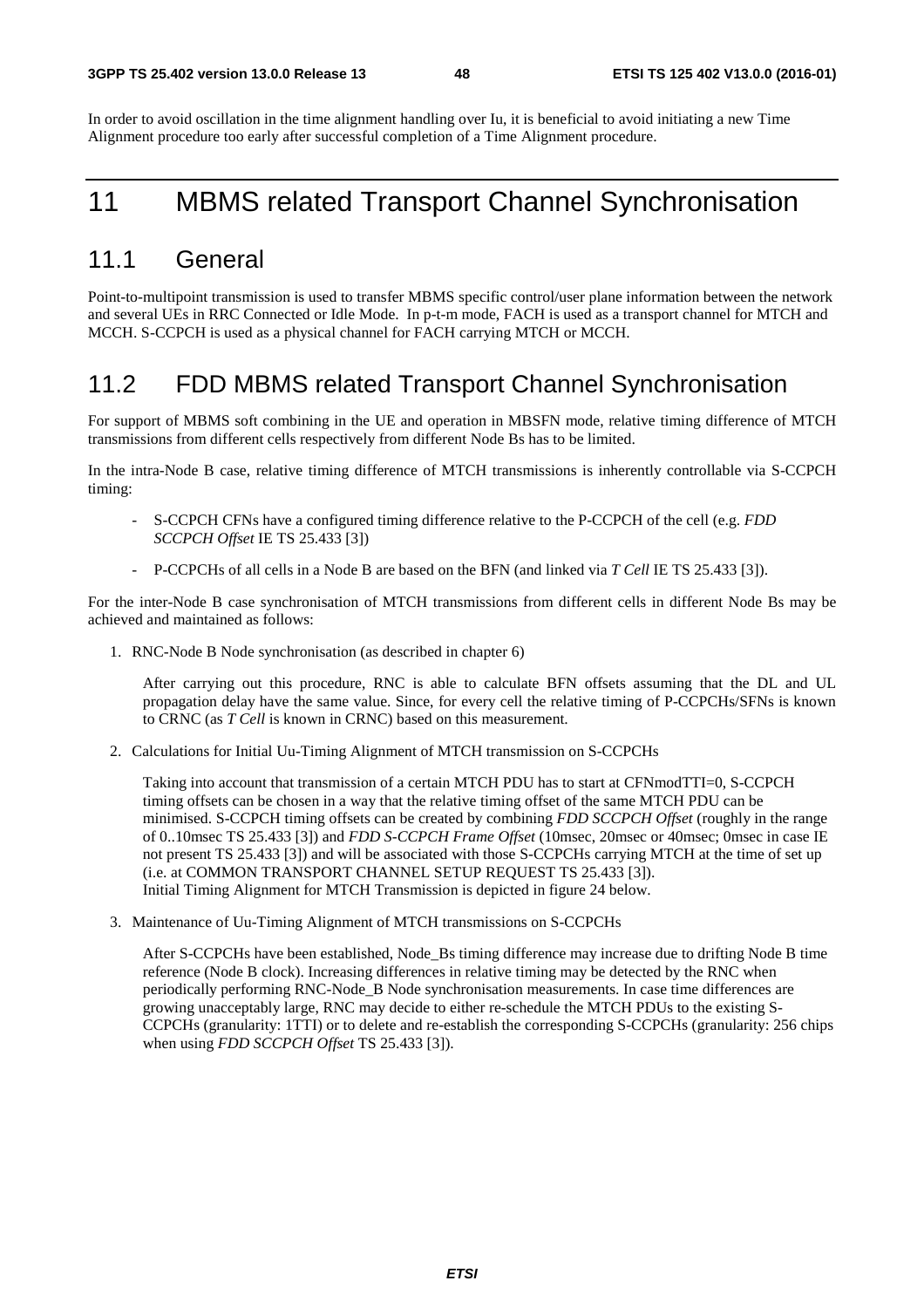In order to avoid oscillation in the time alignment handling over Iu, it is beneficial to avoid initiating a new Time Alignment procedure too early after successful completion of a Time Alignment procedure.

# 11 MBMS related Transport Channel Synchronisation

## 11.1 General

Point-to-multipoint transmission is used to transfer MBMS specific control/user plane information between the network and several UEs in RRC Connected or Idle Mode. In p-t-m mode, FACH is used as a transport channel for MTCH and MCCH. S-CCPCH is used as a physical channel for FACH carrying MTCH or MCCH.

## 11.2 FDD MBMS related Transport Channel Synchronisation

For support of MBMS soft combining in the UE and operation in MBSFN mode, relative timing difference of MTCH transmissions from different cells respectively from different Node Bs has to be limited.

In the intra-Node B case, relative timing difference of MTCH transmissions is inherently controllable via S-CCPCH timing:

- S-CCPCH CFNs have a configured timing difference relative to the P-CCPCH of the cell (e.g. *FDD SCCPCH Offset* IE TS 25.433 [3])
- P-CCPCHs of all cells in a Node B are based on the BFN (and linked via *T Cell* IE TS 25.433 [3]).

For the inter-Node B case synchronisation of MTCH transmissions from different cells in different Node Bs may be achieved and maintained as follows:

1. RNC-Node B Node synchronisation (as described in chapter 6)

   After carrying out this procedure, RNC is able to calculate BFN offsets assuming that the DL and UL propagation delay have the same value. Since, for every cell the relative timing of P-CCPCHs/SFNs is known to CRNC (as *T Cell* is known in CRNC) based on this measurement.

2. Calculations for Initial Uu-Timing Alignment of MTCH transmission on S-CCPCHs

   Taking into account that transmission of a certain MTCH PDU has to start at CFNmodTTI=0, S-CCPCH timing offsets can be chosen in a way that the relative timing offset of the same MTCH PDU can be minimised. S-CCPCH timing offsets can be created by combining *FDD SCCPCH Offset* (roughly in the range of 0..10msec TS 25.433 [3]) and *FDD S-CCPCH Frame Offset* (10msec, 20msec or 40msec; 0msec in case IE not present TS 25.433 [3]) and will be associated with those S-CCPCHs carrying MTCH at the time of set up (i.e. at COMMON TRANSPORT CHANNEL SETUP REQUEST TS 25.433 [3]).
   Initial Timing Alignment for MTCH Transmission is depicted in figure 24 below.

3. Maintenance of Uu-Timing Alignment of MTCH transmissions on S-CCPCHs

   After S-CCPCHs have been established, Node_Bs timing difference may increase due to drifting Node B time reference (Node B clock). Increasing differences in relative timing may be detected by the RNC when periodically performing RNC-Node_B Node synchronisation measurements. In case time differences are growing unacceptably large, RNC may decide to either re-schedule the MTCH PDUs to the existing S-CCPCHs (granularity: 1TTI) or to delete and re-establish the corresponding S-CCPCHs (granularity: 256 chips when using *FDD SCCPCH Offset* TS 25.433 [3]).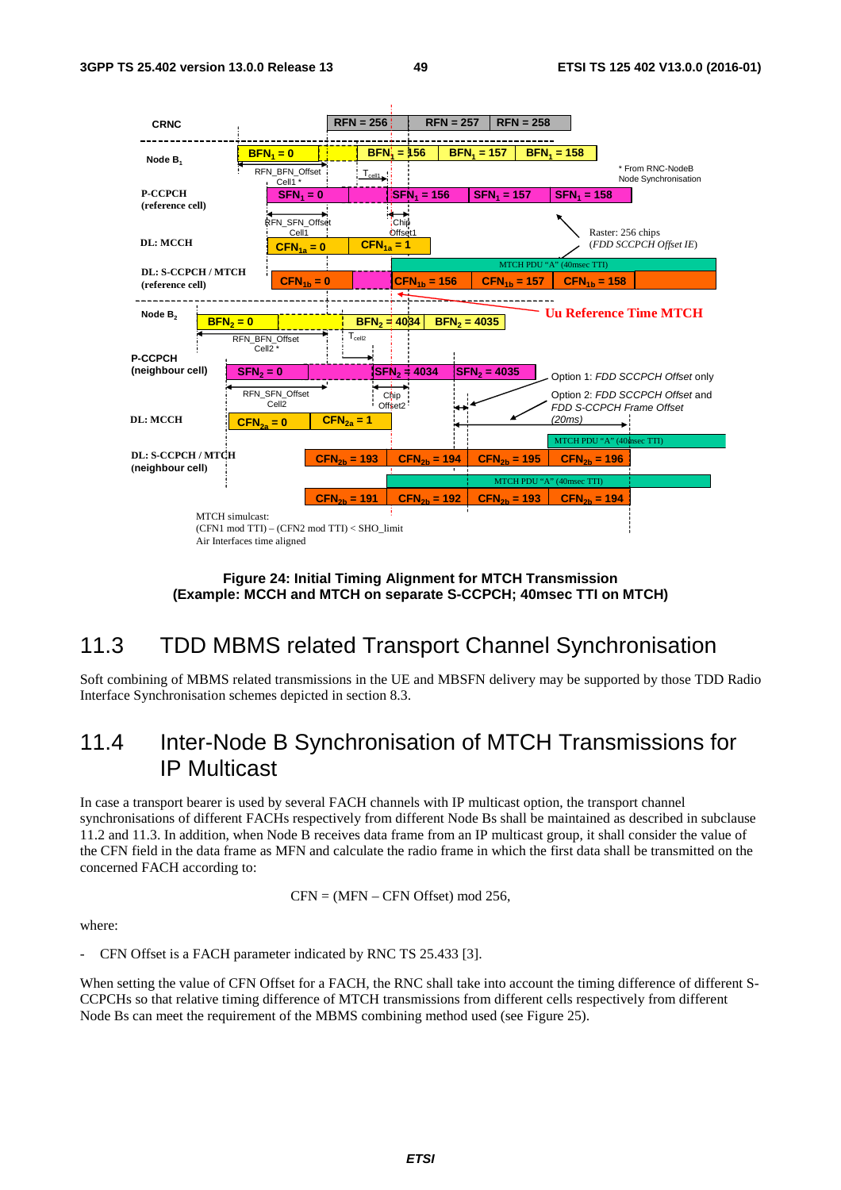**Figure 24: Initial Timing Alignment for MTCH Transmission (Example: MCCH and MTCH on separate S-CCPCH; 40msec TTI on MTCH)**

## 11.3 TDD MBMS related Transport Channel Synchronisation

Soft combining of MBMS related transmissions in the UE and MBSFN delivery may be supported by those TDD Radio Interface Synchronisation schemes depicted in section 8.3.

## 11.4 Inter-Node B Synchronisation of MTCH Transmissions for IP Multicast

In case a transport bearer is used by several FACH channels with IP multicast option, the transport channel synchronisations of different FACHs respectively from different Node Bs shall be maintained as described in subclause 11.2 and 11.3. In addition, when Node B receives data frame from an IP multicast group, it shall consider the value of the CFN field in the data frame as MFN and calculate the radio frame in which the first data shall be transmitted on the concerned FACH according to:

$$CFN = (MFN - CFN\ Offset) \bmod 256,$$

where:

- CFN Offset is a FACH parameter indicated by RNC TS 25.433 [3].

When setting the value of CFN Offset for a FACH, the RNC shall take into account the timing difference of different S-CCPCHs so that relative timing difference of MTCH transmissions from different cells respectively from different Node Bs can meet the requirement of the MBMS combining method used (see Figure 25).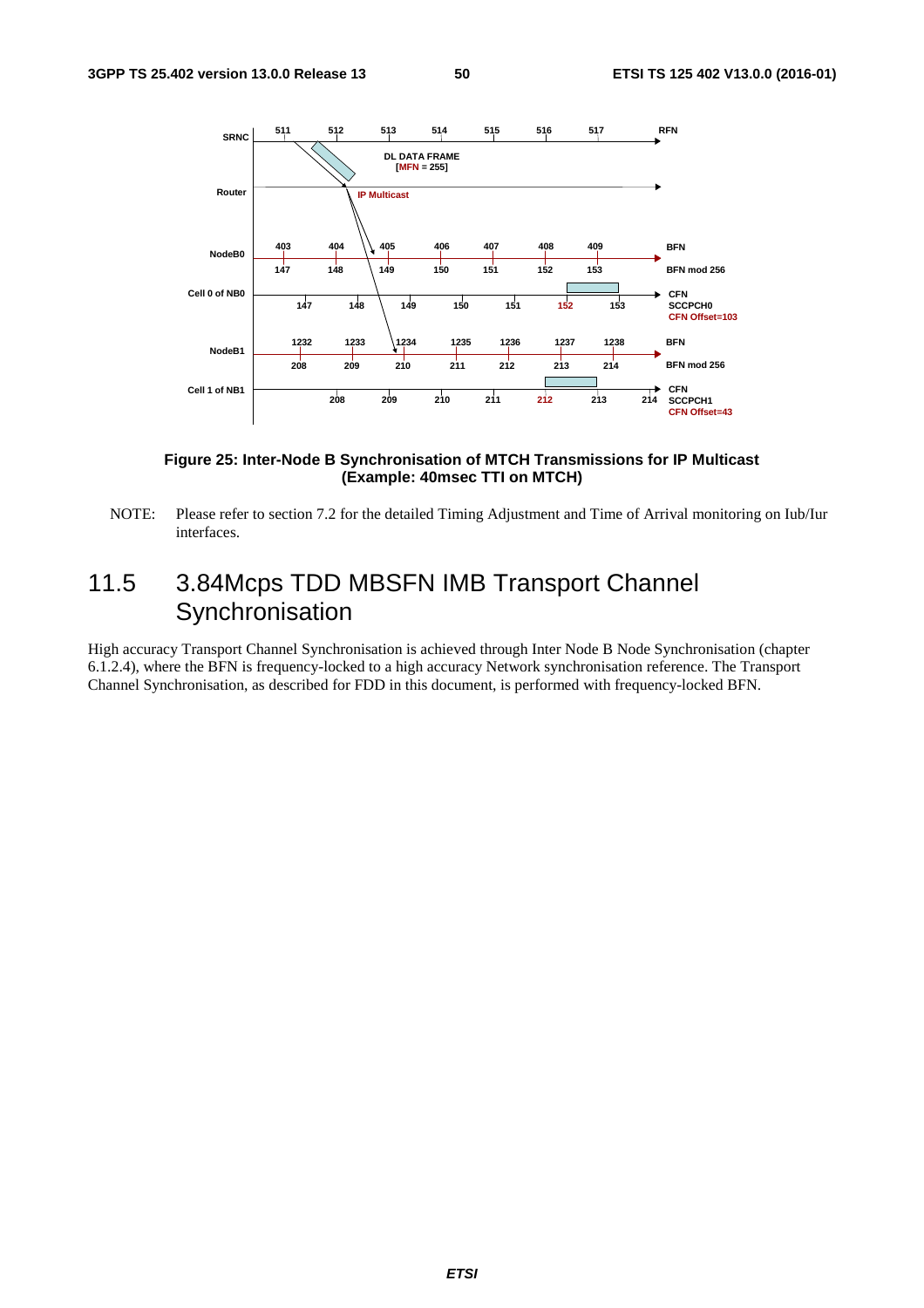Figure 25: Inter-Node B Synchronisation of MTCH Transmissions for IP Multicast (Example: 40msec TTI on MTCH)

NOTE: Please refer to section 7.2 for the detailed Timing Adjustment and Time of Arrival monitoring on Iub/Iur interfaces.

## 11.5 3.84Mcps TDD MBSFN IMB Transport Channel Synchronisation

High accuracy Transport Channel Synchronisation is achieved through Inter Node B Node Synchronisation (chapter 6.1.2.4), where the BFN is frequency-locked to a high accuracy Network synchronisation reference. The Transport Channel Synchronisation, as described for FDD in this document, is performed with frequency-locked BFN.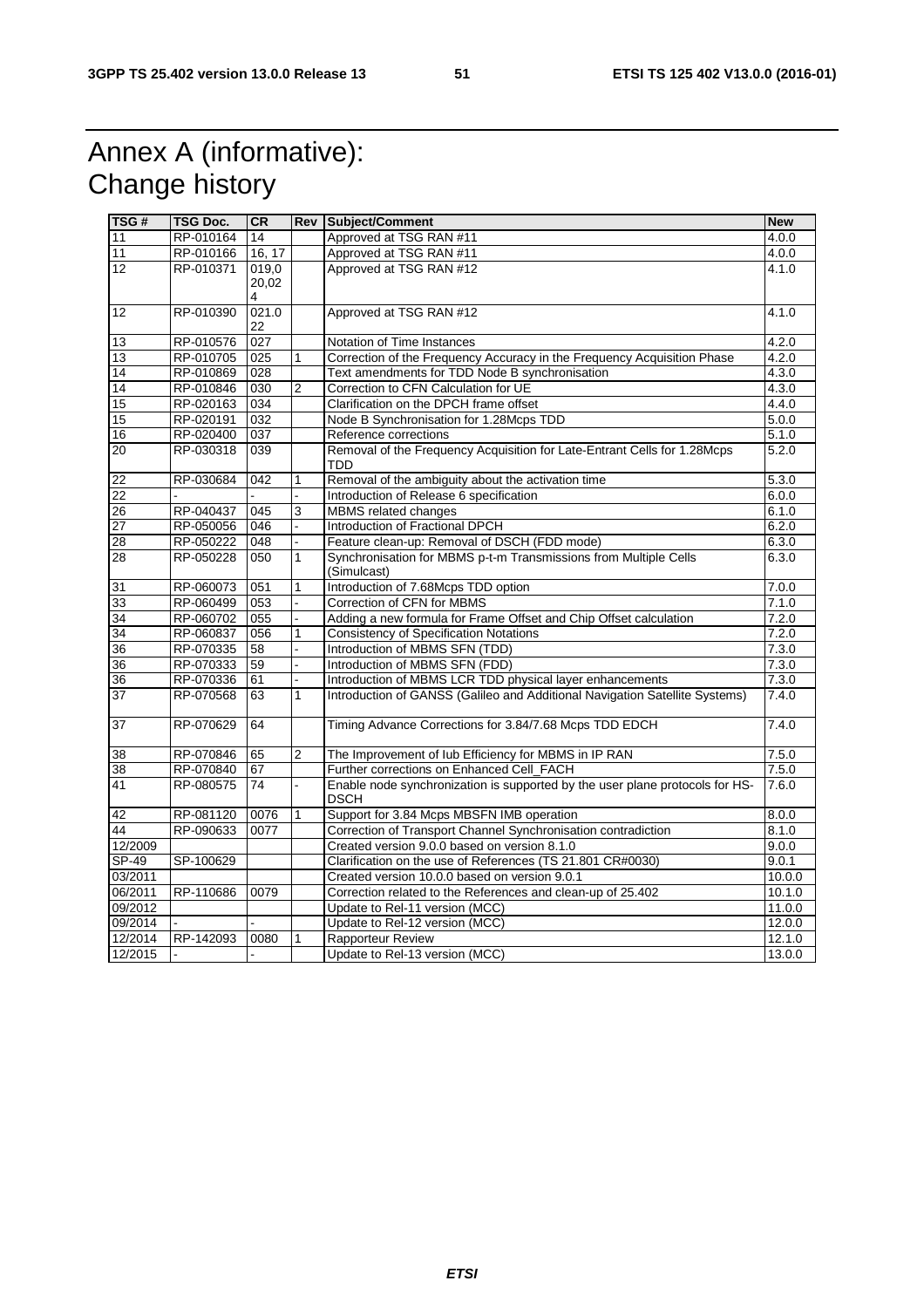# Annex A (informative): Change history

| TSG # | TSG Doc. | CR | Rev | Subject/Comment | New |
|---|---|---|---|---|---|
| 11 | RP-010164 | 14 | | Approved at TSG RAN #11 | 4.0.0 |
| 11 | RP-010166 | 16, 17 | | Approved at TSG RAN #11 | 4.0.0 |
| 12 | RP-010371 | 019,020,024 | | Approved at TSG RAN #12 | 4.1.0 |
| 12 | RP-010390 | 021.022 | | Approved at TSG RAN #12 | 4.1.0 |
| 13 | RP-010576 | 027 | | Notation of Time Instances | 4.2.0 |
| 13 | RP-010705 | 025 | 1 | Correction of the Frequency Accuracy in the Frequency Acquisition Phase | 4.2.0 |
| 14 | RP-010869 | 028 | | Text amendments for TDD Node B synchronisation | 4.3.0 |
| 14 | RP-010846 | 030 | 2 | Correction to CFN Calculation for UE | 4.3.0 |
| 15 | RP-020163 | 034 | | Clarification on the DPCH frame offset | 4.4.0 |
| 15 | RP-020191 | 032 | | Node B Synchronisation for 1.28Mcps TDD | 5.0.0 |
| 16 | RP-020400 | 037 | | Reference corrections | 5.1.0 |
| 20 | RP-030318 | 039 | | Removal of the Frequency Acquisition for Late-Entrant Cells for 1.28Mcps TDD | 5.2.0 |
| 22 | RP-030684 | 042 | 1 | Removal of the ambiguity about the activation time | 5.3.0 |
| 22 | - | - | - | Introduction of Release 6 specification | 6.0.0 |
| 26 | RP-040437 | 045 | 3 | MBMS related changes | 6.1.0 |
| 27 | RP-050056 | 046 | - | Introduction of Fractional DPCH | 6.2.0 |
| 28 | RP-050222 | 048 | - | Feature clean-up: Removal of DSCH (FDD mode) | 6.3.0 |
| 28 | RP-050228 | 050 | 1 | Synchronisation for MBMS p-t-m Transmissions from Multiple Cells (Simulcast) | 6.3.0 |
| 31 | RP-060073 | 051 | 1 | Introduction of 7.68Mcps TDD option | 7.0.0 |
| 33 | RP-060499 | 053 | - | Correction of CFN for MBMS | 7.1.0 |
| 34 | RP-060702 | 055 | - | Adding a new formula for Frame Offset and Chip Offset calculation | 7.2.0 |
| 34 | RP-060837 | 056 | 1 | Consistency of Specification Notations | 7.2.0 |
| 36 | RP-070335 | 58 | - | Introduction of MBMS SFN (TDD) | 7.3.0 |
| 36 | RP-070333 | 59 | - | Introduction of MBMS SFN (FDD) | 7.3.0 |
| 36 | RP-070336 | 61 | - | Introduction of MBMS LCR TDD physical layer enhancements | 7.3.0 |
| 37 | RP-070568 | 63 | 1 | Introduction of GANSS (Galileo and Additional Navigation Satellite Systems) | 7.4.0 |
| 37 | RP-070629 | 64 | | Timing Advance Corrections for 3.84/7.68 Mcps TDD EDCH | 7.4.0 |
| 38 | RP-070846 | 65 | 2 | The Improvement of Iub Efficiency for MBMS in IP RAN | 7.5.0 |
| 38 | RP-070840 | 67 | | Further corrections on Enhanced Cell_FACH | 7.5.0 |
| 41 | RP-080575 | 74 | - | Enable node synchronization is supported by the user plane protocols for HS-DSCH | 7.6.0 |
| 42 | RP-081120 | 0076 | 1 | Support for 3.84 Mcps MBSFN IMB operation | 8.0.0 |
| 44 | RP-090633 | 0077 | | Correction of Transport Channel Synchronisation contradiction | 8.1.0 |
| 12/2009 | | | | Created version 9.0.0 based on version 8.1.0 | 9.0.0 |
| SP-49 | SP-100629 | | | Clarification on the use of References (TS 21.801 CR#0030) | 9.0.1 |
| 03/2011 | | | | Created version 10.0.0 based on version 9.0.1 | 10.0.0 |
| 06/2011 | RP-110686 | 0079 | | Correction related to the References and clean-up of 25.402 | 10.1.0 |
| 09/2012 | | | | Update to Rel-11 version (MCC) | 11.0.0 |
| 09/2014 | - | - | | Update to Rel-12 version (MCC) | 12.0.0 |
| 12/2014 | RP-142093 | 0080 | 1 | Rapporteur Review | 12.1.0 |
| 12/2015 | - | - | | Update to Rel-13 version (MCC) | 13.0.0 |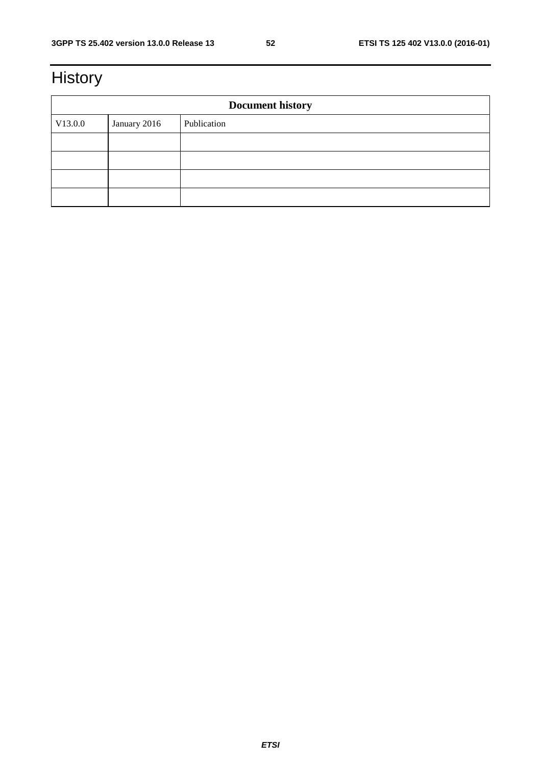# History

| Document history | | |
|---|---|---|
| V13.0.0 | January 2016 | Publication |
| | | |
| | | |
| | | |
| | | |